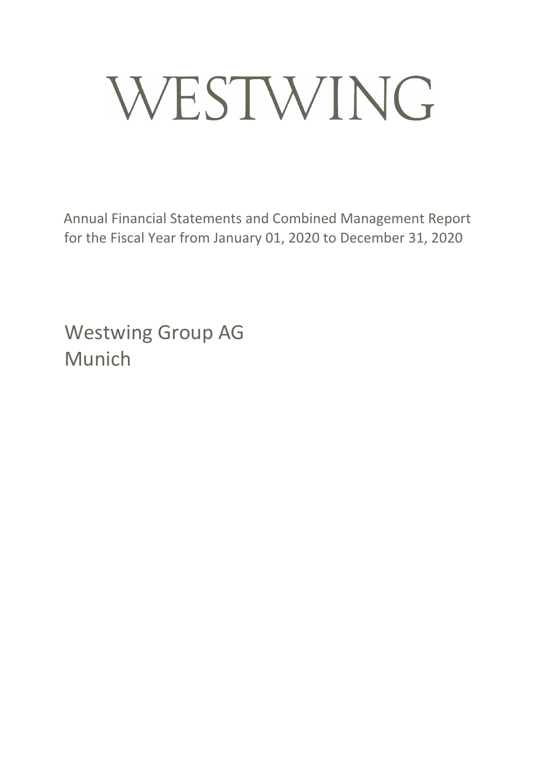# WESTWING

Annual Financial Statements and Combined Management Report for the Fiscal Year from January 01, 2020 to December 31, 2020

## Westwing Group AG
## Munich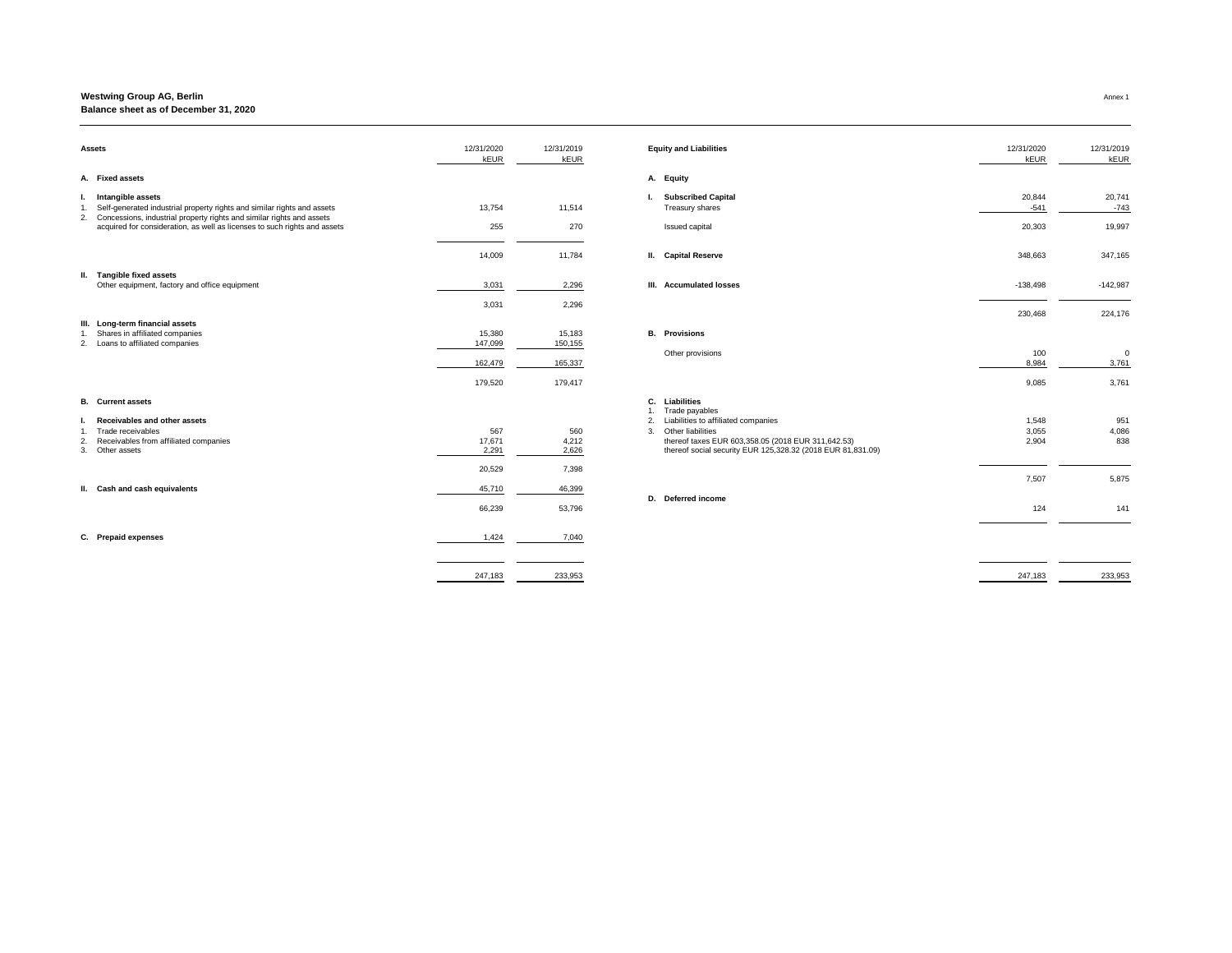**Westwing Group AG, Berlin**
**Balance sheet as of December 31, 2020**

Annex 1

| Assets | 12/31/2020 kEUR | 12/31/2019 kEUR |
|---|---|---|
| **A. Fixed assets** | | |
| **I. Intangible assets** | | |
| 1. Self-generated industrial property rights and similar rights and assets | 13,754 | 11,514 |
| 2. Concessions, industrial property rights and similar rights and assets acquired for consideration, as well as licenses to such rights and assets | 255 | 270 |
| | 14,009 | 11,784 |
| **II. Tangible fixed assets** | | |
| Other equipment, factory and office equipment | 3,031 | 2,296 |
| | 3,031 | 2,296 |
| **III. Long-term financial assets** | | |
| 1. Shares in affiliated companies | 15,380 | 15,183 |
| 2. Loans to affiliated companies | 147,099 | 150,155 |
| | 162,479 | 165,337 |
| | 179,520 | 179,417 |
| **B. Current assets** | | |
| **I. Receivables and other assets** | | |
| 1. Trade receivables | 567 | 560 |
| 2. Receivables from affiliated companies | 17,671 | 4,212 |
| 3. Other assets | 2,291 | 2,626 |
| | 20,529 | 7,398 |
| **II. Cash and cash equivalents** | 45,710 | 46,399 |
| | 66,239 | 53,796 |
| **C. Prepaid expenses** | 1,424 | 7,040 |
| | 247,183 | 233,953 |

| Equity and Liabilities | 12/31/2020 kEUR | 12/31/2019 kEUR |
|---|---|---|
| **A. Equity** | | |
| **I. Subscribed Capital** | 20,844 | 20,741 |
| Treasury shares | -541 | -743 |
| Issued capital | 20,303 | 19,997 |
| **II. Capital Reserve** | 348,663 | 347,165 |
| **III. Accumulated losses** | -138,498 | -142,987 |
| | 230,468 | 224,176 |
| **B. Provisions** | | |
| Other provisions | 100 | 0 |
| | 8,984 | 3,761 |
| | 9,085 | 3,761 |
| **C. Liabilities** | | |
| 1. Trade payables | | |
| 2. Liabilities to affiliated companies | 1,548 | 951 |
| 3. Other liabilities | 3,055 | 4,086 |
| thereof taxes EUR 603,358.05 (2018 EUR 311,642.53) thereof social security EUR 125,328.32 (2018 EUR 81,831.09) | 2,904 | 838 |
| | 7,507 | 5,875 |
| **D. Deferred income** | 124 | 141 |
| | 247,183 | 233,953 |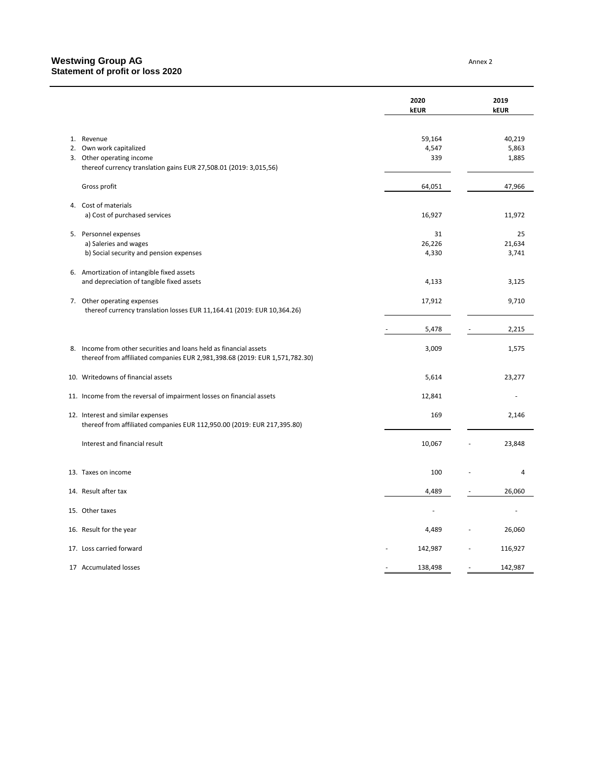**Westwing Group AG**
**Statement of profit or loss 2020**

Annex 2

| | 2020 kEUR | 2019 kEUR |
|---|---|---|
| 1. Revenue | 59,164 | 40,219 |
| 2. Own work capitalized | 4,547 | 5,863 |
| 3. Other operating income | 339 | 1,885 |
| thereof currency translation gains EUR 27,508.01 (2019: 3,015,56) | | |
| Gross profit | 64,051 | 47,966 |
| 4. Cost of materials | | |
| a) Cost of purchased services | 16,927 | 11,972 |
| 5. Personnel expenses | 31 | 25 |
| a) Saleries and wages | 26,226 | 21,634 |
| b) Social security and pension expenses | 4,330 | 3,741 |
| 6. Amortization of intangible fixed assets and depreciation of tangible fixed assets | 4,133 | 3,125 |
| 7. Other operating expenses | 17,912 | 9,710 |
| thereof currency translation losses EUR 11,164.41 (2019: EUR 10,364.26) | | |
| | - 5,478 | - 2,215 |
| 8. Income from other securities and loans held as financial assets | 3,009 | 1,575 |
| thereof from affiliated companies EUR 2,981,398.68 (2019: EUR 1,571,782.30) | | |
| 10. Writedowns of financial assets | 5,614 | 23,277 |
| 11. Income from the reversal of impairment losses on financial assets | 12,841 | - |
| 12. Interest and similar expenses | 169 | 2,146 |
| thereof from affiliated companies EUR 112,950.00 (2019: EUR 217,395.80) | | |
| Interest and financial result | 10,067 | - 23,848 |
| 13. Taxes on income | 100 | - 4 |
| 14. Result after tax | 4,489 | - 26,060 |
| 15. Other taxes | - | - |
| 16. Result for the year | 4,489 | - 26,060 |
| 17. Loss carried forward | - 142,987 | - 116,927 |
| 17 Accumulated losses | - 138,498 | - 142,987 |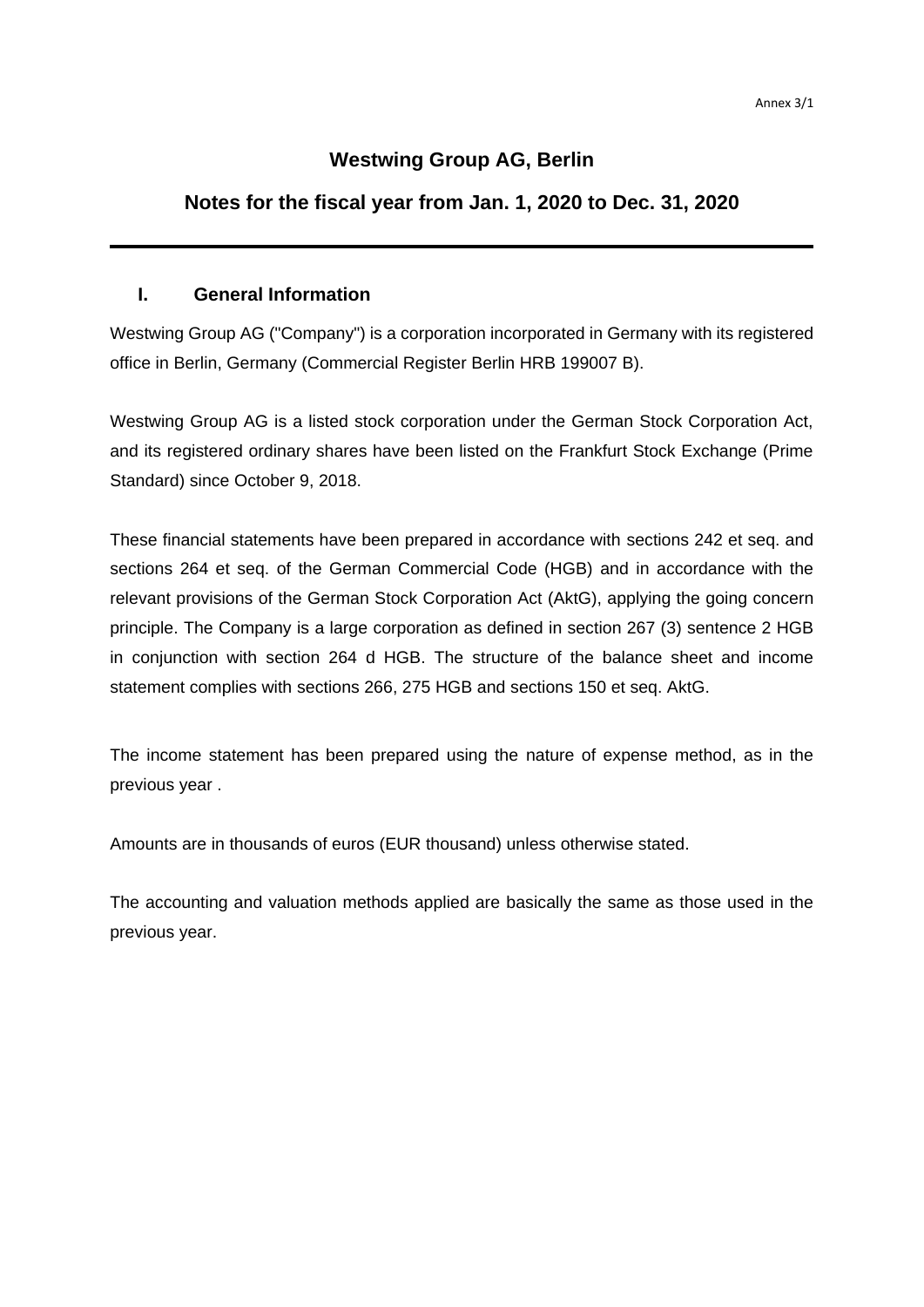# Westwing Group AG, Berlin

## Notes for the fiscal year from Jan. 1, 2020 to Dec. 31, 2020

---

### I. General Information

Westwing Group AG ("Company") is a corporation incorporated in Germany with its registered office in Berlin, Germany (Commercial Register Berlin HRB 199007 B).

Westwing Group AG is a listed stock corporation under the German Stock Corporation Act, and its registered ordinary shares have been listed on the Frankfurt Stock Exchange (Prime Standard) since October 9, 2018.

These financial statements have been prepared in accordance with sections 242 et seq. and sections 264 et seq. of the German Commercial Code (HGB) and in accordance with the relevant provisions of the German Stock Corporation Act (AktG), applying the going concern principle. The Company is a large corporation as defined in section 267 (3) sentence 2 HGB in conjunction with section 264 d HGB. The structure of the balance sheet and income statement complies with sections 266, 275 HGB and sections 150 et seq. AktG.

The income statement has been prepared using the nature of expense method, as in the previous year .

Amounts are in thousands of euros (EUR thousand) unless otherwise stated.

The accounting and valuation methods applied are basically the same as those used in the previous year.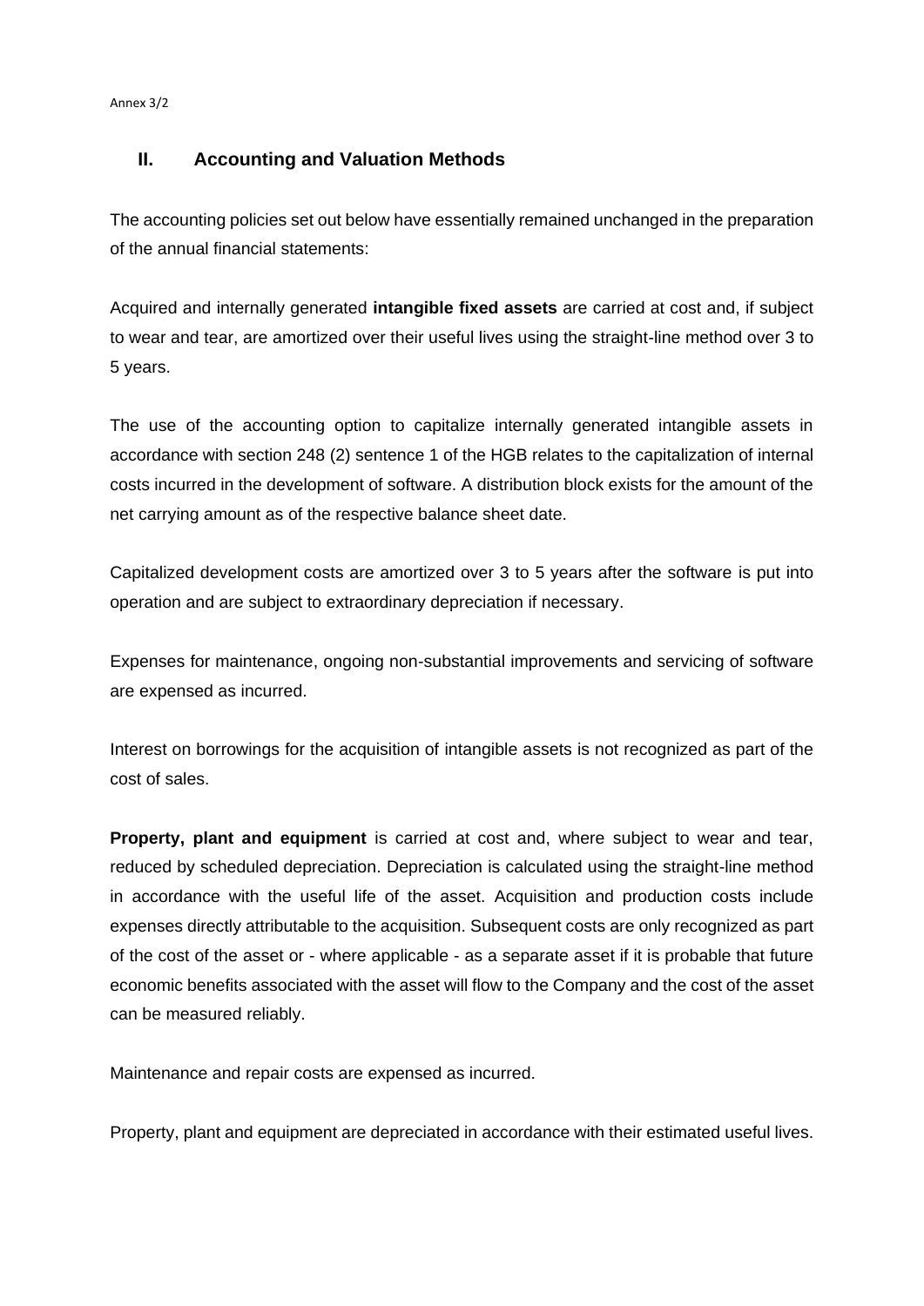## II. Accounting and Valuation Methods

The accounting policies set out below have essentially remained unchanged in the preparation of the annual financial statements:

Acquired and internally generated **intangible fixed assets** are carried at cost and, if subject to wear and tear, are amortized over their useful lives using the straight-line method over 3 to 5 years.

The use of the accounting option to capitalize internally generated intangible assets in accordance with section 248 (2) sentence 1 of the HGB relates to the capitalization of internal costs incurred in the development of software. A distribution block exists for the amount of the net carrying amount as of the respective balance sheet date.

Capitalized development costs are amortized over 3 to 5 years after the software is put into operation and are subject to extraordinary depreciation if necessary.

Expenses for maintenance, ongoing non-substantial improvements and servicing of software are expensed as incurred.

Interest on borrowings for the acquisition of intangible assets is not recognized as part of the cost of sales.

**Property, plant and equipment** is carried at cost and, where subject to wear and tear, reduced by scheduled depreciation. Depreciation is calculated using the straight-line method in accordance with the useful life of the asset. Acquisition and production costs include expenses directly attributable to the acquisition. Subsequent costs are only recognized as part of the cost of the asset or - where applicable - as a separate asset if it is probable that future economic benefits associated with the asset will flow to the Company and the cost of the asset can be measured reliably.

Maintenance and repair costs are expensed as incurred.

Property, plant and equipment are depreciated in accordance with their estimated useful lives.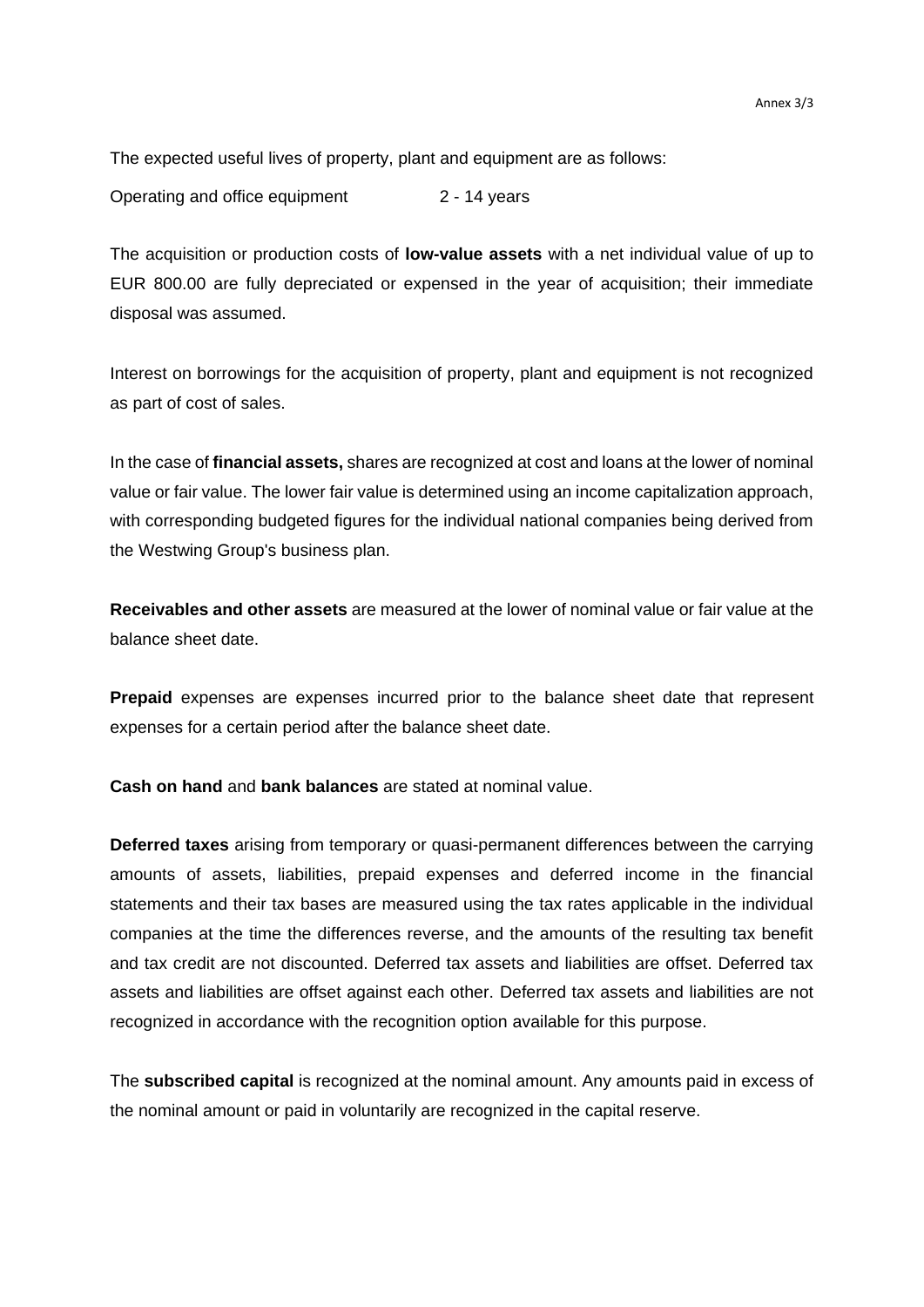The expected useful lives of property, plant and equipment are as follows:

| | |
|---|---|
| Operating and office equipment | 2 - 14 years |

The acquisition or production costs of **low-value assets** with a net individual value of up to EUR 800.00 are fully depreciated or expensed in the year of acquisition; their immediate disposal was assumed.

Interest on borrowings for the acquisition of property, plant and equipment is not recognized as part of cost of sales.

In the case of **financial assets,** shares are recognized at cost and loans at the lower of nominal value or fair value. The lower fair value is determined using an income capitalization approach, with corresponding budgeted figures for the individual national companies being derived from the Westwing Group's business plan.

**Receivables and other assets** are measured at the lower of nominal value or fair value at the balance sheet date.

**Prepaid** expenses are expenses incurred prior to the balance sheet date that represent expenses for a certain period after the balance sheet date.

**Cash on hand** and **bank balances** are stated at nominal value.

**Deferred taxes** arising from temporary or quasi-permanent differences between the carrying amounts of assets, liabilities, prepaid expenses and deferred income in the financial statements and their tax bases are measured using the tax rates applicable in the individual companies at the time the differences reverse, and the amounts of the resulting tax benefit and tax credit are not discounted. Deferred tax assets and liabilities are offset. Deferred tax assets and liabilities are offset against each other. Deferred tax assets and liabilities are not recognized in accordance with the recognition option available for this purpose.

The **subscribed capital** is recognized at the nominal amount. Any amounts paid in excess of the nominal amount or paid in voluntarily are recognized in the capital reserve.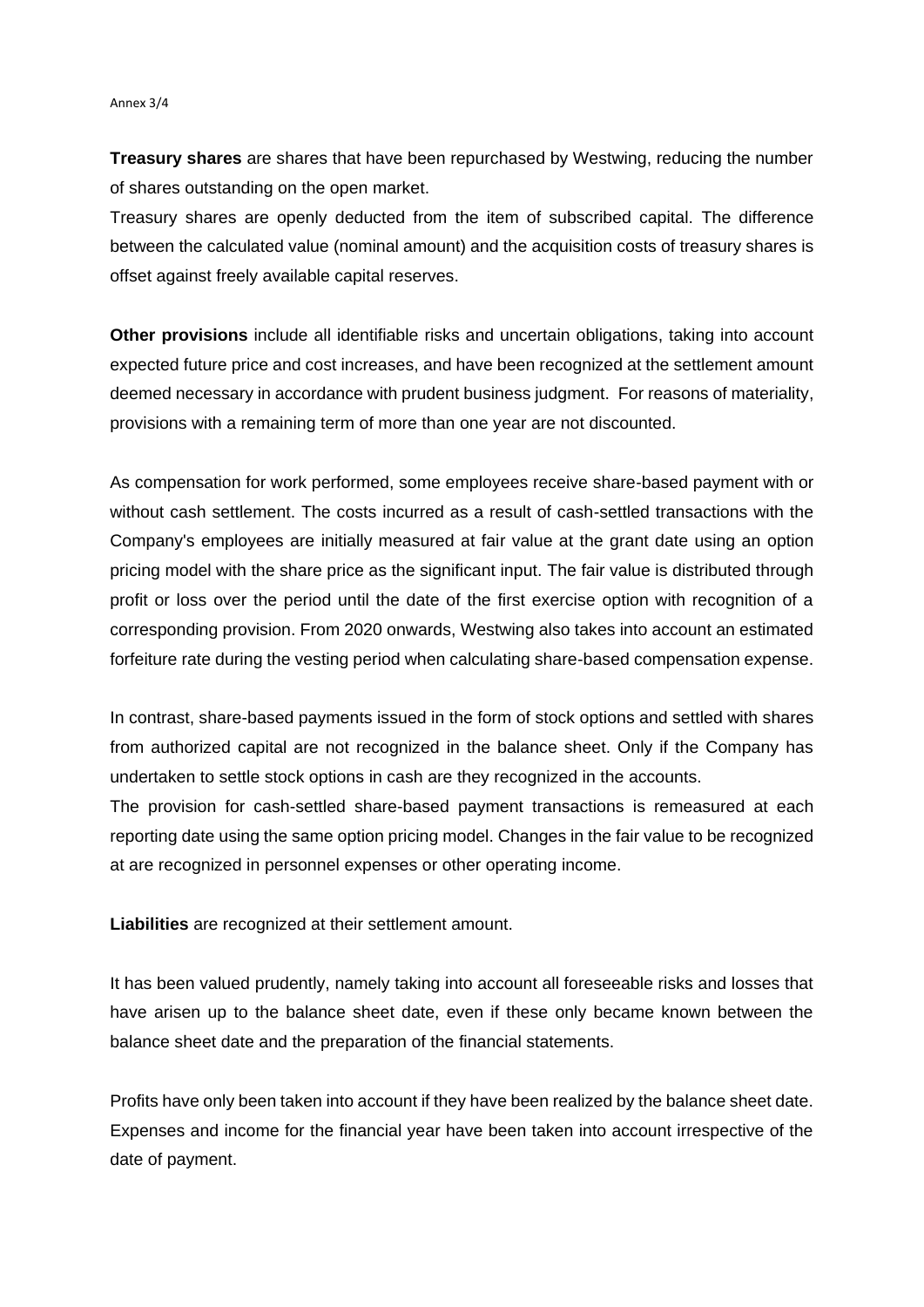**Treasury shares** are shares that have been repurchased by Westwing, reducing the number of shares outstanding on the open market.
Treasury shares are openly deducted from the item of subscribed capital. The difference between the calculated value (nominal amount) and the acquisition costs of treasury shares is offset against freely available capital reserves.

**Other provisions** include all identifiable risks and uncertain obligations, taking into account expected future price and cost increases, and have been recognized at the settlement amount deemed necessary in accordance with prudent business judgment. For reasons of materiality, provisions with a remaining term of more than one year are not discounted.

As compensation for work performed, some employees receive share-based payment with or without cash settlement. The costs incurred as a result of cash-settled transactions with the Company's employees are initially measured at fair value at the grant date using an option pricing model with the share price as the significant input. The fair value is distributed through profit or loss over the period until the date of the first exercise option with recognition of a corresponding provision. From 2020 onwards, Westwing also takes into account an estimated forfeiture rate during the vesting period when calculating share-based compensation expense.

In contrast, share-based payments issued in the form of stock options and settled with shares from authorized capital are not recognized in the balance sheet. Only if the Company has undertaken to settle stock options in cash are they recognized in the accounts.
The provision for cash-settled share-based payment transactions is remeasured at each reporting date using the same option pricing model. Changes in the fair value to be recognized at are recognized in personnel expenses or other operating income.

**Liabilities** are recognized at their settlement amount.

It has been valued prudently, namely taking into account all foreseeable risks and losses that have arisen up to the balance sheet date, even if these only became known between the balance sheet date and the preparation of the financial statements.

Profits have only been taken into account if they have been realized by the balance sheet date. Expenses and income for the financial year have been taken into account irrespective of the date of payment.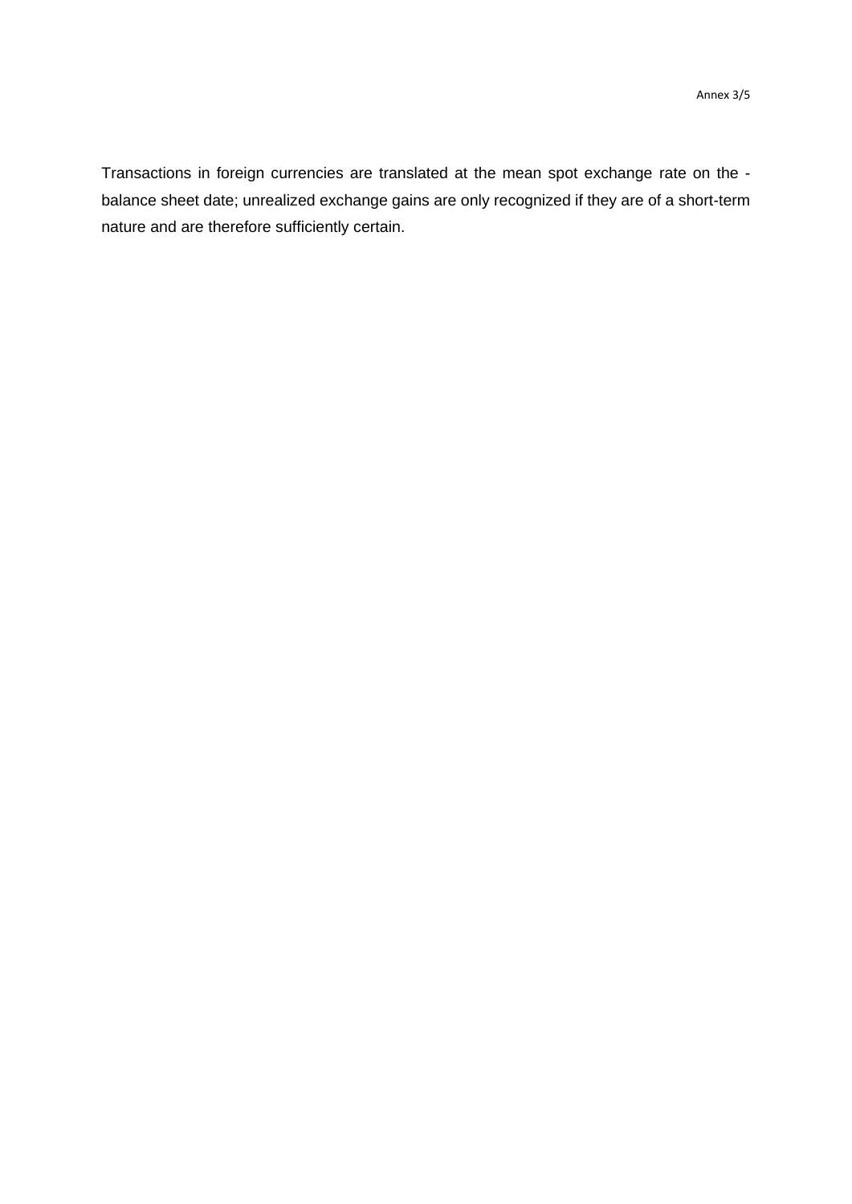Transactions in foreign currencies are translated at the mean spot exchange rate on the - balance sheet date; unrealized exchange gains are only recognized if they are of a short-term nature and are therefore sufficiently certain.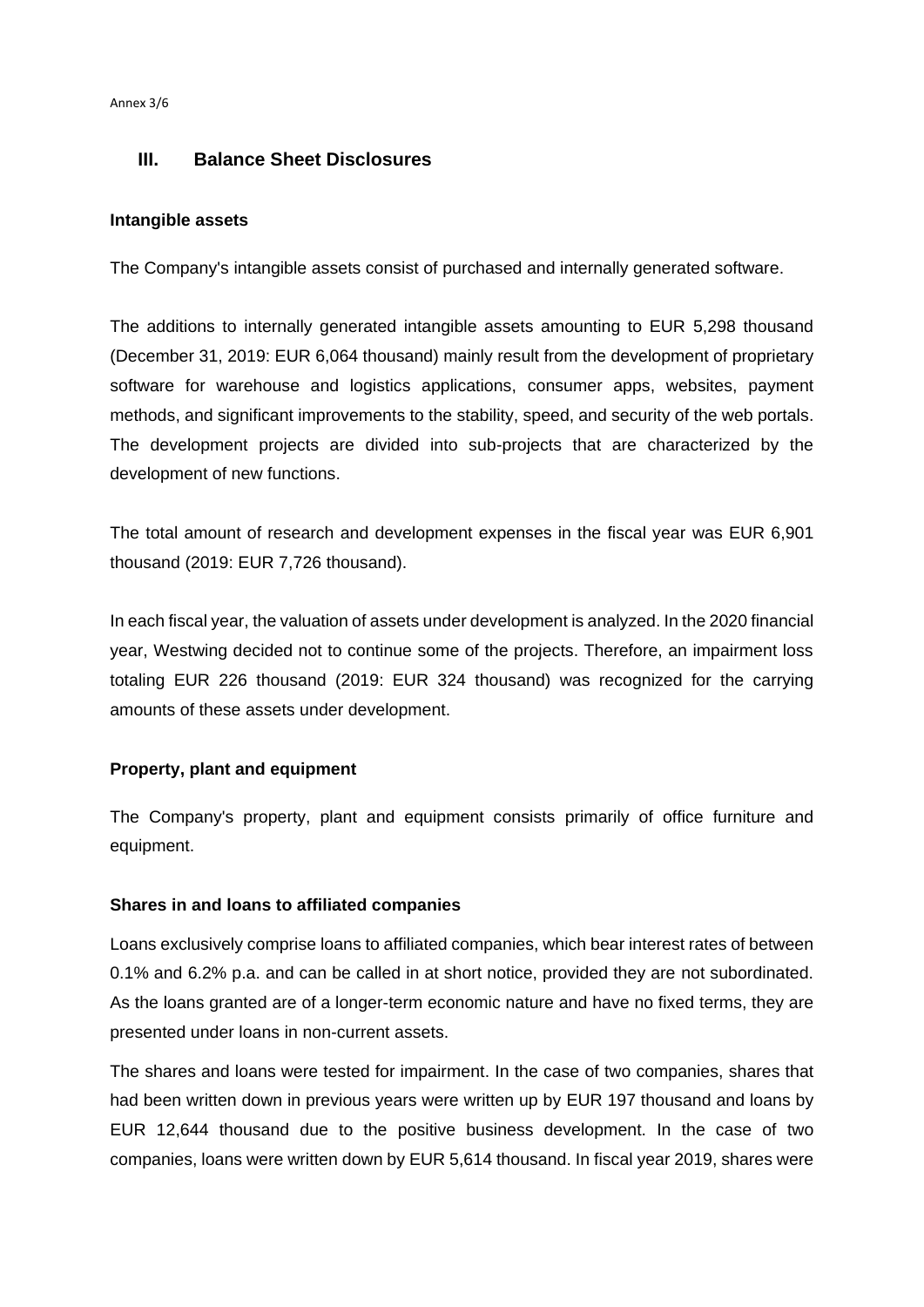## III. Balance Sheet Disclosures

**Intangible assets**

The Company's intangible assets consist of purchased and internally generated software.

The additions to internally generated intangible assets amounting to EUR 5,298 thousand (December 31, 2019: EUR 6,064 thousand) mainly result from the development of proprietary software for warehouse and logistics applications, consumer apps, websites, payment methods, and significant improvements to the stability, speed, and security of the web portals. The development projects are divided into sub-projects that are characterized by the development of new functions.

The total amount of research and development expenses in the fiscal year was EUR 6,901 thousand (2019: EUR 7,726 thousand).

In each fiscal year, the valuation of assets under development is analyzed. In the 2020 financial year, Westwing decided not to continue some of the projects. Therefore, an impairment loss totaling EUR 226 thousand (2019: EUR 324 thousand) was recognized for the carrying amounts of these assets under development.

**Property, plant and equipment**

The Company's property, plant and equipment consists primarily of office furniture and equipment.

**Shares in and loans to affiliated companies**

Loans exclusively comprise loans to affiliated companies, which bear interest rates of between 0.1% and 6.2% p.a. and can be called in at short notice, provided they are not subordinated. As the loans granted are of a longer-term economic nature and have no fixed terms, they are presented under loans in non-current assets.

The shares and loans were tested for impairment. In the case of two companies, shares that had been written down in previous years were written up by EUR 197 thousand and loans by EUR 12,644 thousand due to the positive business development. In the case of two companies, loans were written down by EUR 5,614 thousand. In fiscal year 2019, shares were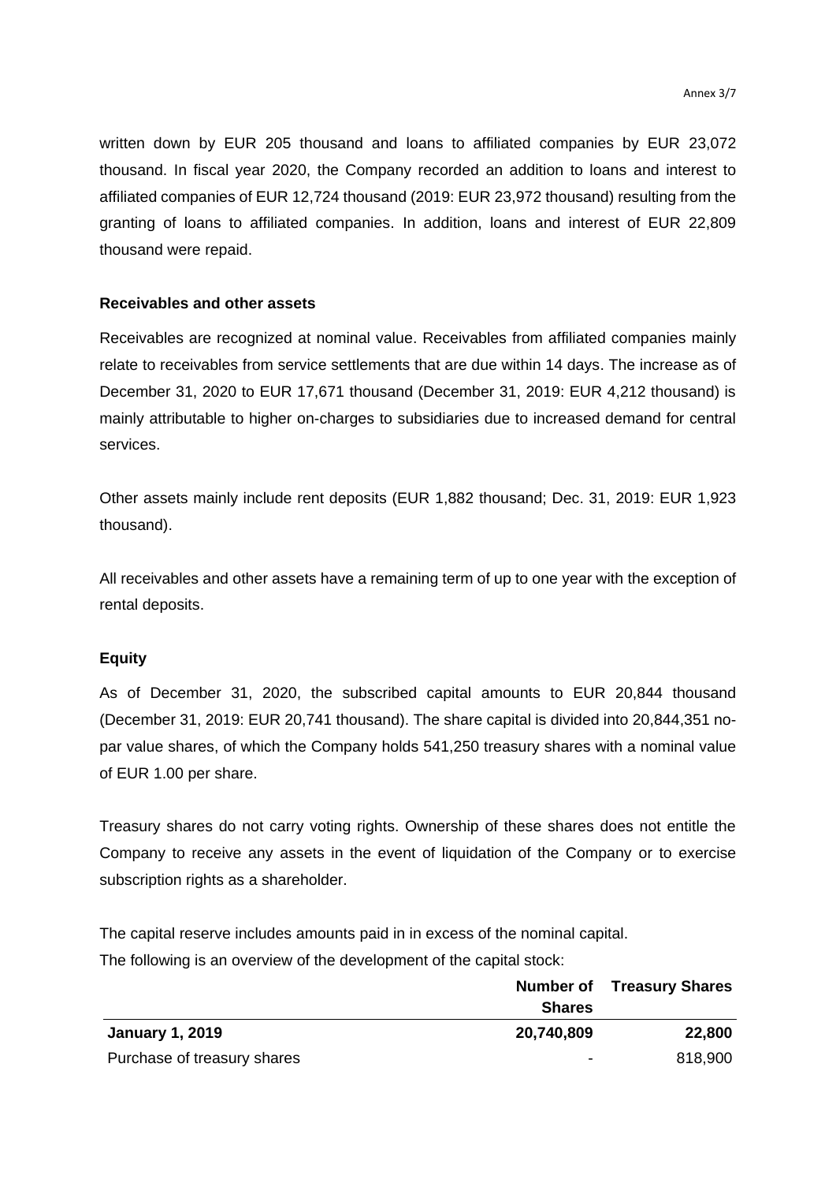written down by EUR 205 thousand and loans to affiliated companies by EUR 23,072 thousand. In fiscal year 2020, the Company recorded an addition to loans and interest to affiliated companies of EUR 12,724 thousand (2019: EUR 23,972 thousand) resulting from the granting of loans to affiliated companies. In addition, loans and interest of EUR 22,809 thousand were repaid.

**Receivables and other assets**

Receivables are recognized at nominal value. Receivables from affiliated companies mainly relate to receivables from service settlements that are due within 14 days. The increase as of December 31, 2020 to EUR 17,671 thousand (December 31, 2019: EUR 4,212 thousand) is mainly attributable to higher on-charges to subsidiaries due to increased demand for central services.

Other assets mainly include rent deposits (EUR 1,882 thousand; Dec. 31, 2019: EUR 1,923 thousand).

All receivables and other assets have a remaining term of up to one year with the exception of rental deposits.

**Equity**

As of December 31, 2020, the subscribed capital amounts to EUR 20,844 thousand (December 31, 2019: EUR 20,741 thousand). The share capital is divided into 20,844,351 no-par value shares, of which the Company holds 541,250 treasury shares with a nominal value of EUR 1.00 per share.

Treasury shares do not carry voting rights. Ownership of these shares does not entitle the Company to receive any assets in the event of liquidation of the Company or to exercise subscription rights as a shareholder.

The capital reserve includes amounts paid in in excess of the nominal capital.

The following is an overview of the development of the capital stock:

| | Number of Shares | Treasury Shares |
|---|---|---|
| **January 1, 2019** | **20,740,809** | **22,800** |
| Purchase of treasury shares | - | 818,900 |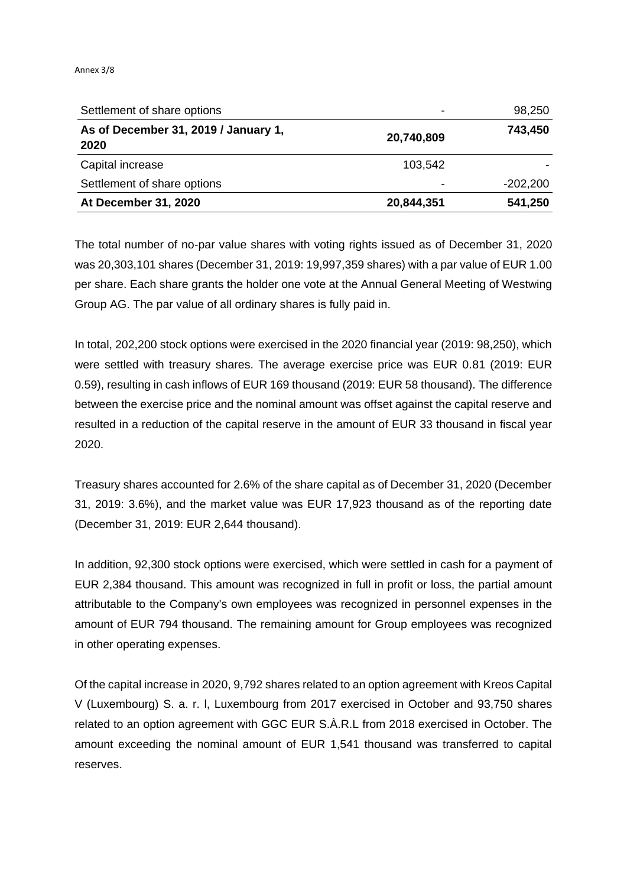| | | |
|---|---|---|
| Settlement of share options | - | 98,250 |
| **As of December 31, 2019 / January 1, 2020** | **20,740,809** | **743,450** |
| Capital increase | 103,542 | - |
| Settlement of share options | - | -202,200 |
| **At December 31, 2020** | **20,844,351** | **541,250** |

The total number of no-par value shares with voting rights issued as of December 31, 2020 was 20,303,101 shares (December 31, 2019: 19,997,359 shares) with a par value of EUR 1.00 per share. Each share grants the holder one vote at the Annual General Meeting of Westwing Group AG. The par value of all ordinary shares is fully paid in.

In total, 202,200 stock options were exercised in the 2020 financial year (2019: 98,250), which were settled with treasury shares. The average exercise price was EUR 0.81 (2019: EUR 0.59), resulting in cash inflows of EUR 169 thousand (2019: EUR 58 thousand). The difference between the exercise price and the nominal amount was offset against the capital reserve and resulted in a reduction of the capital reserve in the amount of EUR 33 thousand in fiscal year 2020.

Treasury shares accounted for 2.6% of the share capital as of December 31, 2020 (December 31, 2019: 3.6%), and the market value was EUR 17,923 thousand as of the reporting date (December 31, 2019: EUR 2,644 thousand).

In addition, 92,300 stock options were exercised, which were settled in cash for a payment of EUR 2,384 thousand. This amount was recognized in full in profit or loss, the partial amount attributable to the Company's own employees was recognized in personnel expenses in the amount of EUR 794 thousand. The remaining amount for Group employees was recognized in other operating expenses.

Of the capital increase in 2020, 9,792 shares related to an option agreement with Kreos Capital V (Luxembourg) S. a. r. l, Luxembourg from 2017 exercised in October and 93,750 shares related to an option agreement with GGC EUR S.À.R.L from 2018 exercised in October. The amount exceeding the nominal amount of EUR 1,541 thousand was transferred to capital reserves.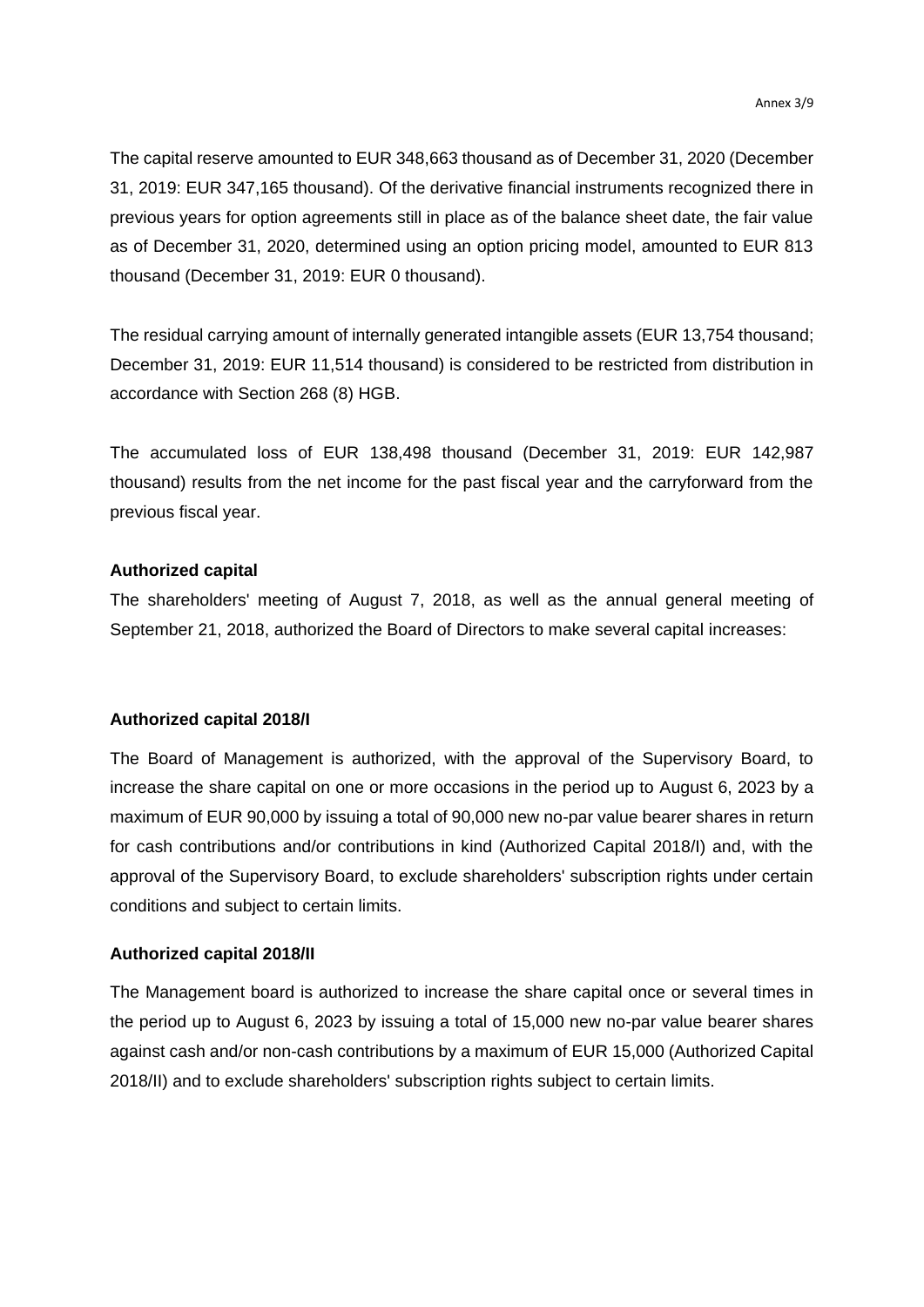The capital reserve amounted to EUR 348,663 thousand as of December 31, 2020 (December 31, 2019: EUR 347,165 thousand). Of the derivative financial instruments recognized there in previous years for option agreements still in place as of the balance sheet date, the fair value as of December 31, 2020, determined using an option pricing model, amounted to EUR 813 thousand (December 31, 2019: EUR 0 thousand).

The residual carrying amount of internally generated intangible assets (EUR 13,754 thousand; December 31, 2019: EUR 11,514 thousand) is considered to be restricted from distribution in accordance with Section 268 (8) HGB.

The accumulated loss of EUR 138,498 thousand (December 31, 2019: EUR 142,987 thousand) results from the net income for the past fiscal year and the carryforward from the previous fiscal year.

**Authorized capital**

The shareholders' meeting of August 7, 2018, as well as the annual general meeting of September 21, 2018, authorized the Board of Directors to make several capital increases:

**Authorized capital 2018/I**

The Board of Management is authorized, with the approval of the Supervisory Board, to increase the share capital on one or more occasions in the period up to August 6, 2023 by a maximum of EUR 90,000 by issuing a total of 90,000 new no-par value bearer shares in return for cash contributions and/or contributions in kind (Authorized Capital 2018/I) and, with the approval of the Supervisory Board, to exclude shareholders' subscription rights under certain conditions and subject to certain limits.

**Authorized capital 2018/II**

The Management board is authorized to increase the share capital once or several times in the period up to August 6, 2023 by issuing a total of 15,000 new no-par value bearer shares against cash and/or non-cash contributions by a maximum of EUR 15,000 (Authorized Capital 2018/II) and to exclude shareholders' subscription rights subject to certain limits.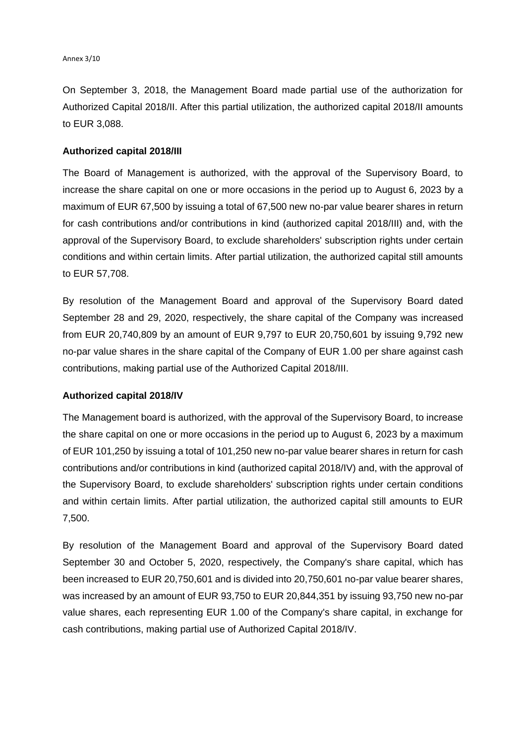On September 3, 2018, the Management Board made partial use of the authorization for Authorized Capital 2018/II. After this partial utilization, the authorized capital 2018/II amounts to EUR 3,088.

**Authorized capital 2018/III**

The Board of Management is authorized, with the approval of the Supervisory Board, to increase the share capital on one or more occasions in the period up to August 6, 2023 by a maximum of EUR 67,500 by issuing a total of 67,500 new no-par value bearer shares in return for cash contributions and/or contributions in kind (authorized capital 2018/III) and, with the approval of the Supervisory Board, to exclude shareholders' subscription rights under certain conditions and within certain limits. After partial utilization, the authorized capital still amounts to EUR 57,708.

By resolution of the Management Board and approval of the Supervisory Board dated September 28 and 29, 2020, respectively, the share capital of the Company was increased from EUR 20,740,809 by an amount of EUR 9,797 to EUR 20,750,601 by issuing 9,792 new no-par value shares in the share capital of the Company of EUR 1.00 per share against cash contributions, making partial use of the Authorized Capital 2018/III.

**Authorized capital 2018/IV**

The Management board is authorized, with the approval of the Supervisory Board, to increase the share capital on one or more occasions in the period up to August 6, 2023 by a maximum of EUR 101,250 by issuing a total of 101,250 new no-par value bearer shares in return for cash contributions and/or contributions in kind (authorized capital 2018/IV) and, with the approval of the Supervisory Board, to exclude shareholders' subscription rights under certain conditions and within certain limits. After partial utilization, the authorized capital still amounts to EUR 7,500.

By resolution of the Management Board and approval of the Supervisory Board dated September 30 and October 5, 2020, respectively, the Company's share capital, which has been increased to EUR 20,750,601 and is divided into 20,750,601 no-par value bearer shares, was increased by an amount of EUR 93,750 to EUR 20,844,351 by issuing 93,750 new no-par value shares, each representing EUR 1.00 of the Company's share capital, in exchange for cash contributions, making partial use of Authorized Capital 2018/IV.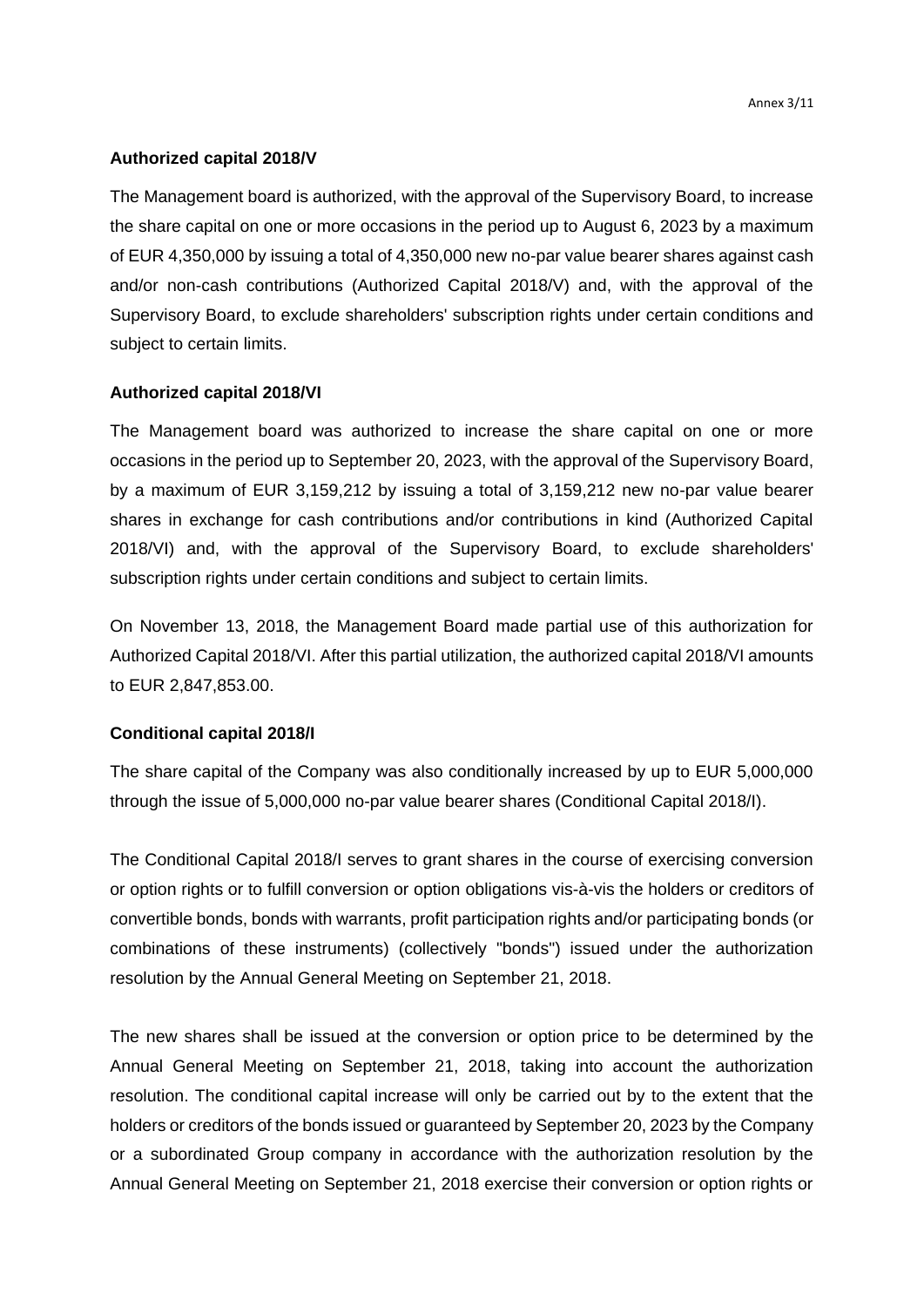**Authorized capital 2018/V**

The Management board is authorized, with the approval of the Supervisory Board, to increase the share capital on one or more occasions in the period up to August 6, 2023 by a maximum of EUR 4,350,000 by issuing a total of 4,350,000 new no-par value bearer shares against cash and/or non-cash contributions (Authorized Capital 2018/V) and, with the approval of the Supervisory Board, to exclude shareholders' subscription rights under certain conditions and subject to certain limits.

**Authorized capital 2018/VI**

The Management board was authorized to increase the share capital on one or more occasions in the period up to September 20, 2023, with the approval of the Supervisory Board, by a maximum of EUR 3,159,212 by issuing a total of 3,159,212 new no-par value bearer shares in exchange for cash contributions and/or contributions in kind (Authorized Capital 2018/VI) and, with the approval of the Supervisory Board, to exclude shareholders' subscription rights under certain conditions and subject to certain limits.

On November 13, 2018, the Management Board made partial use of this authorization for Authorized Capital 2018/VI. After this partial utilization, the authorized capital 2018/VI amounts to EUR 2,847,853.00.

**Conditional capital 2018/I**

The share capital of the Company was also conditionally increased by up to EUR 5,000,000 through the issue of 5,000,000 no-par value bearer shares (Conditional Capital 2018/I).

The Conditional Capital 2018/I serves to grant shares in the course of exercising conversion or option rights or to fulfill conversion or option obligations vis-à-vis the holders or creditors of convertible bonds, bonds with warrants, profit participation rights and/or participating bonds (or combinations of these instruments) (collectively "bonds") issued under the authorization resolution by the Annual General Meeting on September 21, 2018.

The new shares shall be issued at the conversion or option price to be determined by the Annual General Meeting on September 21, 2018, taking into account the authorization resolution. The conditional capital increase will only be carried out by to the extent that the holders or creditors of the bonds issued or guaranteed by September 20, 2023 by the Company or a subordinated Group company in accordance with the authorization resolution by the Annual General Meeting on September 21, 2018 exercise their conversion or option rights or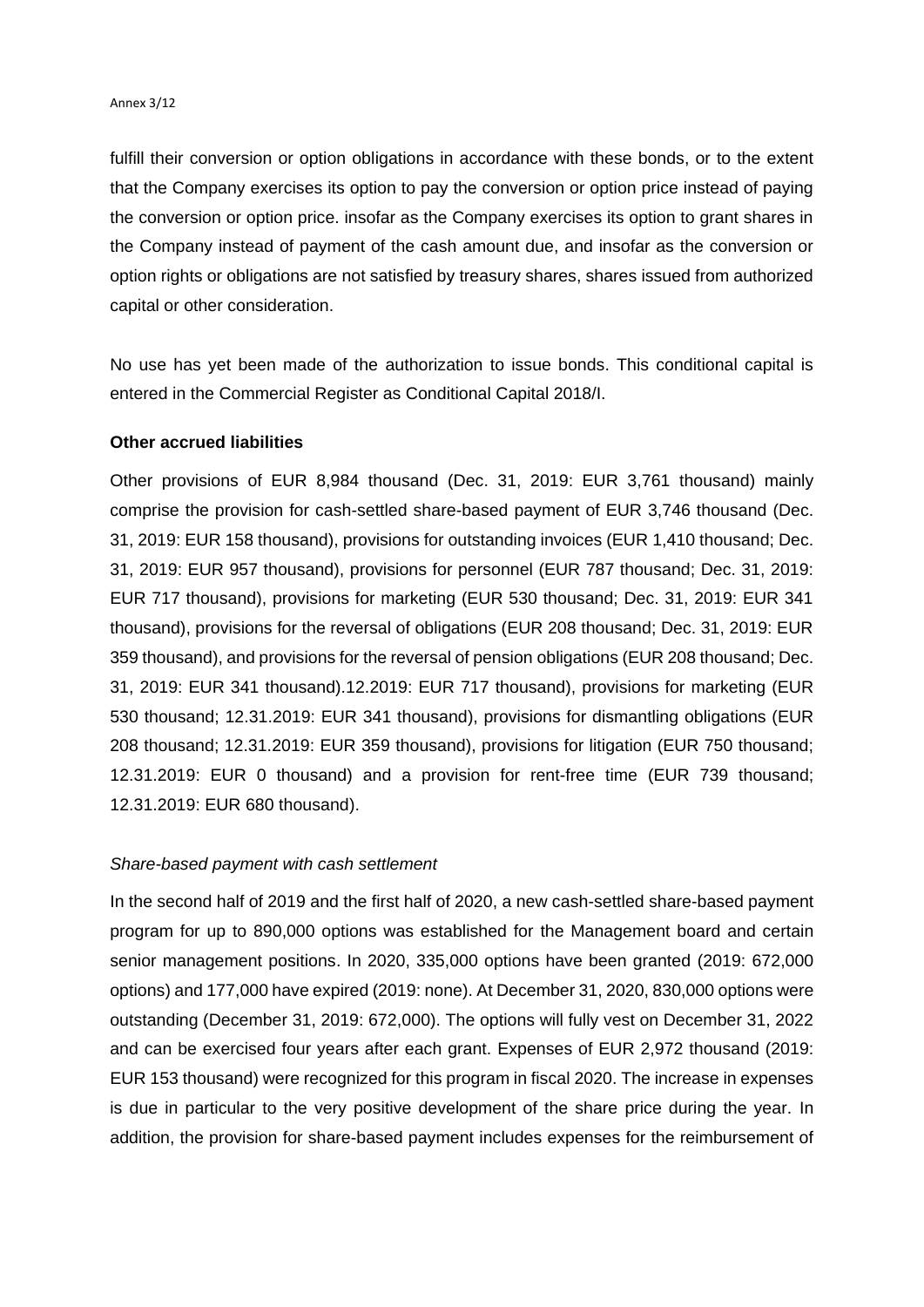fulfill their conversion or option obligations in accordance with these bonds, or to the extent that the Company exercises its option to pay the conversion or option price instead of paying the conversion or option price. insofar as the Company exercises its option to grant shares in the Company instead of payment of the cash amount due, and insofar as the conversion or option rights or obligations are not satisfied by treasury shares, shares issued from authorized capital or other consideration.

No use has yet been made of the authorization to issue bonds. This conditional capital is entered in the Commercial Register as Conditional Capital 2018/I.

**Other accrued liabilities**

Other provisions of EUR 8,984 thousand (Dec. 31, 2019: EUR 3,761 thousand) mainly comprise the provision for cash-settled share-based payment of EUR 3,746 thousand (Dec. 31, 2019: EUR 158 thousand), provisions for outstanding invoices (EUR 1,410 thousand; Dec. 31, 2019: EUR 957 thousand), provisions for personnel (EUR 787 thousand; Dec. 31, 2019: EUR 717 thousand), provisions for marketing (EUR 530 thousand; Dec. 31, 2019: EUR 341 thousand), provisions for the reversal of obligations (EUR 208 thousand; Dec. 31, 2019: EUR 359 thousand), and provisions for the reversal of pension obligations (EUR 208 thousand; Dec. 31, 2019: EUR 341 thousand).12.2019: EUR 717 thousand), provisions for marketing (EUR 530 thousand; 12.31.2019: EUR 341 thousand), provisions for dismantling obligations (EUR 208 thousand; 12.31.2019: EUR 359 thousand), provisions for litigation (EUR 750 thousand; 12.31.2019: EUR 0 thousand) and a provision for rent-free time (EUR 739 thousand; 12.31.2019: EUR 680 thousand).

*Share-based payment with cash settlement*

In the second half of 2019 and the first half of 2020, a new cash-settled share-based payment program for up to 890,000 options was established for the Management board and certain senior management positions. In 2020, 335,000 options have been granted (2019: 672,000 options) and 177,000 have expired (2019: none). At December 31, 2020, 830,000 options were outstanding (December 31, 2019: 672,000). The options will fully vest on December 31, 2022 and can be exercised four years after each grant. Expenses of EUR 2,972 thousand (2019: EUR 153 thousand) were recognized for this program in fiscal 2020. The increase in expenses is due in particular to the very positive development of the share price during the year. In addition, the provision for share-based payment includes expenses for the reimbursement of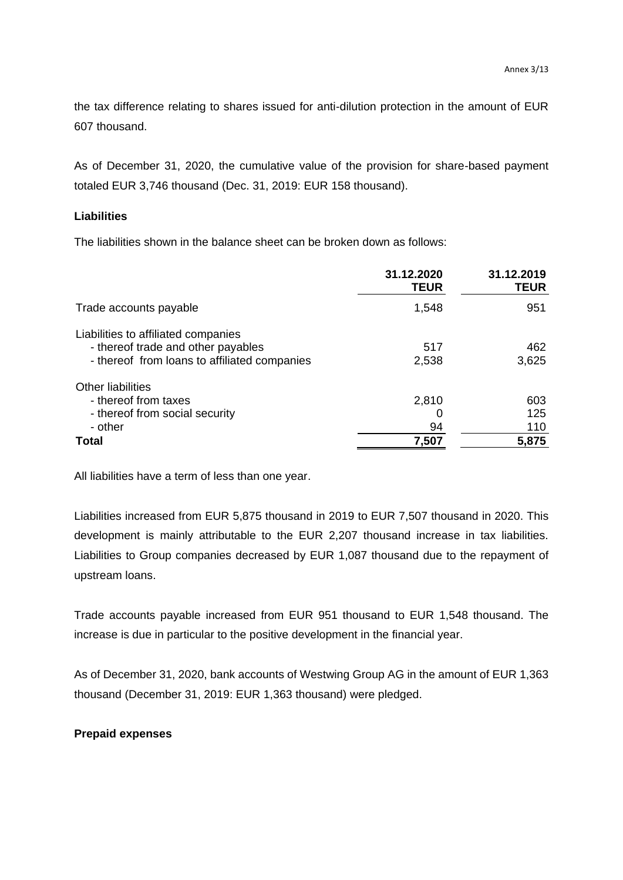the tax difference relating to shares issued for anti-dilution protection in the amount of EUR 607 thousand.

As of December 31, 2020, the cumulative value of the provision for share-based payment totaled EUR 3,746 thousand (Dec. 31, 2019: EUR 158 thousand).

**Liabilities**

The liabilities shown in the balance sheet can be broken down as follows:

| | 31.12.2020 TEUR | 31.12.2019 TEUR |
|---|---|---|
| Trade accounts payable | 1,548 | 951 |
| Liabilities to affiliated companies | | |
| - thereof trade and other payables | 517 | 462 |
| - thereof from loans to affiliated companies | 2,538 | 3,625 |
| Other liabilities | | |
| - thereof from taxes | 2,810 | 603 |
| - thereof from social security | 0 | 125 |
| - other | 94 | 110 |
| **Total** | **7,507** | **5,875** |

All liabilities have a term of less than one year.

Liabilities increased from EUR 5,875 thousand in 2019 to EUR 7,507 thousand in 2020. This development is mainly attributable to the EUR 2,207 thousand increase in tax liabilities. Liabilities to Group companies decreased by EUR 1,087 thousand due to the repayment of upstream loans.

Trade accounts payable increased from EUR 951 thousand to EUR 1,548 thousand. The increase is due in particular to the positive development in the financial year.

As of December 31, 2020, bank accounts of Westwing Group AG in the amount of EUR 1,363 thousand (December 31, 2019: EUR 1,363 thousand) were pledged.

**Prepaid expenses**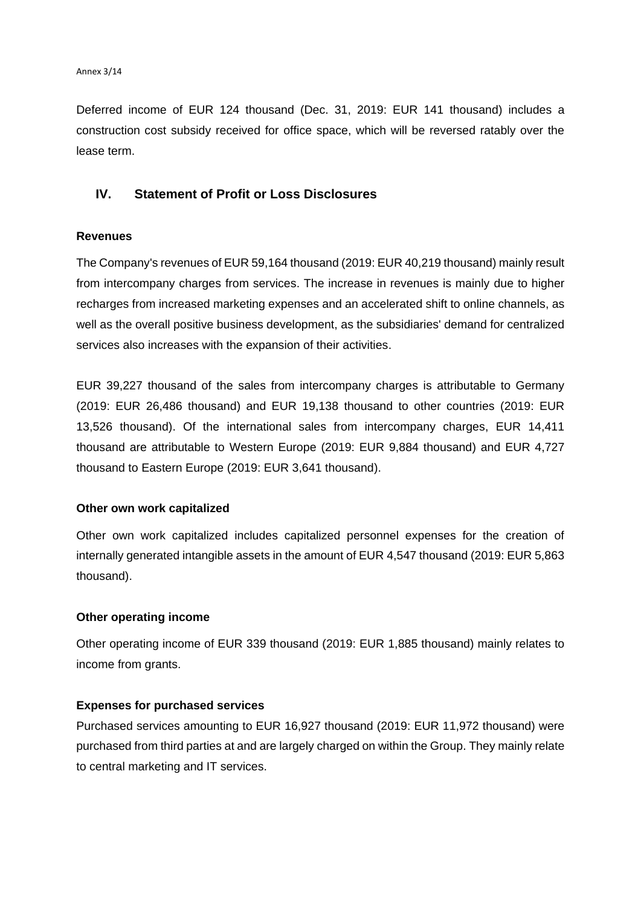Deferred income of EUR 124 thousand (Dec. 31, 2019: EUR 141 thousand) includes a construction cost subsidy received for office space, which will be reversed ratably over the lease term.

## IV. Statement of Profit or Loss Disclosures

### Revenues

The Company's revenues of EUR 59,164 thousand (2019: EUR 40,219 thousand) mainly result from intercompany charges from services. The increase in revenues is mainly due to higher recharges from increased marketing expenses and an accelerated shift to online channels, as well as the overall positive business development, as the subsidiaries' demand for centralized services also increases with the expansion of their activities.

EUR 39,227 thousand of the sales from intercompany charges is attributable to Germany (2019: EUR 26,486 thousand) and EUR 19,138 thousand to other countries (2019: EUR 13,526 thousand). Of the international sales from intercompany charges, EUR 14,411 thousand are attributable to Western Europe (2019: EUR 9,884 thousand) and EUR 4,727 thousand to Eastern Europe (2019: EUR 3,641 thousand).

### Other own work capitalized

Other own work capitalized includes capitalized personnel expenses for the creation of internally generated intangible assets in the amount of EUR 4,547 thousand (2019: EUR 5,863 thousand).

### Other operating income

Other operating income of EUR 339 thousand (2019: EUR 1,885 thousand) mainly relates to income from grants.

### Expenses for purchased services

Purchased services amounting to EUR 16,927 thousand (2019: EUR 11,972 thousand) were purchased from third parties at and are largely charged on within the Group. They mainly relate to central marketing and IT services.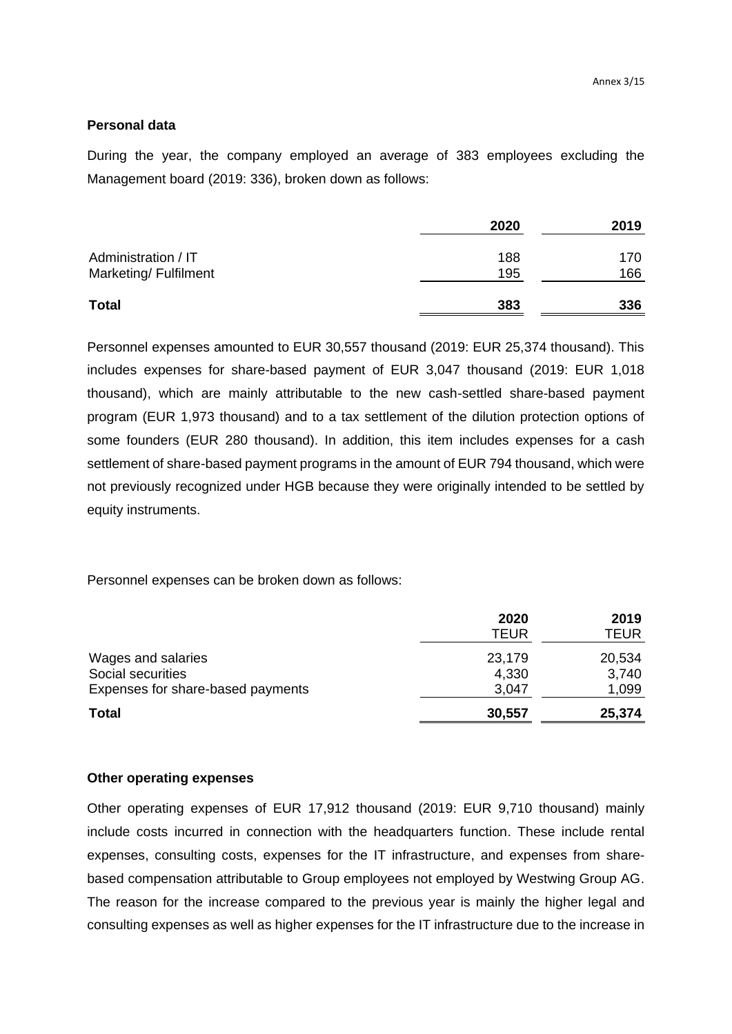**Personal data**

During the year, the company employed an average of 383 employees excluding the Management board (2019: 336), broken down as follows:

| | 2020 | 2019 |
|---|---|---|
| Administration / IT | 188 | 170 |
| Marketing/ Fulfilment | 195 | 166 |
| **Total** | **383** | **336** |

Personnel expenses amounted to EUR 30,557 thousand (2019: EUR 25,374 thousand). This includes expenses for share-based payment of EUR 3,047 thousand (2019: EUR 1,018 thousand), which are mainly attributable to the new cash-settled share-based payment program (EUR 1,973 thousand) and to a tax settlement of the dilution protection options of some founders (EUR 280 thousand). In addition, this item includes expenses for a cash settlement of share-based payment programs in the amount of EUR 794 thousand, which were not previously recognized under HGB because they were originally intended to be settled by equity instruments.

Personnel expenses can be broken down as follows:

| | 2020<br>TEUR | 2019<br>TEUR |
|---|---|---|
| Wages and salaries | 23,179 | 20,534 |
| Social securities | 4,330 | 3,740 |
| Expenses for share-based payments | 3,047 | 1,099 |
| **Total** | **30,557** | **25,374** |

**Other operating expenses**

Other operating expenses of EUR 17,912 thousand (2019: EUR 9,710 thousand) mainly include costs incurred in connection with the headquarters function. These include rental expenses, consulting costs, expenses for the IT infrastructure, and expenses from share-based compensation attributable to Group employees not employed by Westwing Group AG. The reason for the increase compared to the previous year is mainly the higher legal and consulting expenses as well as higher expenses for the IT infrastructure due to the increase in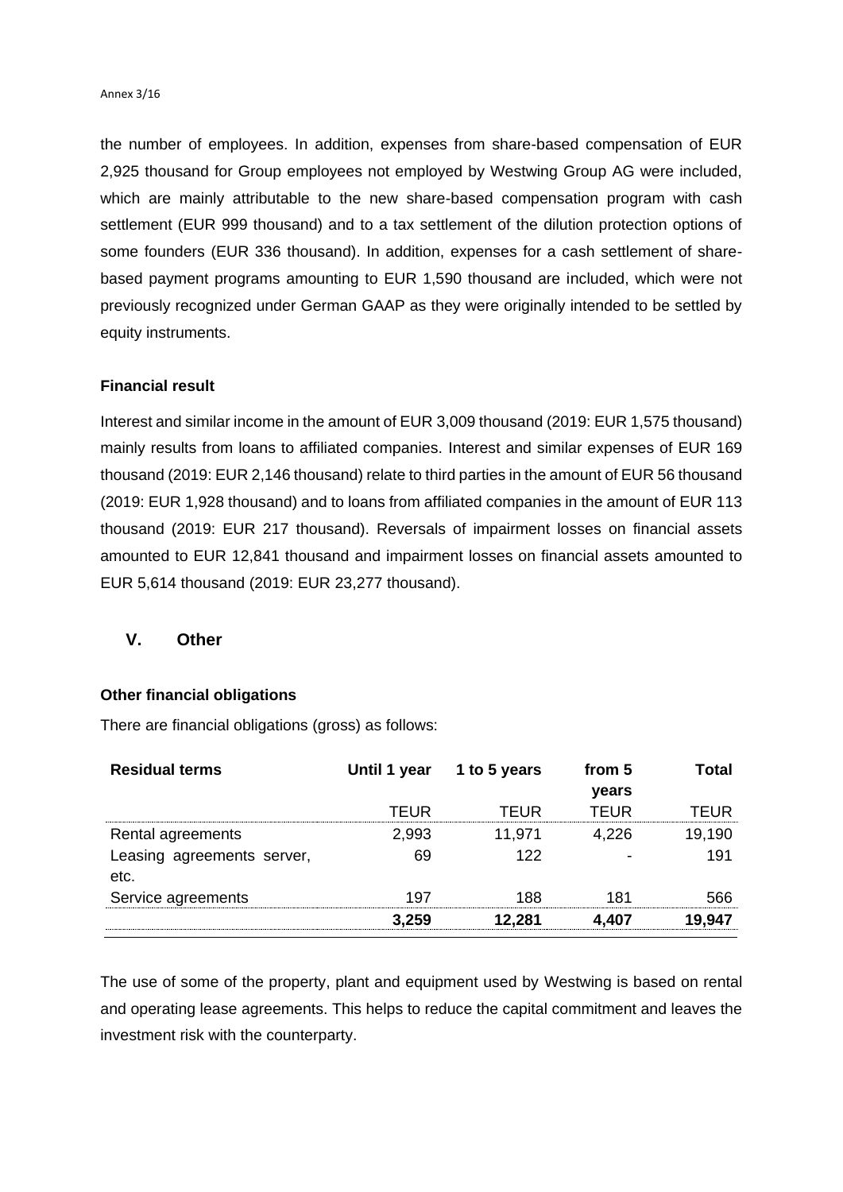the number of employees. In addition, expenses from share-based compensation of EUR 2,925 thousand for Group employees not employed by Westwing Group AG were included, which are mainly attributable to the new share-based compensation program with cash settlement (EUR 999 thousand) and to a tax settlement of the dilution protection options of some founders (EUR 336 thousand). In addition, expenses for a cash settlement of share-based payment programs amounting to EUR 1,590 thousand are included, which were not previously recognized under German GAAP as they were originally intended to be settled by equity instruments.

**Financial result**

Interest and similar income in the amount of EUR 3,009 thousand (2019: EUR 1,575 thousand) mainly results from loans to affiliated companies. Interest and similar expenses of EUR 169 thousand (2019: EUR 2,146 thousand) relate to third parties in the amount of EUR 56 thousand (2019: EUR 1,928 thousand) and to loans from affiliated companies in the amount of EUR 113 thousand (2019: EUR 217 thousand). Reversals of impairment losses on financial assets amounted to EUR 12,841 thousand and impairment losses on financial assets amounted to EUR 5,614 thousand (2019: EUR 23,277 thousand).

## V. Other

**Other financial obligations**

There are financial obligations (gross) as follows:

| Residual terms | Until 1 year | 1 to 5 years | from 5 years | Total |
|---|---|---|---|---|
| | TEUR | TEUR | TEUR | TEUR |
| Rental agreements | 2,993 | 11,971 | 4,226 | 19,190 |
| Leasing agreements server, etc. | 69 | 122 | - | 191 |
| Service agreements | 197 | 188 | 181 | 566 |
| | **3,259** | **12,281** | **4,407** | **19,947** |

The use of some of the property, plant and equipment used by Westwing is based on rental and operating lease agreements. This helps to reduce the capital commitment and leaves the investment risk with the counterparty.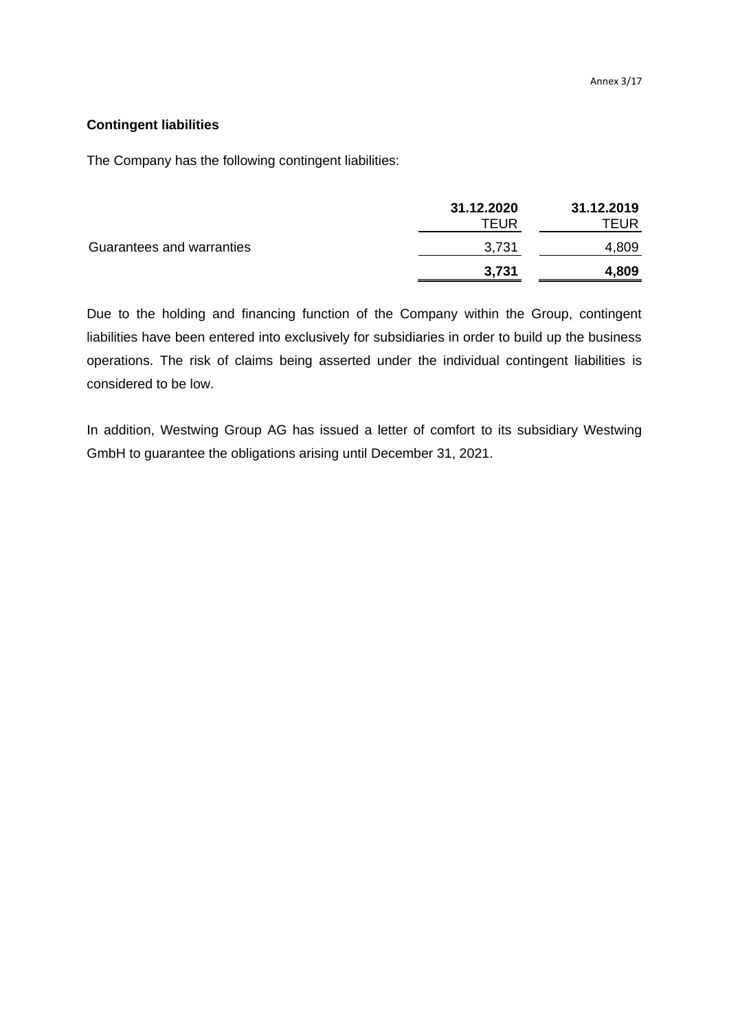**Contingent liabilities**

The Company has the following contingent liabilities:

| | 31.12.2020 | 31.12.2019 |
|---|---|---|
| | TEUR | TEUR |
| Guarantees and warranties | 3,731 | 4,809 |
| | **3,731** | **4,809** |

Due to the holding and financing function of the Company within the Group, contingent liabilities have been entered into exclusively for subsidiaries in order to build up the business operations. The risk of claims being asserted under the individual contingent liabilities is considered to be low.

In addition, Westwing Group AG has issued a letter of comfort to its subsidiary Westwing GmbH to guarantee the obligations arising until December 31, 2021.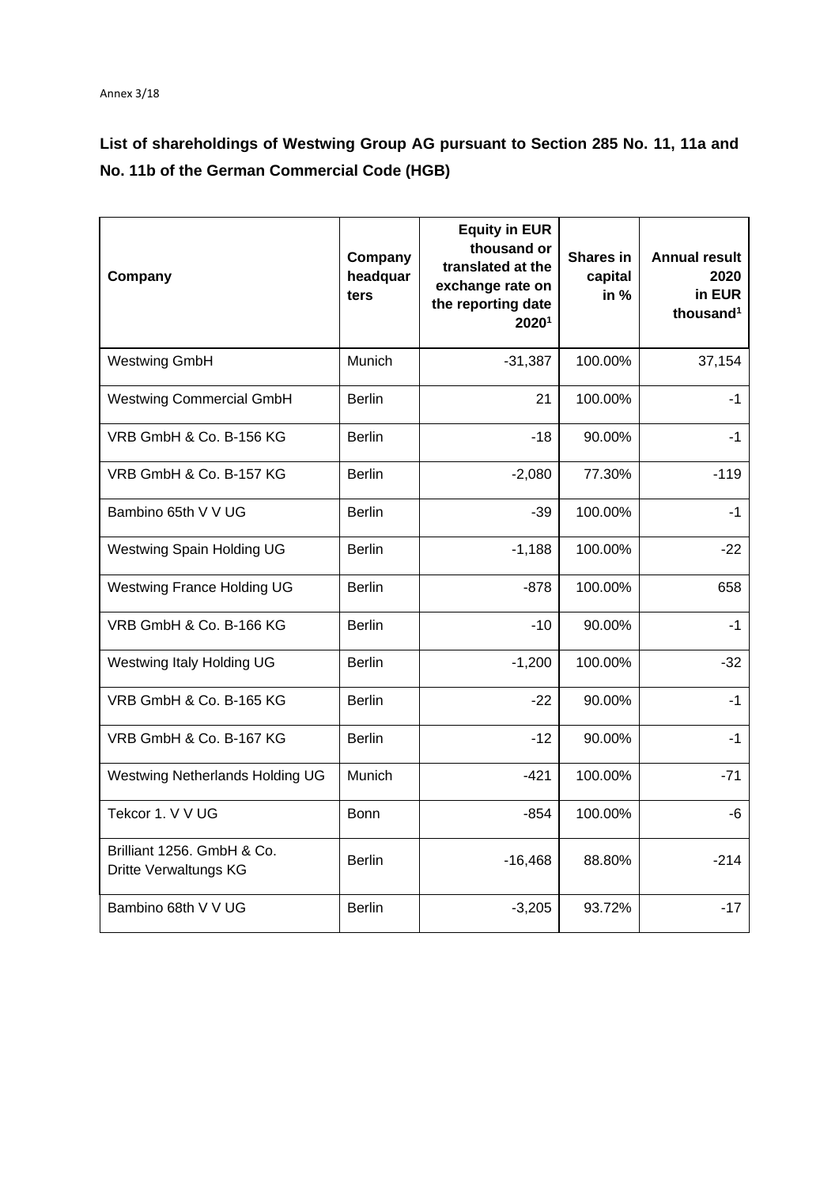Annex 3/18

## List of shareholdings of Westwing Group AG pursuant to Section 285 No. 11, 11a and No. 11b of the German Commercial Code (HGB)

| Company | Company headquarters | Equity in EUR thousand or translated at the exchange rate on the reporting date 2020[1] | Shares in capital in % | Annual result 2020 in EUR thousand[1] |
|---|---|---|---|---|
| Westwing GmbH | Munich | -31,387 | 100.00% | 37,154 |
| Westwing Commercial GmbH | Berlin | 21 | 100.00% | -1 |
| VRB GmbH & Co. B-156 KG | Berlin | -18 | 90.00% | -1 |
| VRB GmbH & Co. B-157 KG | Berlin | -2,080 | 77.30% | -119 |
| Bambino 65th V V UG | Berlin | -39 | 100.00% | -1 |
| Westwing Spain Holding UG | Berlin | -1,188 | 100.00% | -22 |
| Westwing France Holding UG | Berlin | -878 | 100.00% | 658 |
| VRB GmbH & Co. B-166 KG | Berlin | -10 | 90.00% | -1 |
| Westwing Italy Holding UG | Berlin | -1,200 | 100.00% | -32 |
| VRB GmbH & Co. B-165 KG | Berlin | -22 | 90.00% | -1 |
| VRB GmbH & Co. B-167 KG | Berlin | -12 | 90.00% | -1 |
| Westwing Netherlands Holding UG | Munich | -421 | 100.00% | -71 |
| Tekcor 1. V V UG | Bonn | -854 | 100.00% | -6 |
| Brilliant 1256. GmbH & Co. Dritte Verwaltungs KG | Berlin | -16,468 | 88.80% | -214 |
| Bambino 68th V V UG | Berlin | -3,205 | 93.72% | -17 |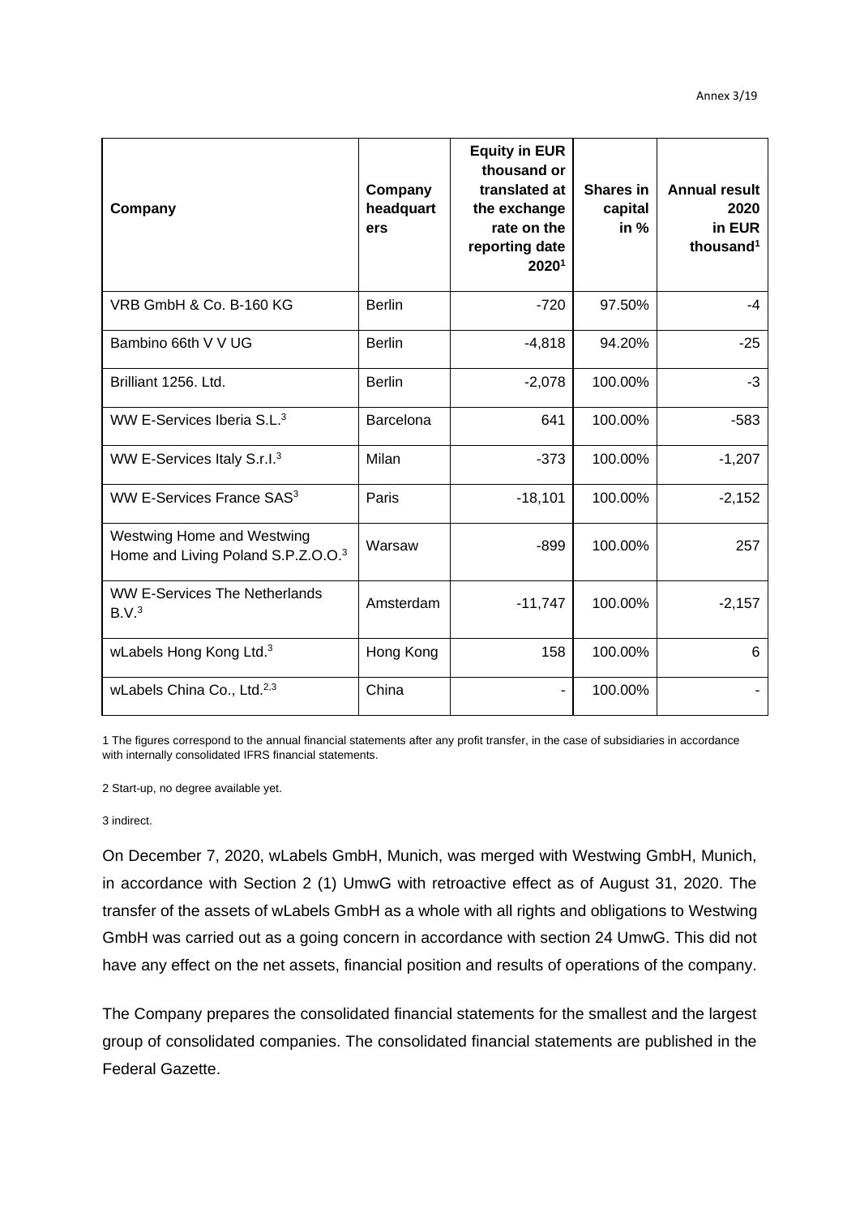| Company | Company headquarters | Equity in EUR thousand or translated at the exchange rate on the reporting date 2020[1] | Shares in capital in % | Annual result 2020 in EUR thousand[1] |
|---|---|---|---|---|
| VRB GmbH & Co. B-160 KG | Berlin | -720 | 97.50% | -4 |
| Bambino 66th V V UG | Berlin | -4,818 | 94.20% | -25 |
| Brilliant 1256. Ltd. | Berlin | -2,078 | 100.00% | -3 |
| WW E-Services Iberia S.L.[3] | Barcelona | 641 | 100.00% | -583 |
| WW E-Services Italy S.r.l.[3] | Milan | -373 | 100.00% | -1,207 |
| WW E-Services France SAS[3] | Paris | -18,101 | 100.00% | -2,152 |
| Westwing Home and Westwing Home and Living Poland S.P.Z.O.O.[3] | Warsaw | -899 | 100.00% | 257 |
| WW E-Services The Netherlands B.V.[3] | Amsterdam | -11,747 | 100.00% | -2,157 |
| wLabels Hong Kong Ltd.[3] | Hong Kong | 158 | 100.00% | 6 |
| wLabels China Co., Ltd.[2,3] | China | - | 100.00% | - |

1 The figures correspond to the annual financial statements after any profit transfer, in the case of subsidiaries in accordance with internally consolidated IFRS financial statements.

2 Start-up, no degree available yet.

3 indirect.

On December 7, 2020, wLabels GmbH, Munich, was merged with Westwing GmbH, Munich, in accordance with Section 2 (1) UmwG with retroactive effect as of August 31, 2020. The transfer of the assets of wLabels GmbH as a whole with all rights and obligations to Westwing GmbH was carried out as a going concern in accordance with section 24 UmwG. This did not have any effect on the net assets, financial position and results of operations of the company.

The Company prepares the consolidated financial statements for the smallest and the largest group of consolidated companies. The consolidated financial statements are published in the Federal Gazette.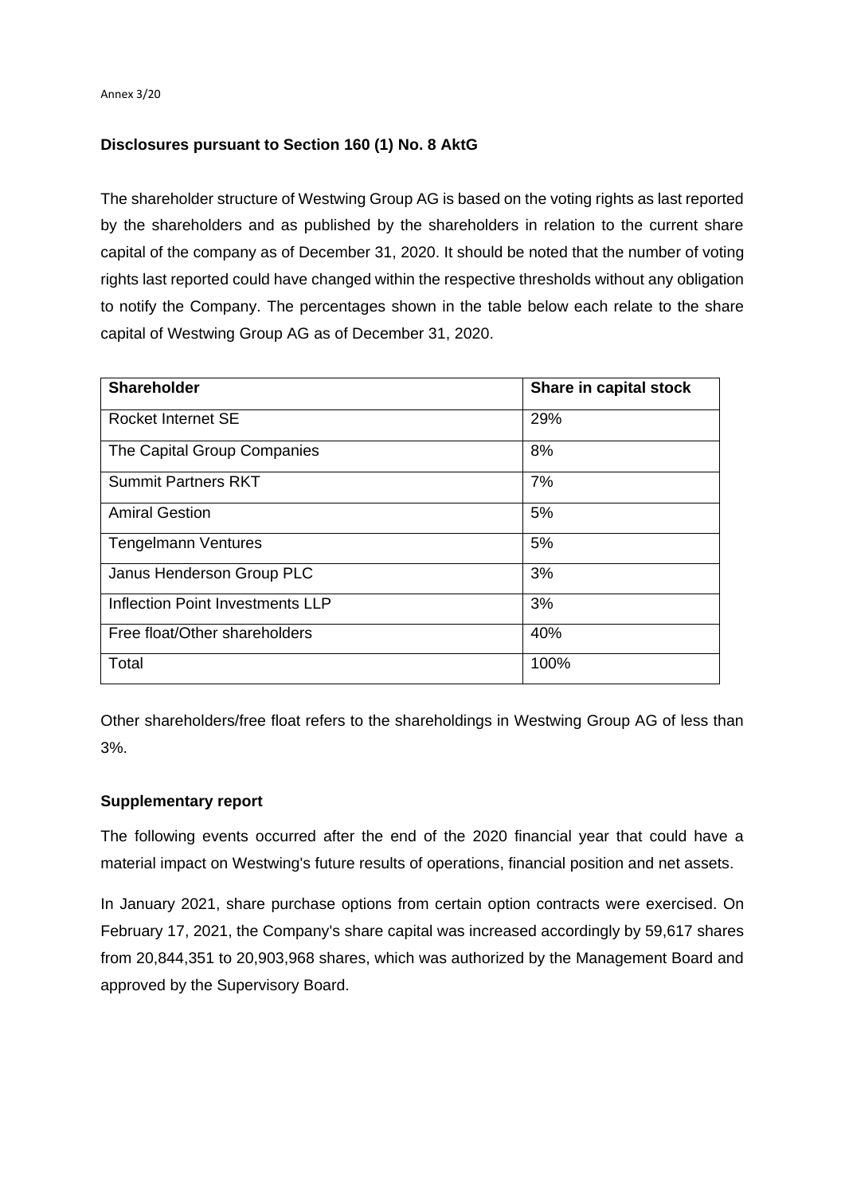Annex 3/20

### Disclosures pursuant to Section 160 (1) No. 8 AktG

The shareholder structure of Westwing Group AG is based on the voting rights as last reported by the shareholders and as published by the shareholders in relation to the current share capital of the company as of December 31, 2020. It should be noted that the number of voting rights last reported could have changed within the respective thresholds without any obligation to notify the Company. The percentages shown in the table below each relate to the share capital of Westwing Group AG as of December 31, 2020.

| **Shareholder** | **Share in capital stock** |
| --- | --- |
| Rocket Internet SE | 29% |
| The Capital Group Companies | 8% |
| Summit Partners RKT | 7% |
| Amiral Gestion | 5% |
| Tengelmann Ventures | 5% |
| Janus Henderson Group PLC | 3% |
| Inflection Point Investments LLP | 3% |
| Free float/Other shareholders | 40% |
| Total | 100% |

Other shareholders/free float refers to the shareholdings in Westwing Group AG of less than 3%.

### Supplementary report

The following events occurred after the end of the 2020 financial year that could have a material impact on Westwing's future results of operations, financial position and net assets.

In January 2021, share purchase options from certain option contracts were exercised. On February 17, 2021, the Company's share capital was increased accordingly by 59,617 shares from 20,844,351 to 20,903,968 shares, which was authorized by the Management Board and approved by the Supervisory Board.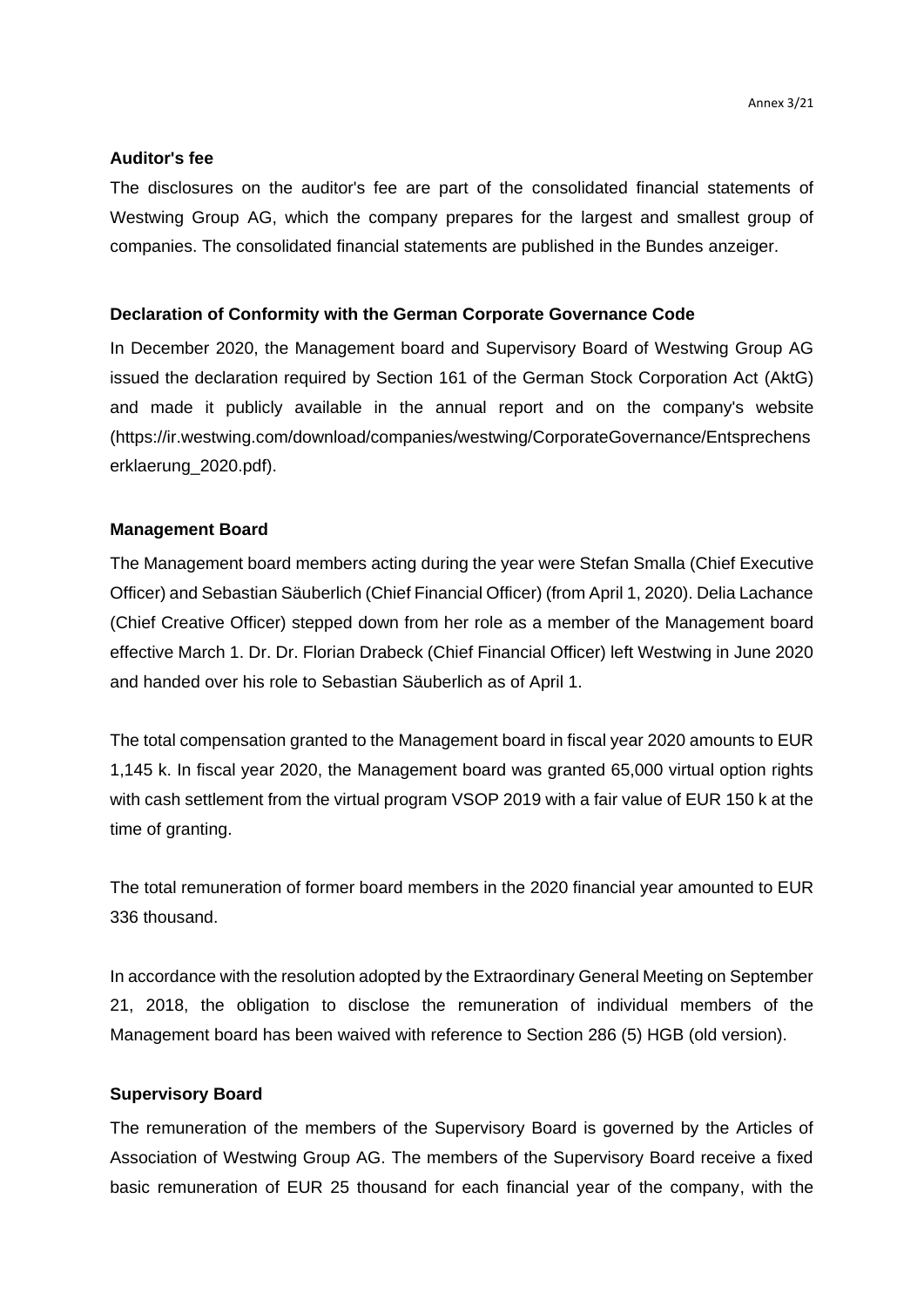### Auditor's fee

The disclosures on the auditor's fee are part of the consolidated financial statements of Westwing Group AG, which the company prepares for the largest and smallest group of companies. The consolidated financial statements are published in the Bundes anzeiger.

### Declaration of Conformity with the German Corporate Governance Code

In December 2020, the Management board and Supervisory Board of Westwing Group AG issued the declaration required by Section 161 of the German Stock Corporation Act (AktG) and made it publicly available in the annual report and on the company's website (https://ir.westwing.com/download/companies/westwing/CorporateGovernance/Entsprechenserklaerung_2020.pdf).

### Management Board

The Management board members acting during the year were Stefan Smalla (Chief Executive Officer) and Sebastian Säuberlich (Chief Financial Officer) (from April 1, 2020). Delia Lachance (Chief Creative Officer) stepped down from her role as a member of the Management board effective March 1. Dr. Dr. Florian Drabeck (Chief Financial Officer) left Westwing in June 2020 and handed over his role to Sebastian Säuberlich as of April 1.

The total compensation granted to the Management board in fiscal year 2020 amounts to EUR 1,145 k. In fiscal year 2020, the Management board was granted 65,000 virtual option rights with cash settlement from the virtual program VSOP 2019 with a fair value of EUR 150 k at the time of granting.

The total remuneration of former board members in the 2020 financial year amounted to EUR 336 thousand.

In accordance with the resolution adopted by the Extraordinary General Meeting on September 21, 2018, the obligation to disclose the remuneration of individual members of the Management board has been waived with reference to Section 286 (5) HGB (old version).

### Supervisory Board

The remuneration of the members of the Supervisory Board is governed by the Articles of Association of Westwing Group AG. The members of the Supervisory Board receive a fixed basic remuneration of EUR 25 thousand for each financial year of the company, with the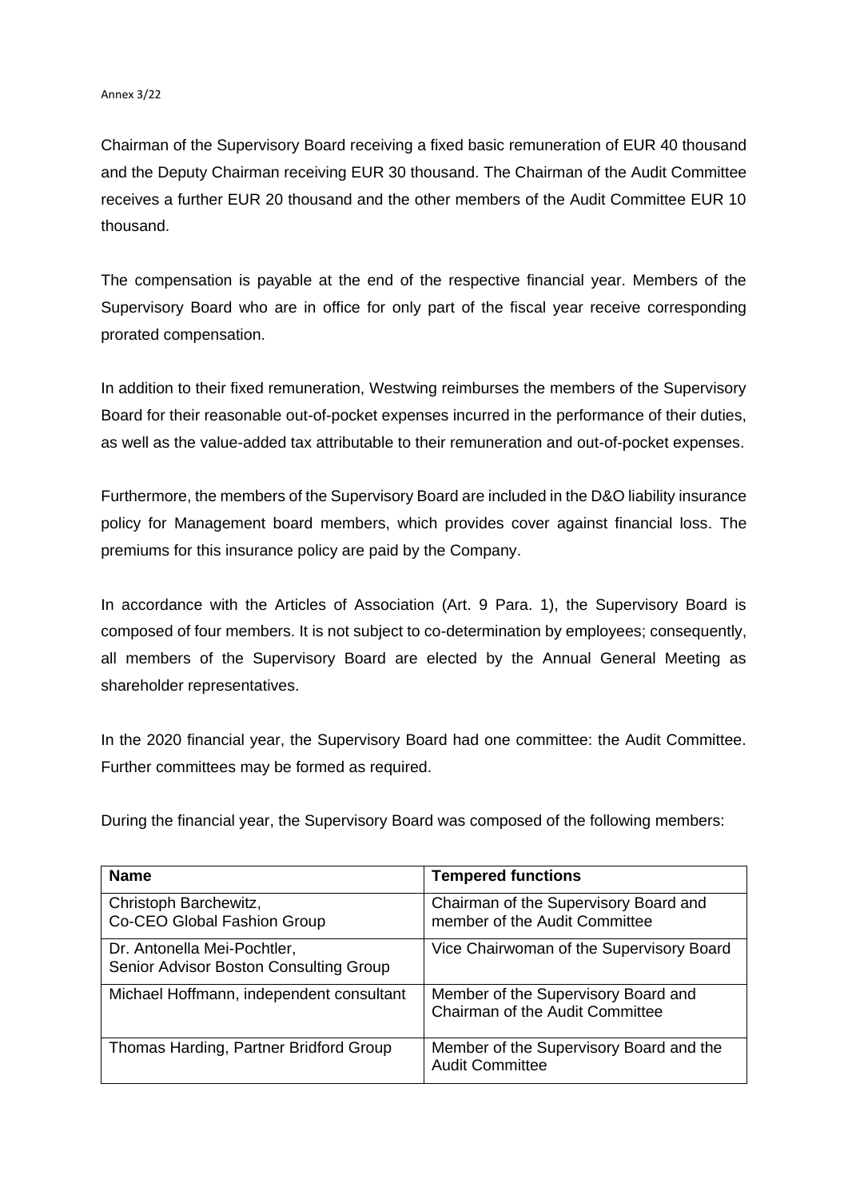Chairman of the Supervisory Board receiving a fixed basic remuneration of EUR 40 thousand and the Deputy Chairman receiving EUR 30 thousand. The Chairman of the Audit Committee receives a further EUR 20 thousand and the other members of the Audit Committee EUR 10 thousand.

The compensation is payable at the end of the respective financial year. Members of the Supervisory Board who are in office for only part of the fiscal year receive corresponding prorated compensation.

In addition to their fixed remuneration, Westwing reimburses the members of the Supervisory Board for their reasonable out-of-pocket expenses incurred in the performance of their duties, as well as the value-added tax attributable to their remuneration and out-of-pocket expenses.

Furthermore, the members of the Supervisory Board are included in the D&O liability insurance policy for Management board members, which provides cover against financial loss. The premiums for this insurance policy are paid by the Company.

In accordance with the Articles of Association (Art. 9 Para. 1), the Supervisory Board is composed of four members. It is not subject to co-determination by employees; consequently, all members of the Supervisory Board are elected by the Annual General Meeting as shareholder representatives.

In the 2020 financial year, the Supervisory Board had one committee: the Audit Committee. Further committees may be formed as required.

During the financial year, the Supervisory Board was composed of the following members:

| Name | Tempered functions |
|---|---|
| Christoph Barchewitz, Co-CEO Global Fashion Group | Chairman of the Supervisory Board and member of the Audit Committee |
| Dr. Antonella Mei-Pochtler, Senior Advisor Boston Consulting Group | Vice Chairwoman of the Supervisory Board |
| Michael Hoffmann, independent consultant | Member of the Supervisory Board and Chairman of the Audit Committee |
| Thomas Harding, Partner Bridford Group | Member of the Supervisory Board and the Audit Committee |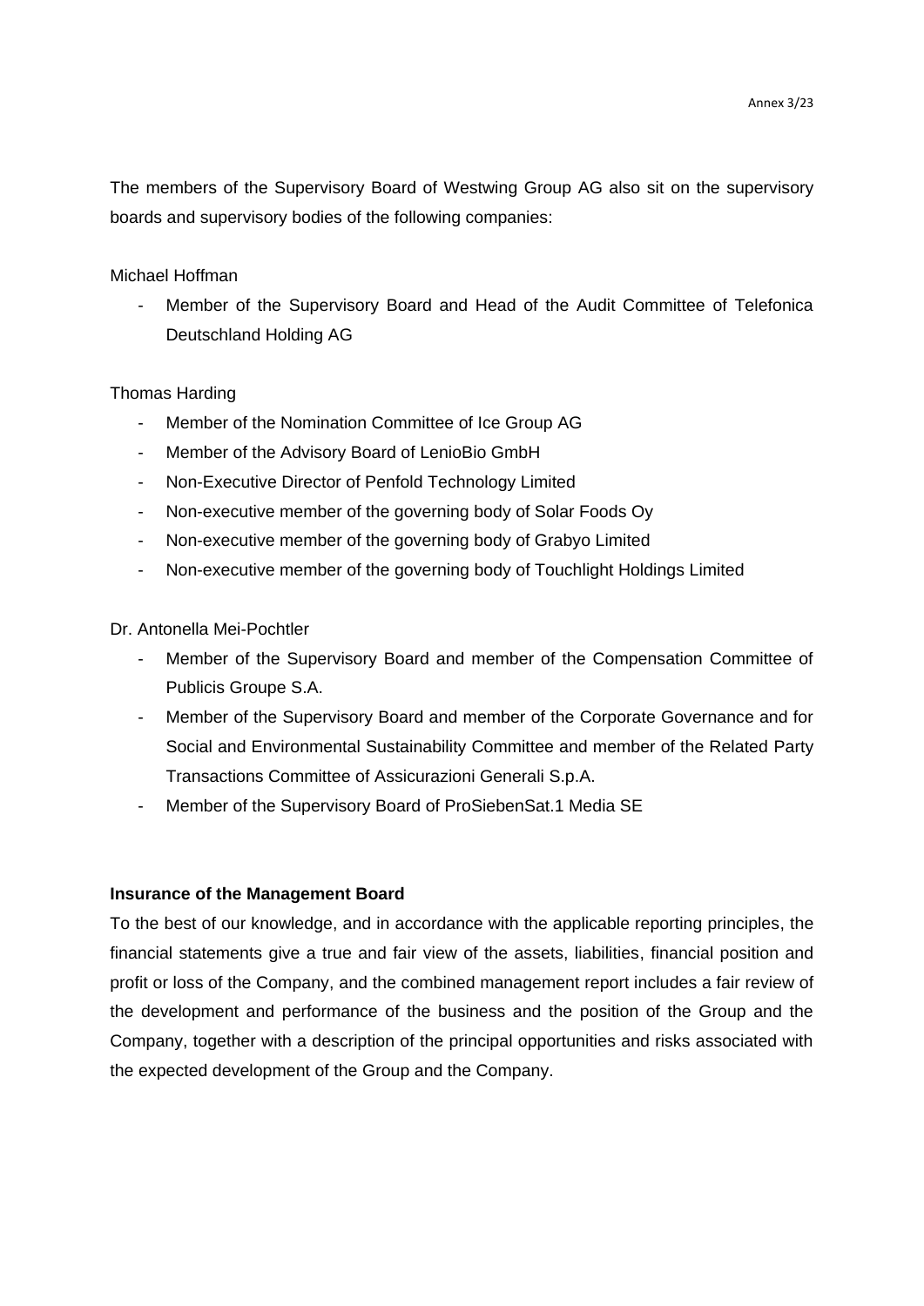The members of the Supervisory Board of Westwing Group AG also sit on the supervisory boards and supervisory bodies of the following companies:

Michael Hoffman

- Member of the Supervisory Board and Head of the Audit Committee of Telefonica Deutschland Holding AG

Thomas Harding

- Member of the Nomination Committee of Ice Group AG
- Member of the Advisory Board of LenioBio GmbH
- Non-Executive Director of Penfold Technology Limited
- Non-executive member of the governing body of Solar Foods Oy
- Non-executive member of the governing body of Grabyo Limited
- Non-executive member of the governing body of Touchlight Holdings Limited

Dr. Antonella Mei-Pochtler

- Member of the Supervisory Board and member of the Compensation Committee of Publicis Groupe S.A.
- Member of the Supervisory Board and member of the Corporate Governance and for Social and Environmental Sustainability Committee and member of the Related Party Transactions Committee of Assicurazioni Generali S.p.A.
- Member of the Supervisory Board of ProSiebenSat.1 Media SE

**Insurance of the Management Board**

To the best of our knowledge, and in accordance with the applicable reporting principles, the financial statements give a true and fair view of the assets, liabilities, financial position and profit or loss of the Company, and the combined management report includes a fair review of the development and performance of the business and the position of the Group and the Company, together with a description of the principal opportunities and risks associated with the expected development of the Group and the Company.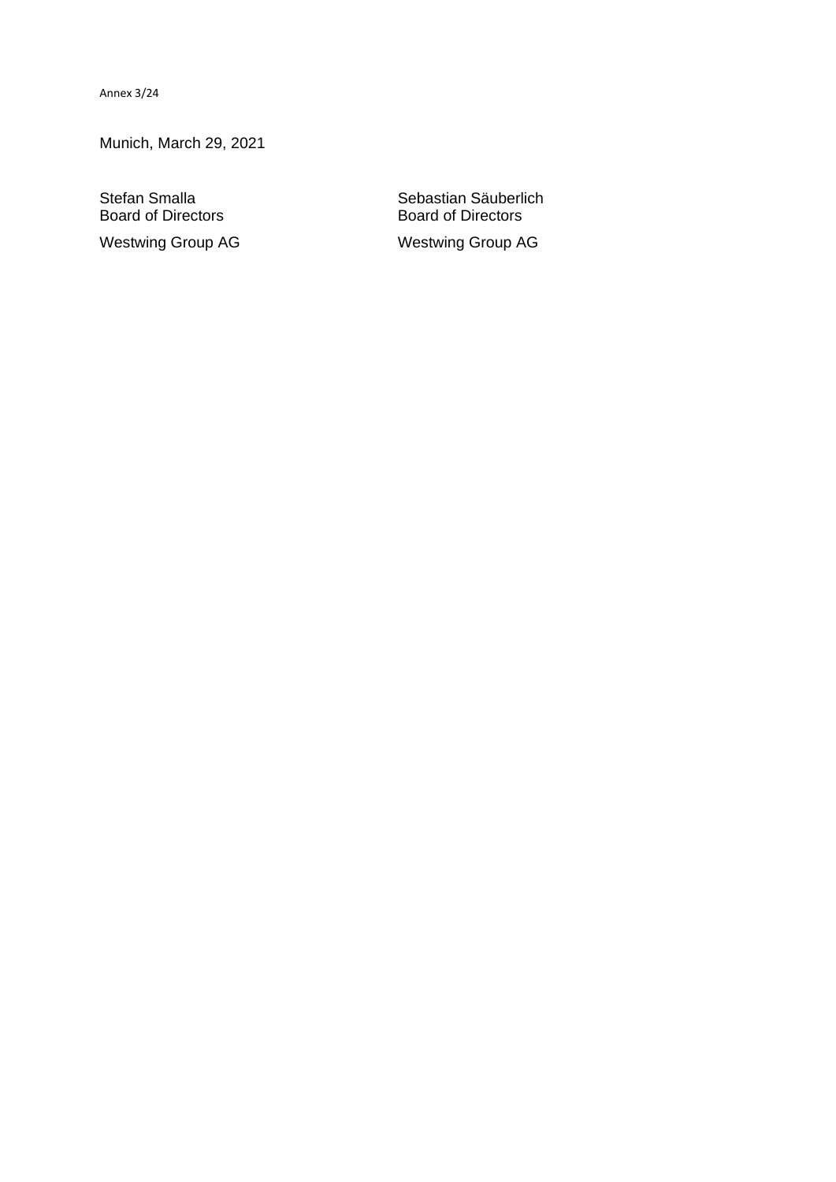Annex 3/24

Munich, March 29, 2021

| Stefan Smalla | Sebastian Säuberlich |
| --- | --- |
| Board of Directors | Board of Directors |
| Westwing Group AG | Westwing Group AG |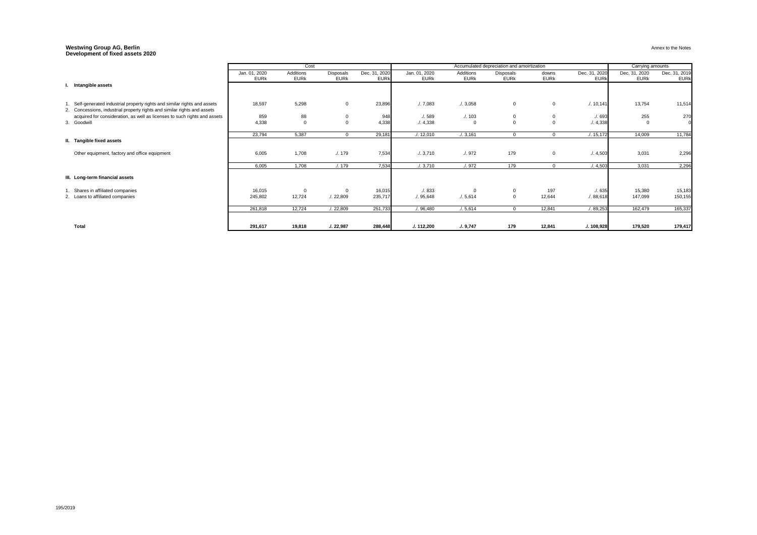**Westwing Group AG, Berlin**
**Development of fixed assets 2020**

Annex to the Notes

| | Cost | | | | Accumulated depreciation and amoirtization | | | | | Carrying amounts | |
|---|---|---|---|---|---|---|---|---|---|---|---|
| | Jan. 01, 2020 EURk | Additions EURk | Disposals EURk | Dec. 31, 2020 EURk | Jan. 01, 2020 EURk | Additions EURk | Disposals EURk | downs EURk | Dec. 31, 2020 EURk | Dec. 31, 2020 EURk | Dec. 31, 2019 EURk |
| **I. Intangible assets** | | | | | | | | | | | |
| 1. Self-generated industrial property rights and similar rights and assets | 18,597 | 5,298 | 0 | 23,896 | ./. 7,083 | ./. 3,058 | 0 | 0 | ./. 10,141 | 13,754 | 11,514 |
| 2. Concessions, industrial property rights and similar rights and assets acquired for consideration, as well as licenses to such rights and assets | 859 | 88 | 0 | 948 | ./. 589 | ./. 103 | 0 | 0 | ./. 693 | 255 | 270 |
| 3. Goodwill | 4,338 | 0 | 0 | 4,338 | ./. 4,338 | 0 | 0 | 0 | ./. 4,338 | 0 | 0 |
| | 23,794 | 5,387 | 0 | 29,181 | ./. 12,010 | ./. 3,161 | 0 | 0 | ./. 15,172 | 14,009 | 11,784 |
| **II. Tangible fixed assets** | | | | | | | | | | | |
| Other equipment, factory and office equipment | 6,005 | 1,708 | ./. 179 | 7,534 | ./. 3,710 | ./. 972 | 179 | 0 | ./. 4,503 | 3,031 | 2,296 |
| | 6,005 | 1,708 | ./. 179 | 7,534 | ./. 3,710 | ./. 972 | 179 | 0 | ./. 4,503 | 3,031 | 2,296 |
| **III. Long-term financial assets** | | | | | | | | | | | |
| 1. Shares in affiliated companies | 16,015 | 0 | 0 | 16,015 | ./. 833 | 0 | 0 | 197 | ./. 635 | 15,380 | 15,183 |
| 2. Loans to affiliated companies | 245,802 | 12,724 | ./. 22,809 | 235,717 | ./. 95,648 | ./. 5,614 | 0 | 12,644 | ./. 88,618 | 147,099 | 150,155 |
| | 261,818 | 12,724 | ./. 22,809 | 251,733 | ./. 96,480 | ./. 5,614 | 0 | 12,841 | ./. 89,253 | 162,479 | 165,337 |
| **Total** | **291,617** | **19,818** | **./. 22,987** | **288,448** | **./. 112,200** | **./. 9,747** | **179** | **12,841** | **./. 108,928** | **179,520** | **179,417** |

195/2019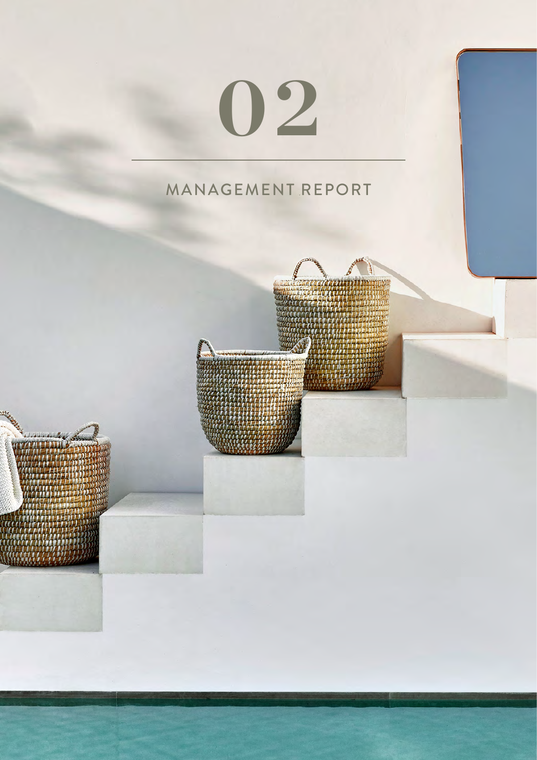# 02

## MANAGEMENT REPORT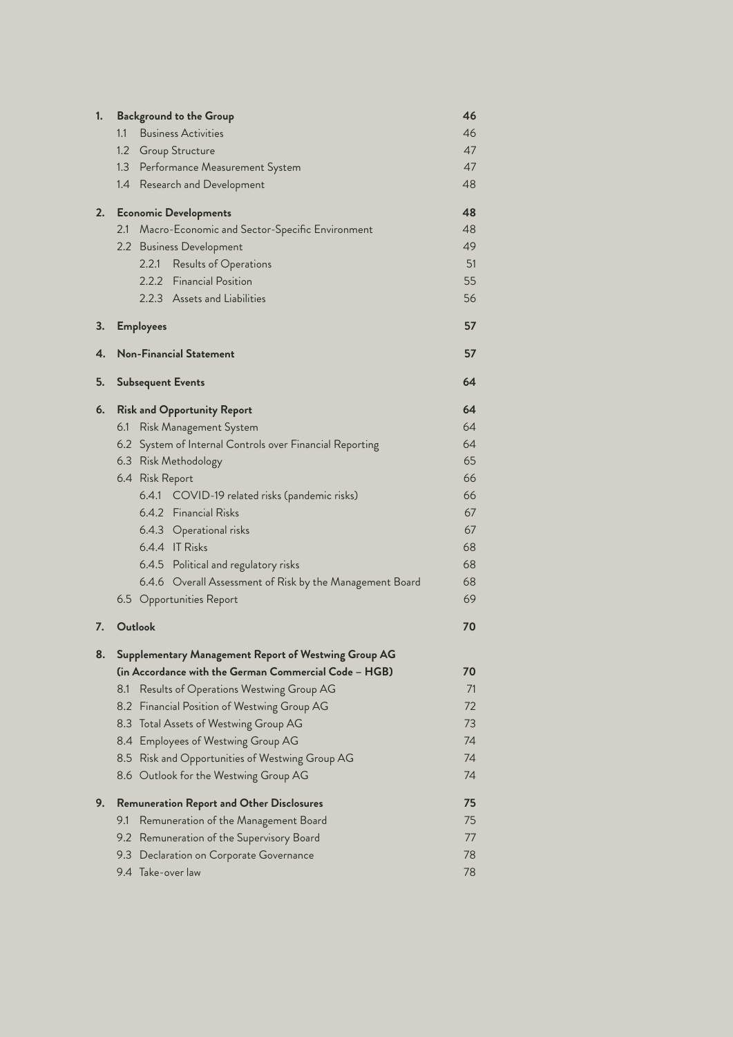| | | | |
|---|---|---|---|
| **1.** | **Background to the Group** | | **46** |
| | 1.1 | Business Activities | 46 |
| | 1.2 | Group Structure | 47 |
| | 1.3 | Performance Measurement System | 47 |
| | 1.4 | Research and Development | 48 |
| **2.** | **Economic Developments** | | **48** |
| | 2.1 | Macro-Economic and Sector-Specific Environment | 48 |
| | 2.2 | Business Development | 49 |
| | | 2.2.1 Results of Operations | 51 |
| | | 2.2.2 Financial Position | 55 |
| | | 2.2.3 Assets and Liabilities | 56 |
| **3.** | **Employees** | | **57** |
| **4.** | **Non-Financial Statement** | | **57** |
| **5.** | **Subsequent Events** | | **64** |
| **6.** | **Risk and Opportunity Report** | | **64** |
| | 6.1 | Risk Management System | 64 |
| | 6.2 | System of Internal Controls over Financial Reporting | 64 |
| | 6.3 | Risk Methodology | 65 |
| | 6.4 | Risk Report | 66 |
| | | 6.4.1 COVID-19 related risks (pandemic risks) | 66 |
| | | 6.4.2 Financial Risks | 67 |
| | | 6.4.3 Operational risks | 67 |
| | | 6.4.4 IT Risks | 68 |
| | | 6.4.5 Political and regulatory risks | 68 |
| | | 6.4.6 Overall Assessment of Risk by the Management Board | 68 |
| | 6.5 | Opportunities Report | 69 |
| **7.** | **Outlook** | | **70** |
| **8.** | **Supplementary Management Report of Westwing Group AG (in Accordance with the German Commercial Code – HGB)** | | **70** |
| | 8.1 | Results of Operations Westwing Group AG | 71 |
| | 8.2 | Financial Position of Westwing Group AG | 72 |
| | 8.3 | Total Assets of Westwing Group AG | 73 |
| | 8.4 | Employees of Westwing Group AG | 74 |
| | 8.5 | Risk and Opportunities of Westwing Group AG | 74 |
| | 8.6 | Outlook for the Westwing Group AG | 74 |
| **9.** | **Remuneration Report and Other Disclosures** | | **75** |
| | 9.1 | Remuneration of the Management Board | 75 |
| | 9.2 | Remuneration of the Supervisory Board | 77 |
| | 9.3 | Declaration on Corporate Governance | 78 |
| | 9.4 | Take-over law | 78 |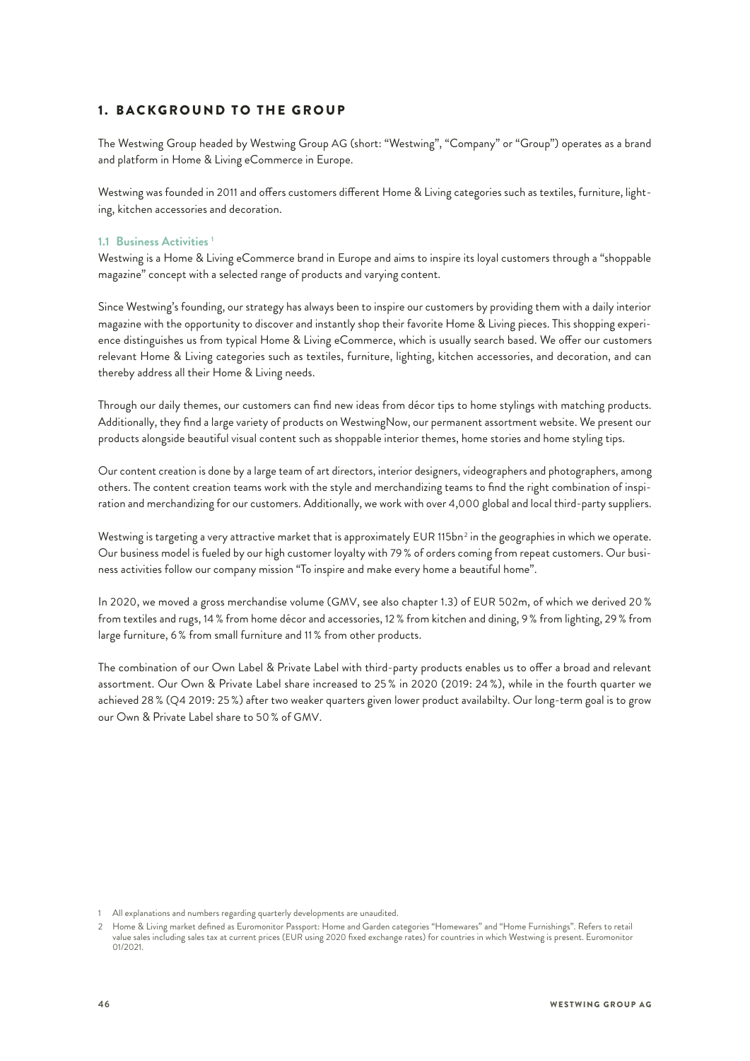# 1. BACKGROUND TO THE GROUP

The Westwing Group headed by Westwing Group AG (short: "Westwing", "Company" or "Group") operates as a brand and platform in Home & Living eCommerce in Europe.

Westwing was founded in 2011 and offers customers different Home & Living categories such as textiles, furniture, lighting, kitchen accessories and decoration.

### 1.1 Business Activities [1]

Westwing is a Home & Living eCommerce brand in Europe and aims to inspire its loyal customers through a "shoppable magazine" concept with a selected range of products and varying content.

Since Westwing's founding, our strategy has always been to inspire our customers by providing them with a daily interior magazine with the opportunity to discover and instantly shop their favorite Home & Living pieces. This shopping experience distinguishes us from typical Home & Living eCommerce, which is usually search based. We offer our customers relevant Home & Living categories such as textiles, furniture, lighting, kitchen accessories, and decoration, and can thereby address all their Home & Living needs.

Through our daily themes, our customers can find new ideas from décor tips to home stylings with matching products. Additionally, they find a large variety of products on WestwingNow, our permanent assortment website. We present our products alongside beautiful visual content such as shoppable interior themes, home stories and home styling tips.

Our content creation is done by a large team of art directors, interior designers, videographers and photographers, among others. The content creation teams work with the style and merchandizing teams to find the right combination of inspiration and merchandizing for our customers. Additionally, we work with over 4,000 global and local third-party suppliers.

Westwing is targeting a very attractive market that is approximately EUR 115bn[2] in the geographies in which we operate. Our business model is fueled by our high customer loyalty with 79 % of orders coming from repeat customers. Our business activities follow our company mission "To inspire and make every home a beautiful home".

In 2020, we moved a gross merchandise volume (GMV, see also chapter 1.3) of EUR 502m, of which we derived 20 % from textiles and rugs, 14 % from home décor and accessories, 12 % from kitchen and dining, 9 % from lighting, 29 % from large furniture, 6 % from small furniture and 11 % from other products.

The combination of our Own Label & Private Label with third-party products enables us to offer a broad and relevant assortment. Our Own & Private Label share increased to 25 % in 2020 (2019: 24 %), while in the fourth quarter we achieved 28 % (Q4 2019: 25 %) after two weaker quarters given lower product availabilty. Our long-term goal is to grow our Own & Private Label share to 50 % of GMV.

---

1 All explanations and numbers regarding quarterly developments are unaudited.

2 Home & Living market defined as Euromonitor Passport: Home and Garden categories "Homewares" and "Home Furnishings". Refers to retail value sales including sales tax at current prices (EUR using 2020 fixed exchange rates) for countries in which Westwing is present. Euromonitor 01/2021.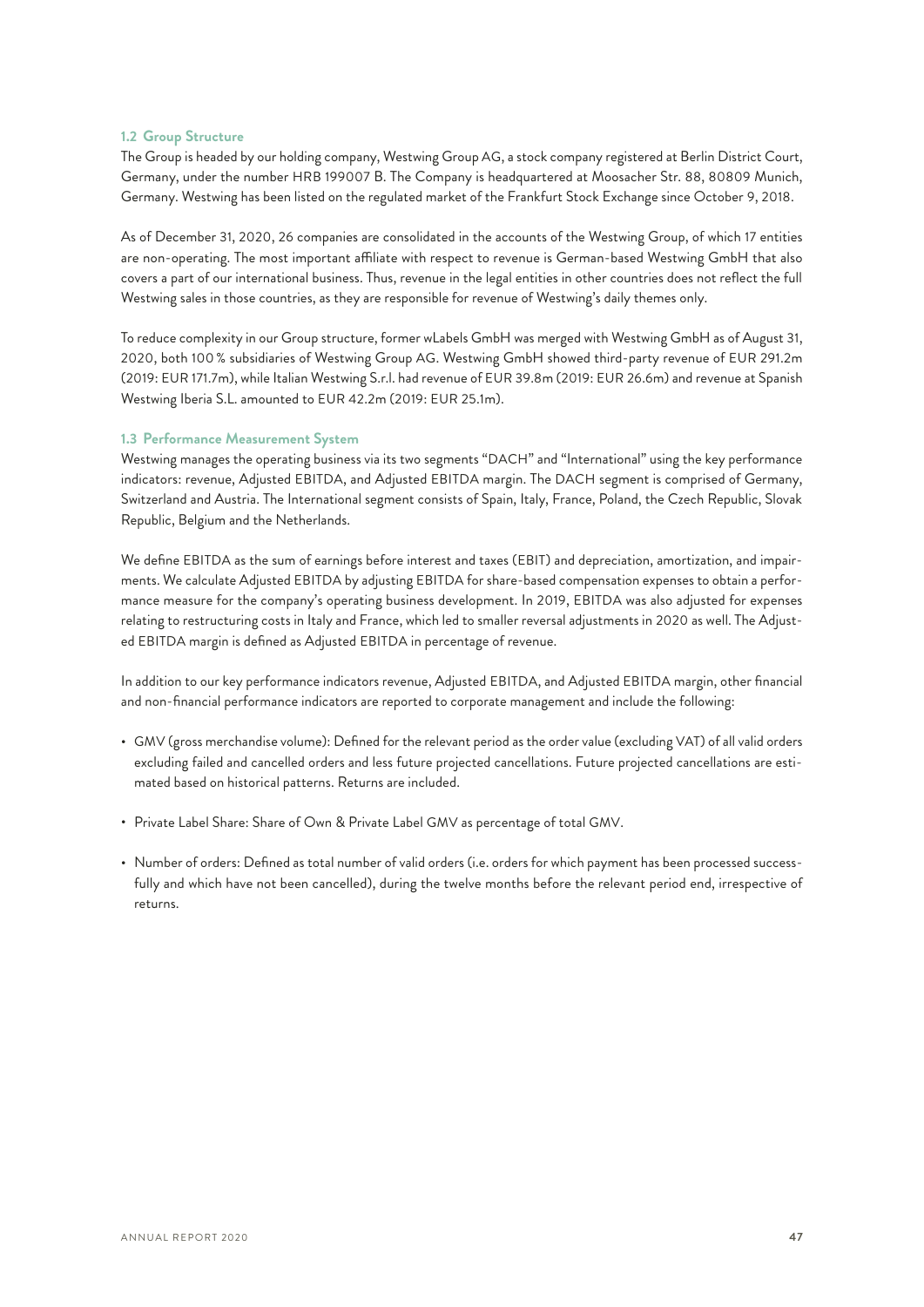### 1.2 Group Structure

The Group is headed by our holding company, Westwing Group AG, a stock company registered at Berlin District Court, Germany, under the number HRB 199007 B. The Company is headquartered at Moosacher Str. 88, 80809 Munich, Germany. Westwing has been listed on the regulated market of the Frankfurt Stock Exchange since October 9, 2018.

As of December 31, 2020, 26 companies are consolidated in the accounts of the Westwing Group, of which 17 entities are non-operating. The most important affiliate with respect to revenue is German-based Westwing GmbH that also covers a part of our international business. Thus, revenue in the legal entities in other countries does not reflect the full Westwing sales in those countries, as they are responsible for revenue of Westwing's daily themes only.

To reduce complexity in our Group structure, former wLabels GmbH was merged with Westwing GmbH as of August 31, 2020, both 100 % subsidiaries of Westwing Group AG. Westwing GmbH showed third-party revenue of EUR 291.2m (2019: EUR 171.7m), while Italian Westwing S.r.l. had revenue of EUR 39.8m (2019: EUR 26.6m) and revenue at Spanish Westwing Iberia S.L. amounted to EUR 42.2m (2019: EUR 25.1m).

### 1.3 Performance Measurement System

Westwing manages the operating business via its two segments "DACH" and "International" using the key performance indicators: revenue, Adjusted EBITDA, and Adjusted EBITDA margin. The DACH segment is comprised of Germany, Switzerland and Austria. The International segment consists of Spain, Italy, France, Poland, the Czech Republic, Slovak Republic, Belgium and the Netherlands.

We define EBITDA as the sum of earnings before interest and taxes (EBIT) and depreciation, amortization, and impairments. We calculate Adjusted EBITDA by adjusting EBITDA for share-based compensation expenses to obtain a performance measure for the company's operating business development. In 2019, EBITDA was also adjusted for expenses relating to restructuring costs in Italy and France, which led to smaller reversal adjustments in 2020 as well. The Adjusted EBITDA margin is defined as Adjusted EBITDA in percentage of revenue.

In addition to our key performance indicators revenue, Adjusted EBITDA, and Adjusted EBITDA margin, other financial and non-financial performance indicators are reported to corporate management and include the following:

- GMV (gross merchandise volume): Defined for the relevant period as the order value (excluding VAT) of all valid orders excluding failed and cancelled orders and less future projected cancellations. Future projected cancellations are estimated based on historical patterns. Returns are included.
- Private Label Share: Share of Own & Private Label GMV as percentage of total GMV.
- Number of orders: Defined as total number of valid orders (i.e. orders for which payment has been processed successfully and which have not been cancelled), during the twelve months before the relevant period end, irrespective of returns.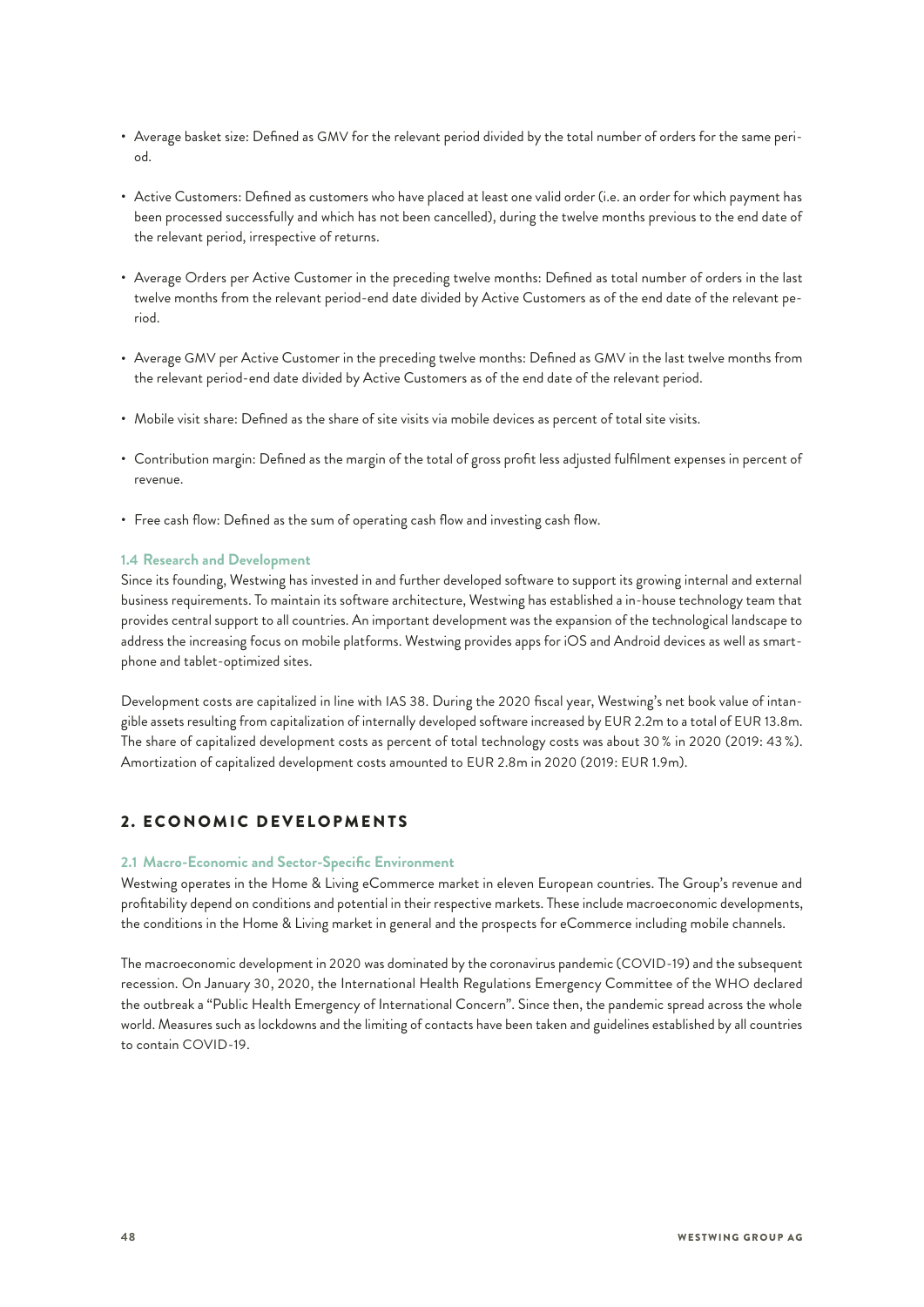- Average basket size: Defined as GMV for the relevant period divided by the total number of orders for the same period.

- Active Customers: Defined as customers who have placed at least one valid order (i.e. an order for which payment has been processed successfully and which has not been cancelled), during the twelve months previous to the end date of the relevant period, irrespective of returns.

- Average Orders per Active Customer in the preceding twelve months: Defined as total number of orders in the last twelve months from the relevant period-end date divided by Active Customers as of the end date of the relevant period.

- Average GMV per Active Customer in the preceding twelve months: Defined as GMV in the last twelve months from the relevant period-end date divided by Active Customers as of the end date of the relevant period.

- Mobile visit share: Defined as the share of site visits via mobile devices as percent of total site visits.

- Contribution margin: Defined as the margin of the total of gross profit less adjusted fulfilment expenses in percent of revenue.

- Free cash flow: Defined as the sum of operating cash flow and investing cash flow.

### 1.4 Research and Development

Since its founding, Westwing has invested in and further developed software to support its growing internal and external business requirements. To maintain its software architecture, Westwing has established a in-house technology team that provides central support to all countries. An important development was the expansion of the technological landscape to address the increasing focus on mobile platforms. Westwing provides apps for iOS and Android devices as well as smartphone and tablet-optimized sites.

Development costs are capitalized in line with IAS 38. During the 2020 fiscal year, Westwing's net book value of intangible assets resulting from capitalization of internally developed software increased by EUR 2.2m to a total of EUR 13.8m. The share of capitalized development costs as percent of total technology costs was about 30 % in 2020 (2019: 43 %). Amortization of capitalized development costs amounted to EUR 2.8m in 2020 (2019: EUR 1.9m).

## 2. ECONOMIC DEVELOPMENTS

### 2.1 Macro-Economic and Sector-Specific Environment

Westwing operates in the Home & Living eCommerce market in eleven European countries. The Group's revenue and profitability depend on conditions and potential in their respective markets. These include macroeconomic developments, the conditions in the Home & Living market in general and the prospects for eCommerce including mobile channels.

The macroeconomic development in 2020 was dominated by the coronavirus pandemic (COVID-19) and the subsequent recession. On January 30, 2020, the International Health Regulations Emergency Committee of the WHO declared the outbreak a "Public Health Emergency of International Concern". Since then, the pandemic spread across the whole world. Measures such as lockdowns and the limiting of contacts have been taken and guidelines established by all countries to contain COVID-19.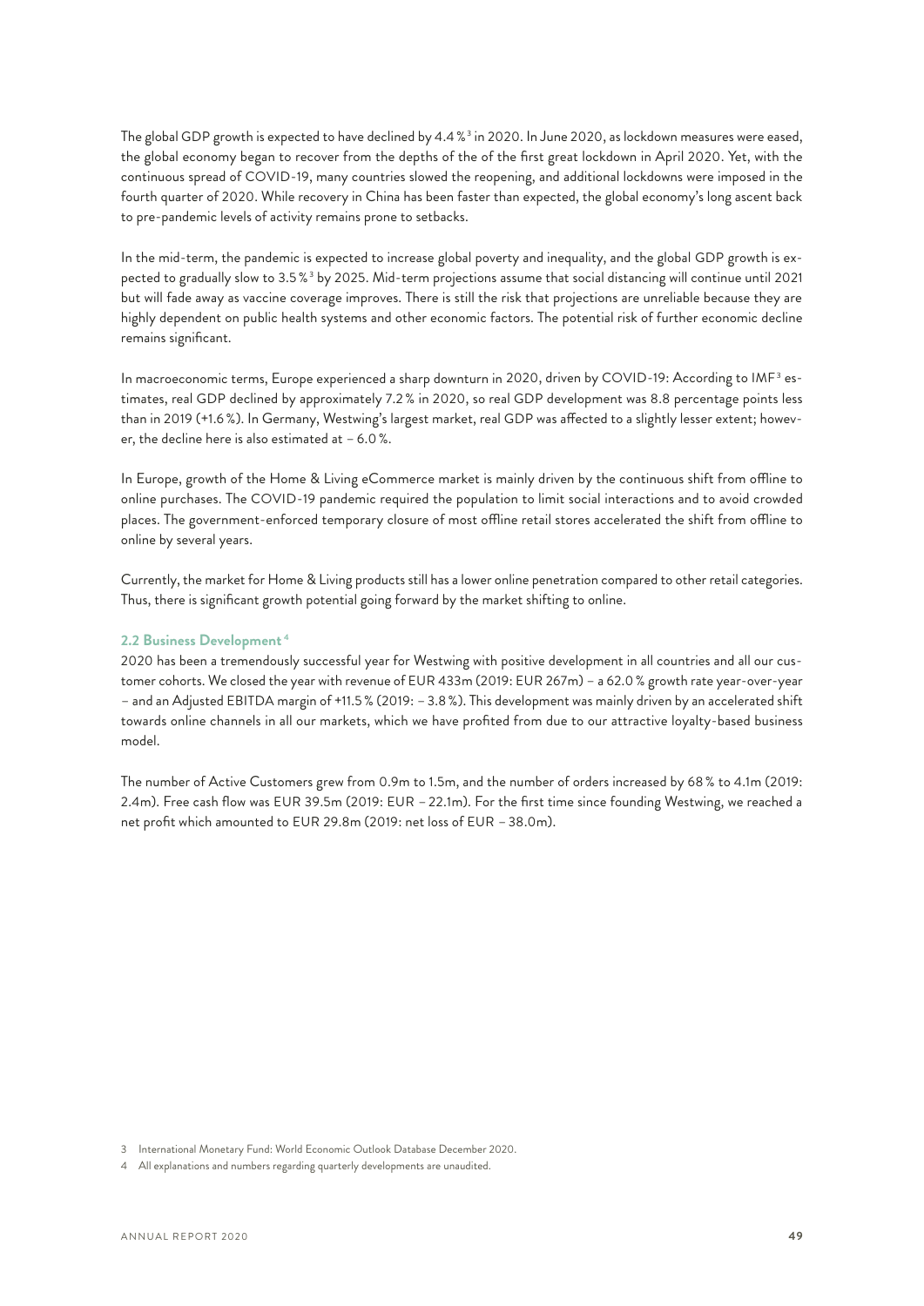The global GDP growth is expected to have declined by 4.4 %[3] in 2020. In June 2020, as lockdown measures were eased, the global economy began to recover from the depths of the of the first great lockdown in April 2020. Yet, with the continuous spread of COVID-19, many countries slowed the reopening, and additional lockdowns were imposed in the fourth quarter of 2020. While recovery in China has been faster than expected, the global economy's long ascent back to pre-pandemic levels of activity remains prone to setbacks.

In the mid-term, the pandemic is expected to increase global poverty and inequality, and the global GDP growth is expected to gradually slow to 3.5 %[3] by 2025. Mid-term projections assume that social distancing will continue until 2021 but will fade away as vaccine coverage improves. There is still the risk that projections are unreliable because they are highly dependent on public health systems and other economic factors. The potential risk of further economic decline remains significant.

In macroeconomic terms, Europe experienced a sharp downturn in 2020, driven by COVID-19: According to IMF[3] estimates, real GDP declined by approximately 7.2 % in 2020, so real GDP development was 8.8 percentage points less than in 2019 (+1.6 %). In Germany, Westwing's largest market, real GDP was affected to a slightly lesser extent; however, the decline here is also estimated at – 6.0 %.

In Europe, growth of the Home & Living eCommerce market is mainly driven by the continuous shift from offline to online purchases. The COVID-19 pandemic required the population to limit social interactions and to avoid crowded places. The government-enforced temporary closure of most offline retail stores accelerated the shift from offline to online by several years.

Currently, the market for Home & Living products still has a lower online penetration compared to other retail categories. Thus, there is significant growth potential going forward by the market shifting to online.

### 2.2 Business Development[4]

2020 has been a tremendously successful year for Westwing with positive development in all countries and all our customer cohorts. We closed the year with revenue of EUR 433m (2019: EUR 267m) – a 62.0 % growth rate year-over-year – and an Adjusted EBITDA margin of +11.5 % (2019: – 3.8 %). This development was mainly driven by an accelerated shift towards online channels in all our markets, which we have profited from due to our attractive loyalty-based business model.

The number of Active Customers grew from 0.9m to 1.5m, and the number of orders increased by 68 % to 4.1m (2019: 2.4m). Free cash flow was EUR 39.5m (2019: EUR – 22.1m). For the first time since founding Westwing, we reached a net profit which amounted to EUR 29.8m (2019: net loss of EUR – 38.0m).

3 International Monetary Fund: World Economic Outlook Database December 2020.

4 All explanations and numbers regarding quarterly developments are unaudited.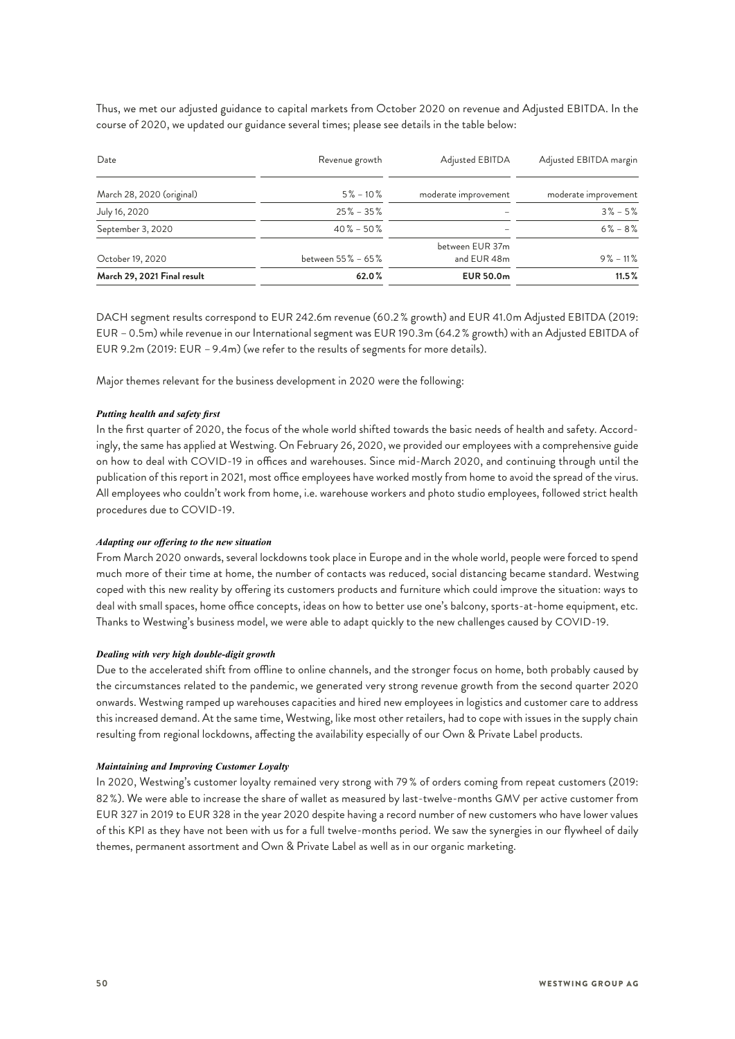Thus, we met our adjusted guidance to capital markets from October 2020 on revenue and Adjusted EBITDA. In the course of 2020, we updated our guidance several times; please see details in the table below:

| Date | Revenue growth | Adjusted EBITDA | Adjusted EBITDA margin |
|---|---|---|---|
| March 28, 2020 (original) | 5% – 10% | moderate improvement | moderate improvement |
| July 16, 2020 | 25% – 35% | – | 3% – 5% |
| September 3, 2020 | 40% – 50% | – | 6% – 8% |
| October 19, 2020 | between 55% – 65% | between EUR 37m and EUR 48m | 9% – 11% |
| **March 29, 2021 Final result** | **62.0%** | **EUR 50.0m** | **11.5%** |

DACH segment results correspond to EUR 242.6m revenue (60.2% growth) and EUR 41.0m Adjusted EBITDA (2019: EUR –0.5m) while revenue in our International segment was EUR 190.3m (64.2% growth) with an Adjusted EBITDA of EUR 9.2m (2019: EUR –9.4m) (we refer to the results of segments for more details).

Major themes relevant for the business development in 2020 were the following:

***Putting health and safety first***

In the first quarter of 2020, the focus of the whole world shifted towards the basic needs of health and safety. Accordingly, the same has applied at Westwing. On February 26, 2020, we provided our employees with a comprehensive guide on how to deal with COVID-19 in offices and warehouses. Since mid-March 2020, and continuing through until the publication of this report in 2021, most office employees have worked mostly from home to avoid the spread of the virus. All employees who couldn't work from home, i.e. warehouse workers and photo studio employees, followed strict health procedures due to COVID-19.

***Adapting our offering to the new situation***

From March 2020 onwards, several lockdowns took place in Europe and in the whole world, people were forced to spend much more of their time at home, the number of contacts was reduced, social distancing became standard. Westwing coped with this new reality by offering its customers products and furniture which could improve the situation: ways to deal with small spaces, home office concepts, ideas on how to better use one's balcony, sports-at-home equipment, etc. Thanks to Westwing's business model, we were able to adapt quickly to the new challenges caused by COVID-19.

***Dealing with very high double-digit growth***

Due to the accelerated shift from offline to online channels, and the stronger focus on home, both probably caused by the circumstances related to the pandemic, we generated very strong revenue growth from the second quarter 2020 onwards. Westwing ramped up warehouses capacities and hired new employees in logistics and customer care to address this increased demand. At the same time, Westwing, like most other retailers, had to cope with issues in the supply chain resulting from regional lockdowns, affecting the availability especially of our Own & Private Label products.

***Maintaining and Improving Customer Loyalty***

In 2020, Westwing's customer loyalty remained very strong with 79% of orders coming from repeat customers (2019: 82%). We were able to increase the share of wallet as measured by last-twelve-months GMV per active customer from EUR 327 in 2019 to EUR 328 in the year 2020 despite having a record number of new customers who have lower values of this KPI as they have not been with us for a full twelve-months period. We saw the synergies in our flywheel of daily themes, permanent assortment and Own & Private Label as well as in our organic marketing.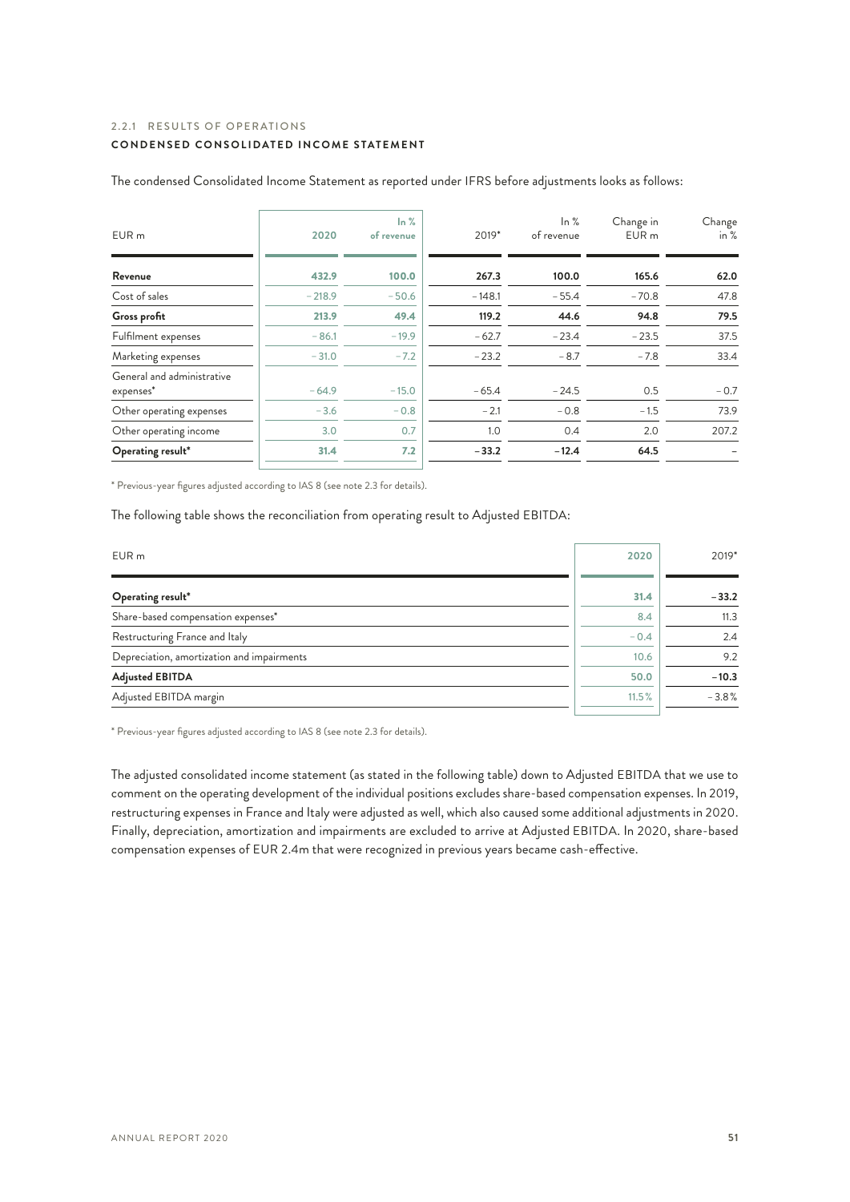### 2.2.1 RESULTS OF OPERATIONS

#### CONDENSED CONSOLIDATED INCOME STATEMENT

The condensed Consolidated Income Statement as reported under IFRS before adjustments looks as follows:

| EUR m | 2020 | In % of revenue | 2019* | In % of revenue | Change in EUR m | Change in % |
|---|---|---|---|---|---|---|
| **Revenue** | **432.9** | **100.0** | **267.3** | **100.0** | **165.6** | **62.0** |
| Cost of sales | −218.9 | −50.6 | −148.1 | −55.4 | −70.8 | 47.8 |
| **Gross profit** | **213.9** | **49.4** | **119.2** | **44.6** | **94.8** | **79.5** |
| Fulfilment expenses | −86.1 | −19.9 | −62.7 | −23.4 | −23.5 | 37.5 |
| Marketing expenses | −31.0 | −7.2 | −23.2 | −8.7 | −7.8 | 33.4 |
| General and administrative expenses* | −64.9 | −15.0 | −65.4 | −24.5 | 0.5 | −0.7 |
| Other operating expenses | −3.6 | −0.8 | −2.1 | −0.8 | −1.5 | 73.9 |
| Other operating income | 3.0 | 0.7 | 1.0 | 0.4 | 2.0 | 207.2 |
| **Operating result*** | **31.4** | **7.2** | **−33.2** | **−12.4** | **64.5** | – |

* Previous-year figures adjusted according to IAS 8 (see note 2.3 for details).

The following table shows the reconciliation from operating result to Adjusted EBITDA:

| EUR m | 2020 | 2019* |
|---|---|---|
| **Operating result*** | **31.4** | **−33.2** |
| Share-based compensation expenses* | 8.4 | 11.3 |
| Restructuring France and Italy | −0.4 | 2.4 |
| Depreciation, amortization and impairments | 10.6 | 9.2 |
| **Adjusted EBITDA** | **50.0** | **−10.3** |
| Adjusted EBITDA margin | 11.5% | −3.8% |

* Previous-year figures adjusted according to IAS 8 (see note 2.3 for details).

The adjusted consolidated income statement (as stated in the following table) down to Adjusted EBITDA that we use to comment on the operating development of the individual positions excludes share-based compensation expenses. In 2019, restructuring expenses in France and Italy were adjusted as well, which also caused some additional adjustments in 2020. Finally, depreciation, amortization and impairments are excluded to arrive at Adjusted EBITDA. In 2020, share-based compensation expenses of EUR 2.4m that were recognized in previous years became cash-effective.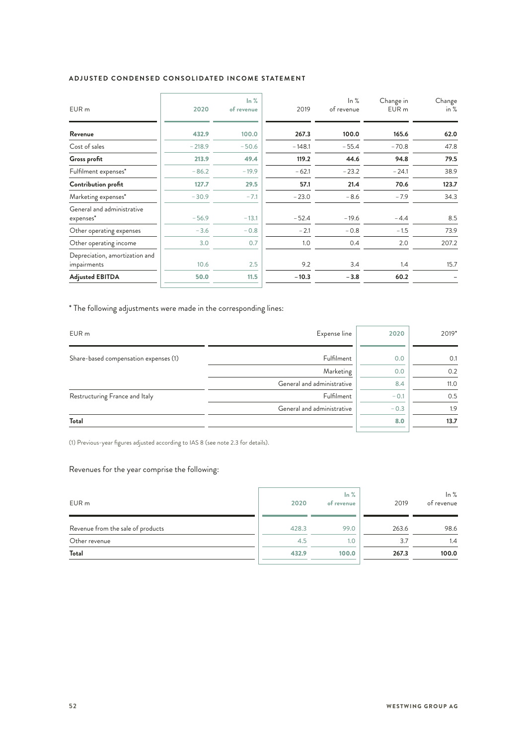#### ADJUSTED CONDENSED CONSOLIDATED INCOME STATEMENT

| EUR m | 2020 | In % of revenue | 2019 | In % of revenue | Change in EUR m | Change in % |
|---|---|---|---|---|---|---|
| **Revenue** | **432.9** | **100.0** | **267.3** | **100.0** | **165.6** | **62.0** |
| Cost of sales | – 218.9 | – 50.6 | – 148.1 | – 55.4 | – 70.8 | 47.8 |
| **Gross profit** | **213.9** | **49.4** | **119.2** | **44.6** | **94.8** | **79.5** |
| Fulfilment expenses* | – 86.2 | – 19.9 | – 62.1 | – 23.2 | – 24.1 | 38.9 |
| **Contribution profit** | **127.7** | **29.5** | **57.1** | **21.4** | **70.6** | **123.7** |
| Marketing expenses* | – 30.9 | – 7.1 | – 23.0 | – 8.6 | – 7.9 | 34.3 |
| General and administrative expenses* | – 56.9 | – 13.1 | – 52.4 | – 19.6 | – 4.4 | 8.5 |
| Other operating expenses | – 3.6 | – 0.8 | – 2.1 | – 0.8 | – 1.5 | 73.9 |
| Other operating income | 3.0 | 0.7 | 1.0 | 0.4 | 2.0 | 207.2 |
| Depreciation, amortization and impairments | 10.6 | 2.5 | 9.2 | 3.4 | 1.4 | 15.7 |
| **Adjusted EBITDA** | **50.0** | **11.5** | **– 10.3** | **– 3.8** | **60.2** | – |

* The following adjustments were made in the corresponding lines:

| EUR m | Expense line | 2020 | 2019* |
|---|---|---|---|
| Share-based compensation expenses (1) | Fulfilment | 0.0 | 0.1 |
| | Marketing | 0.0 | 0.2 |
| | General and administrative | 8.4 | 11.0 |
| Restructuring France and Italy | Fulfilment | – 0.1 | 0.5 |
| | General and administrative | – 0.3 | 1.9 |
| **Total** | | **8.0** | **13.7** |

(1) Previous-year figures adjusted according to IAS 8 (see note 2.3 for details).

Revenues for the year comprise the following:

| EUR m | 2020 | In % of revenue | 2019 | In % of revenue |
|---|---|---|---|---|
| Revenue from the sale of products | 428.3 | 99.0 | 263.6 | 98.6 |
| Other revenue | 4.5 | 1.0 | 3.7 | 1.4 |
| **Total** | **432.9** | **100.0** | **267.3** | **100.0** |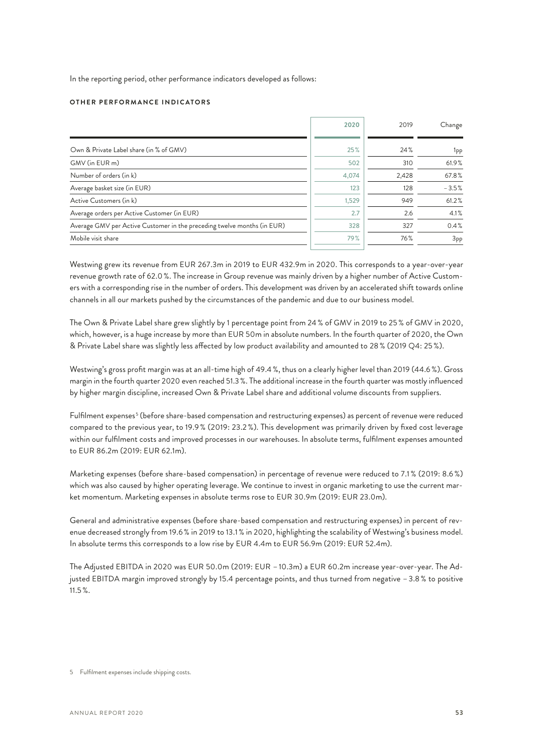In the reporting period, other performance indicators developed as follows:

**OTHER PERFORMANCE INDICATORS**

| | 2020 | 2019 | Change |
|---|---|---|---|
| Own & Private Label share (in % of GMV) | 25% | 24% | 1pp |
| GMV (in EUR m) | 502 | 310 | 61.9% |
| Number of orders (in k) | 4,074 | 2,428 | 67.8% |
| Average basket size (in EUR) | 123 | 128 | – 3.5% |
| Active Customers (in k) | 1,529 | 949 | 61.2% |
| Average orders per Active Customer (in EUR) | 2.7 | 2.6 | 4.1% |
| Average GMV per Active Customer in the preceding twelve months (in EUR) | 328 | 327 | 0.4% |
| Mobile visit share | 79% | 76% | 3pp |

Westwing grew its revenue from EUR 267.3m in 2019 to EUR 432.9m in 2020. This corresponds to a year-over-year revenue growth rate of 62.0 %. The increase in Group revenue was mainly driven by a higher number of Active Customers with a corresponding rise in the number of orders. This development was driven by an accelerated shift towards online channels in all our markets pushed by the circumstances of the pandemic and due to our business model.

The Own & Private Label share grew slightly by 1 percentage point from 24 % of GMV in 2019 to 25 % of GMV in 2020, which, however, is a huge increase by more than EUR 50m in absolute numbers. In the fourth quarter of 2020, the Own & Private Label share was slightly less affected by low product availability and amounted to 28 % (2019 Q4: 25 %).

Westwing's gross profit margin was at an all-time high of 49.4 %, thus on a clearly higher level than 2019 (44.6 %). Gross margin in the fourth quarter 2020 even reached 51.3 %. The additional increase in the fourth quarter was mostly influenced by higher margin discipline, increased Own & Private Label share and additional volume discounts from suppliers.

Fulfilment expenses[5] (before share-based compensation and restructuring expenses) as percent of revenue were reduced compared to the previous year, to 19.9 % (2019: 23.2 %). This development was primarily driven by fixed cost leverage within our fulfilment costs and improved processes in our warehouses. In absolute terms, fulfilment expenses amounted to EUR 86.2m (2019: EUR 62.1m).

Marketing expenses (before share-based compensation) in percentage of revenue were reduced to 7.1 % (2019: 8.6 %) which was also caused by higher operating leverage. We continue to invest in organic marketing to use the current market momentum. Marketing expenses in absolute terms rose to EUR 30.9m (2019: EUR 23.0m).

General and administrative expenses (before share-based compensation and restructuring expenses) in percent of revenue decreased strongly from 19.6 % in 2019 to 13.1 % in 2020, highlighting the scalability of Westwing's business model. In absolute terms this corresponds to a low rise by EUR 4.4m to EUR 56.9m (2019: EUR 52.4m).

The Adjusted EBITDA in 2020 was EUR 50.0m (2019: EUR – 10.3m) a EUR 60.2m increase year-over-year. The Adjusted EBITDA margin improved strongly by 15.4 percentage points, and thus turned from negative – 3.8 % to positive 11.5 %.

5 Fulfilment expenses include shipping costs.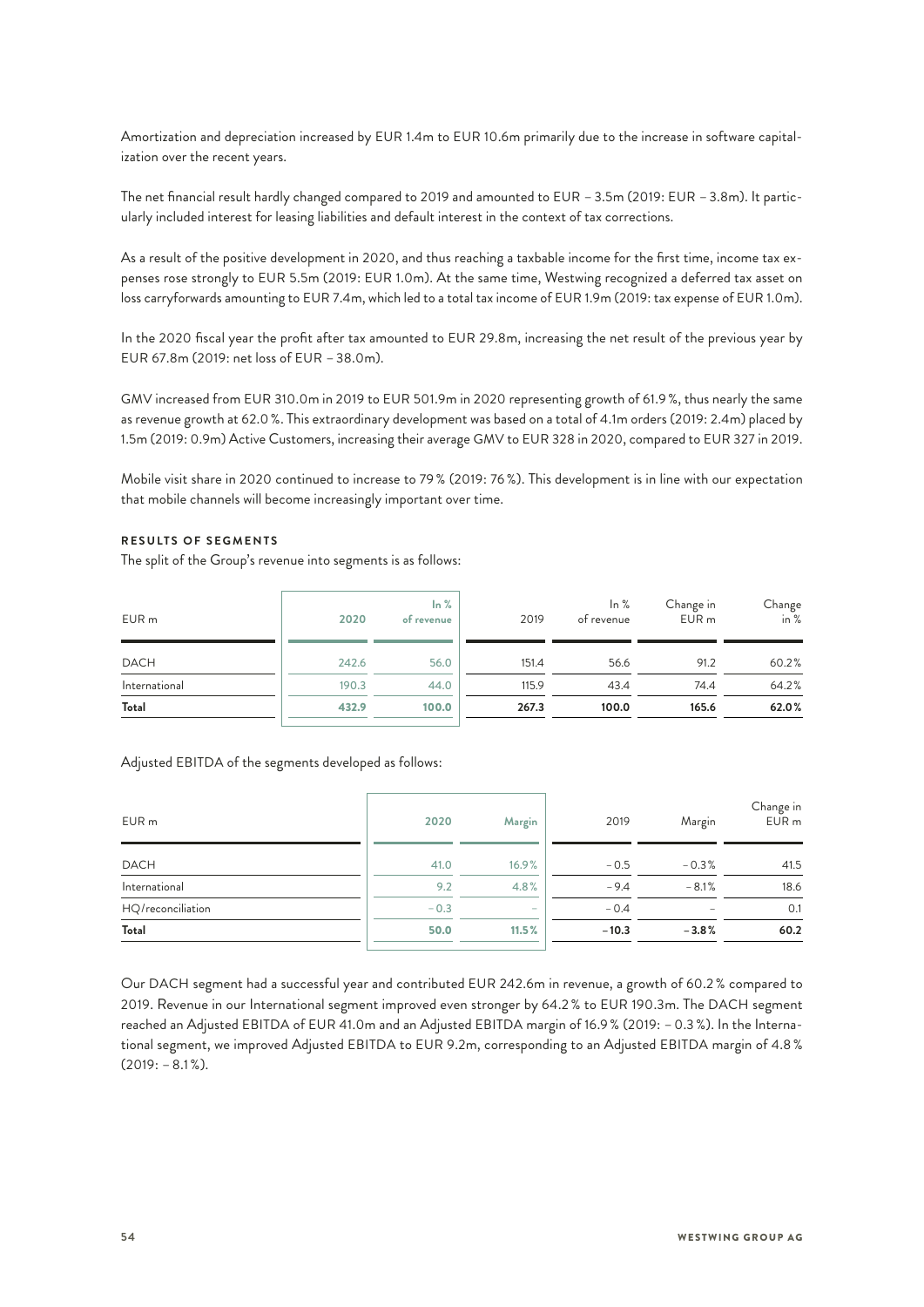Amortization and depreciation increased by EUR 1.4m to EUR 10.6m primarily due to the increase in software capitalization over the recent years.

The net financial result hardly changed compared to 2019 and amounted to EUR – 3.5m (2019: EUR – 3.8m). It particularly included interest for leasing liabilities and default interest in the context of tax corrections.

As a result of the positive development in 2020, and thus reaching a taxbable income for the first time, income tax expenses rose strongly to EUR 5.5m (2019: EUR 1.0m). At the same time, Westwing recognized a deferred tax asset on loss carryforwards amounting to EUR 7.4m, which led to a total tax income of EUR 1.9m (2019: tax expense of EUR 1.0m).

In the 2020 fiscal year the profit after tax amounted to EUR 29.8m, increasing the net result of the previous year by EUR 67.8m (2019: net loss of EUR – 38.0m).

GMV increased from EUR 310.0m in 2019 to EUR 501.9m in 2020 representing growth of 61.9 %, thus nearly the same as revenue growth at 62.0 %. This extraordinary development was based on a total of 4.1m orders (2019: 2.4m) placed by 1.5m (2019: 0.9m) Active Customers, increasing their average GMV to EUR 328 in 2020, compared to EUR 327 in 2019.

Mobile visit share in 2020 continued to increase to 79 % (2019: 76 %). This development is in line with our expectation that mobile channels will become increasingly important over time.

**RESULTS OF SEGMENTS**

The split of the Group's revenue into segments is as follows:

| EUR m | 2020 | In % of revenue | 2019 | In % of revenue | Change in EUR m | Change in % |
|---|---|---|---|---|---|---|
| DACH | 242.6 | 56.0 | 151.4 | 56.6 | 91.2 | 60.2% |
| International | 190.3 | 44.0 | 115.9 | 43.4 | 74.4 | 64.2% |
| **Total** | **432.9** | **100.0** | **267.3** | **100.0** | **165.6** | **62.0%** |

Adjusted EBITDA of the segments developed as follows:

| EUR m | 2020 | Margin | 2019 | Margin | Change in EUR m |
|---|---|---|---|---|---|
| DACH | 41.0 | 16.9% | – 0.5 | – 0.3% | 41.5 |
| International | 9.2 | 4.8% | – 9.4 | – 8.1% | 18.6 |
| HQ/reconciliation | – 0.3 | – | – 0.4 | – | 0.1 |
| **Total** | **50.0** | **11.5%** | **– 10.3** | **– 3.8%** | **60.2** |

Our DACH segment had a successful year and contributed EUR 242.6m in revenue, a growth of 60.2 % compared to 2019. Revenue in our International segment improved even stronger by 64.2 % to EUR 190.3m. The DACH segment reached an Adjusted EBITDA of EUR 41.0m and an Adjusted EBITDA margin of 16.9 % (2019: – 0.3 %). In the International segment, we improved Adjusted EBITDA to EUR 9.2m, corresponding to an Adjusted EBITDA margin of 4.8 % (2019: – 8.1 %).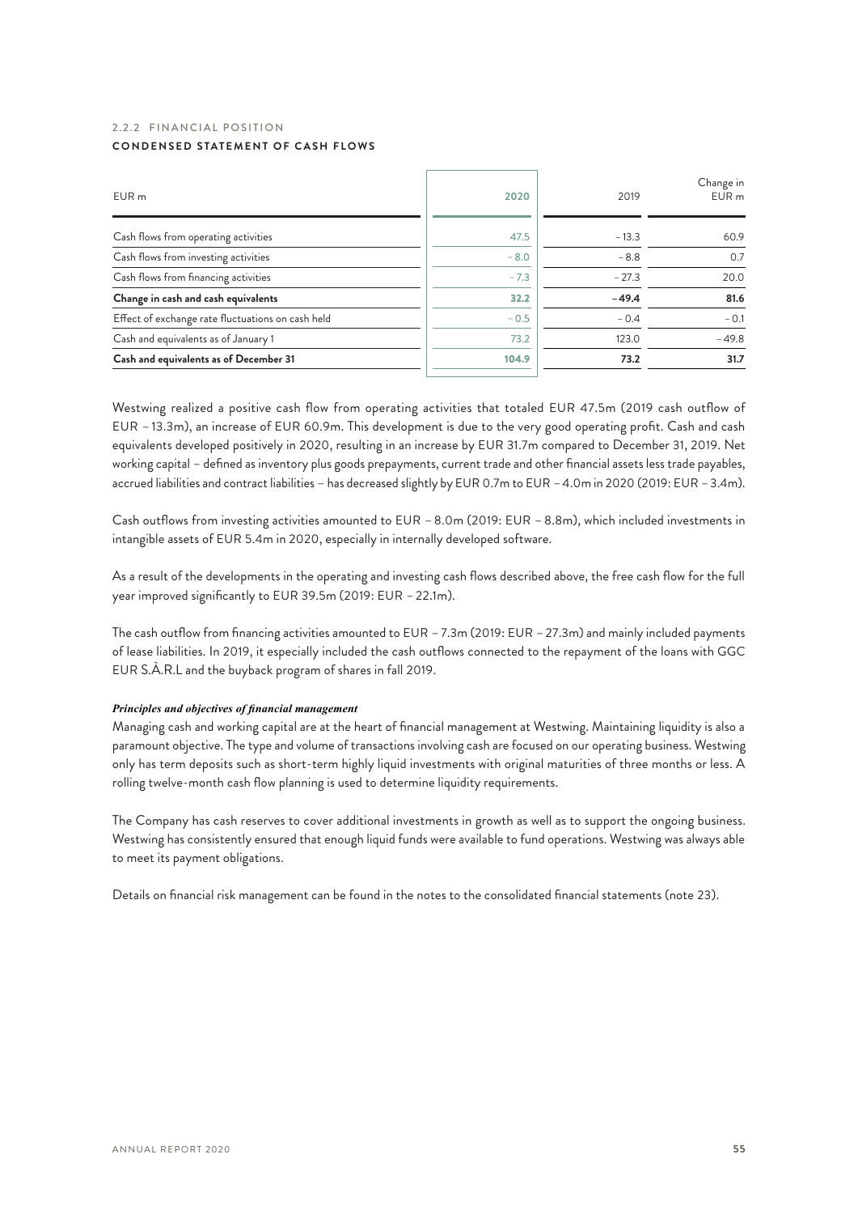## 2.2.2 FINANCIAL POSITION

**CONDENSED STATEMENT OF CASH FLOWS**

| EUR m | 2020 | 2019 | Change in EUR m |
|---|---|---|---|
| Cash flows from operating activities | 47.5 | – 13.3 | 60.9 |
| Cash flows from investing activities | – 8.0 | – 8.8 | 0.7 |
| Cash flows from financing activities | – 7.3 | – 27.3 | 20.0 |
| **Change in cash and cash equivalents** | **32.2** | **– 49.4** | **81.6** |
| Effect of exchange rate fluctuations on cash held | – 0.5 | – 0.4 | – 0.1 |
| Cash and equivalents as of January 1 | 73.2 | 123.0 | – 49.8 |
| **Cash and equivalents as of December 31** | **104.9** | **73.2** | **31.7** |

Westwing realized a positive cash flow from operating activities that totaled EUR 47.5m (2019 cash outflow of EUR – 13.3m), an increase of EUR 60.9m. This development is due to the very good operating profit. Cash and cash equivalents developed positively in 2020, resulting in an increase by EUR 31.7m compared to December 31, 2019. Net working capital – defined as inventory plus goods prepayments, current trade and other financial assets less trade payables, accrued liabilities and contract liabilities – has decreased slightly by EUR 0.7m to EUR – 4.0m in 2020 (2019: EUR – 3.4m).

Cash outflows from investing activities amounted to EUR – 8.0m (2019: EUR – 8.8m), which included investments in intangible assets of EUR 5.4m in 2020, especially in internally developed software.

As a result of the developments in the operating and investing cash flows described above, the free cash flow for the full year improved significantly to EUR 39.5m (2019: EUR – 22.1m).

The cash outflow from financing activities amounted to EUR – 7.3m (2019: EUR – 27.3m) and mainly included payments of lease liabilities. In 2019, it especially included the cash outflows connected to the repayment of the loans with GGC EUR S.À.R.L and the buyback program of shares in fall 2019.

***Principles and objectives of financial management***

Managing cash and working capital are at the heart of financial management at Westwing. Maintaining liquidity is also a paramount objective. The type and volume of transactions involving cash are focused on our operating business. Westwing only has term deposits such as short-term highly liquid investments with original maturities of three months or less. A rolling twelve-month cash flow planning is used to determine liquidity requirements.

The Company has cash reserves to cover additional investments in growth as well as to support the ongoing business. Westwing has consistently ensured that enough liquid funds were available to fund operations. Westwing was always able to meet its payment obligations.

Details on financial risk management can be found in the notes to the consolidated financial statements (note 23).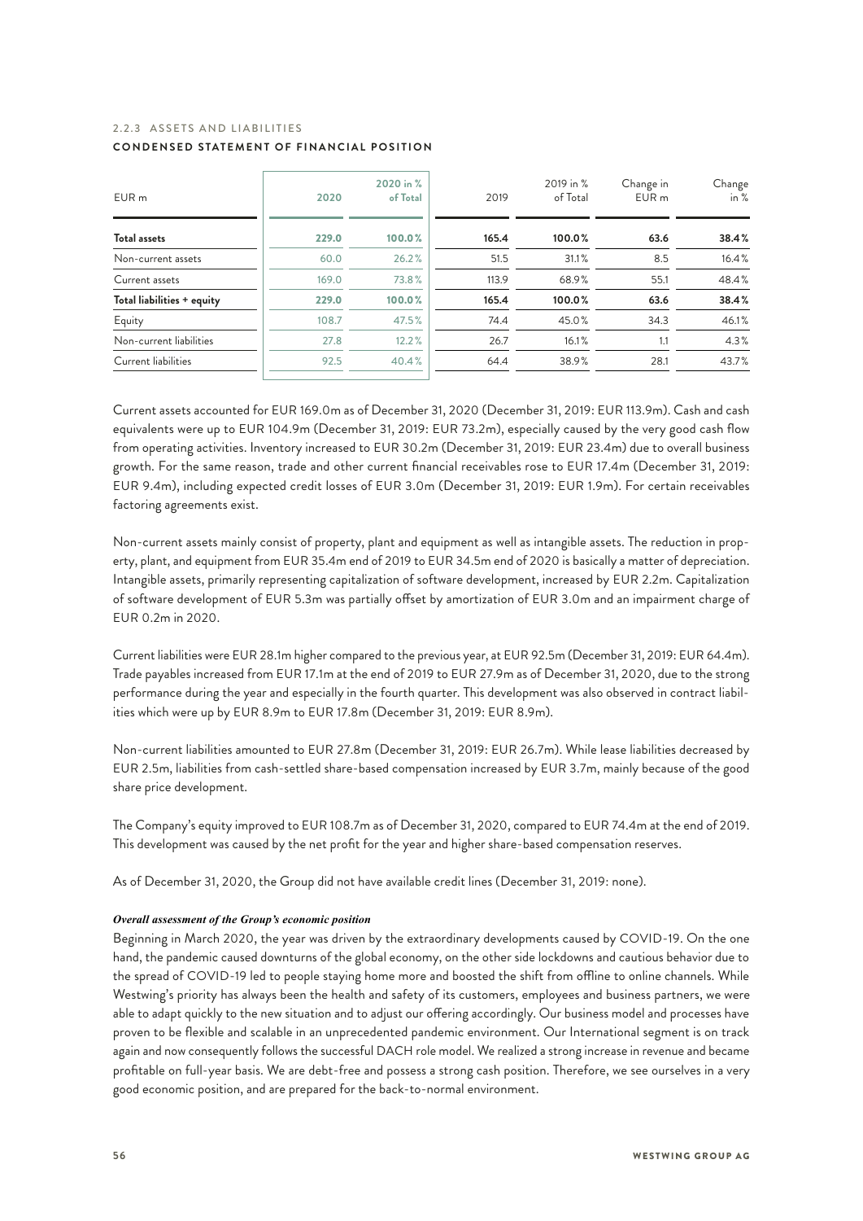#### 2.2.3 ASSETS AND LIABILITIES

**CONDENSED STATEMENT OF FINANCIAL POSITION**

| EUR m | 2020 | 2020 in % of Total | 2019 | 2019 in % of Total | Change in EUR m | Change in % |
|---|---|---|---|---|---|---|
| **Total assets** | **229.0** | **100.0%** | **165.4** | **100.0%** | **63.6** | **38.4%** |
| Non-current assets | 60.0 | 26.2% | 51.5 | 31.1% | 8.5 | 16.4% |
| Current assets | 169.0 | 73.8% | 113.9 | 68.9% | 55.1 | 48.4% |
| **Total liabilities + equity** | **229.0** | **100.0%** | **165.4** | **100.0%** | **63.6** | **38.4%** |
| Equity | 108.7 | 47.5% | 74.4 | 45.0% | 34.3 | 46.1% |
| Non-current liabilities | 27.8 | 12.2% | 26.7 | 16.1% | 1.1 | 4.3% |
| Current liabilities | 92.5 | 40.4% | 64.4 | 38.9% | 28.1 | 43.7% |

Current assets accounted for EUR 169.0m as of December 31, 2020 (December 31, 2019: EUR 113.9m). Cash and cash equivalents were up to EUR 104.9m (December 31, 2019: EUR 73.2m), especially caused by the very good cash flow from operating activities. Inventory increased to EUR 30.2m (December 31, 2019: EUR 23.4m) due to overall business growth. For the same reason, trade and other current financial receivables rose to EUR 17.4m (December 31, 2019: EUR 9.4m), including expected credit losses of EUR 3.0m (December 31, 2019: EUR 1.9m). For certain receivables factoring agreements exist.

Non-current assets mainly consist of property, plant and equipment as well as intangible assets. The reduction in property, plant, and equipment from EUR 35.4m end of 2019 to EUR 34.5m end of 2020 is basically a matter of depreciation. Intangible assets, primarily representing capitalization of software development, increased by EUR 2.2m. Capitalization of software development of EUR 5.3m was partially offset by amortization of EUR 3.0m and an impairment charge of EUR 0.2m in 2020.

Current liabilities were EUR 28.1m higher compared to the previous year, at EUR 92.5m (December 31, 2019: EUR 64.4m). Trade payables increased from EUR 17.1m at the end of 2019 to EUR 27.9m as of December 31, 2020, due to the strong performance during the year and especially in the fourth quarter. This development was also observed in contract liabilities which were up by EUR 8.9m to EUR 17.8m (December 31, 2019: EUR 8.9m).

Non-current liabilities amounted to EUR 27.8m (December 31, 2019: EUR 26.7m). While lease liabilities decreased by EUR 2.5m, liabilities from cash-settled share-based compensation increased by EUR 3.7m, mainly because of the good share price development.

The Company's equity improved to EUR 108.7m as of December 31, 2020, compared to EUR 74.4m at the end of 2019. This development was caused by the net profit for the year and higher share-based compensation reserves.

As of December 31, 2020, the Group did not have available credit lines (December 31, 2019: none).

***Overall assessment of the Group's economic position***

Beginning in March 2020, the year was driven by the extraordinary developments caused by COVID-19. On the one hand, the pandemic caused downturns of the global economy, on the other side lockdowns and cautious behavior due to the spread of COVID-19 led to people staying home more and boosted the shift from offline to online channels. While Westwing's priority has always been the health and safety of its customers, employees and business partners, we were able to adapt quickly to the new situation and to adjust our offering accordingly. Our business model and processes have proven to be flexible and scalable in an unprecedented pandemic environment. Our International segment is on track again and now consequently follows the successful DACH role model. We realized a strong increase in revenue and became profitable on full-year basis. We are debt-free and possess a strong cash position. Therefore, we see ourselves in a very good economic position, and are prepared for the back-to-normal environment.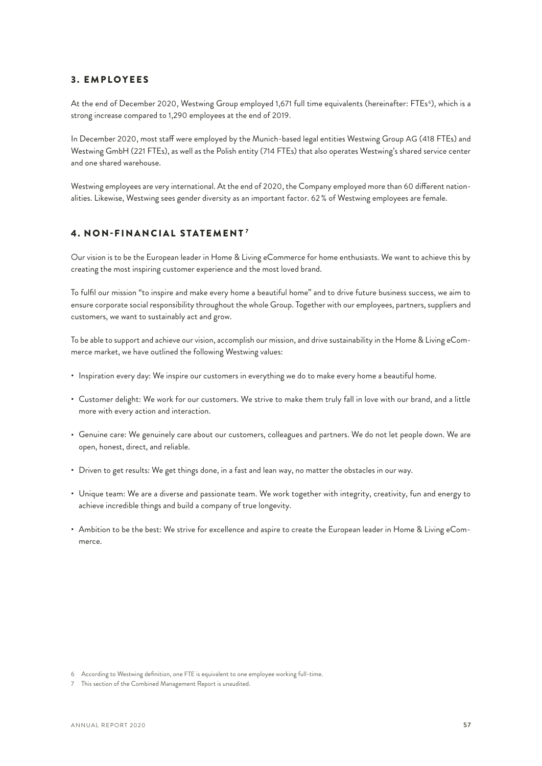## 3. EMPLOYEES

At the end of December 2020, Westwing Group employed 1,671 full time equivalents (hereinafter: FTEs[6]), which is a strong increase compared to 1,290 employees at the end of 2019.

In December 2020, most staff were employed by the Munich-based legal entities Westwing Group AG (418 FTEs) and Westwing GmbH (221 FTEs), as well as the Polish entity (714 FTEs) that also operates Westwing's shared service center and one shared warehouse.

Westwing employees are very international. At the end of 2020, the Company employed more than 60 different nationalities. Likewise, Westwing sees gender diversity as an important factor. 62 % of Westwing employees are female.

## 4. NON-FINANCIAL STATEMENT[7]

Our vision is to be the European leader in Home & Living eCommerce for home enthusiasts. We want to achieve this by creating the most inspiring customer experience and the most loved brand.

To fulfil our mission "to inspire and make every home a beautiful home" and to drive future business success, we aim to ensure corporate social responsibility throughout the whole Group. Together with our employees, partners, suppliers and customers, we want to sustainably act and grow.

To be able to support and achieve our vision, accomplish our mission, and drive sustainability in the Home & Living eCommerce market, we have outlined the following Westwing values:

- Inspiration every day: We inspire our customers in everything we do to make every home a beautiful home.
- Customer delight: We work for our customers. We strive to make them truly fall in love with our brand, and a little more with every action and interaction.
- Genuine care: We genuinely care about our customers, colleagues and partners. We do not let people down. We are open, honest, direct, and reliable.
- Driven to get results: We get things done, in a fast and lean way, no matter the obstacles in our way.
- Unique team: We are a diverse and passionate team. We work together with integrity, creativity, fun and energy to achieve incredible things and build a company of true longevity.
- Ambition to be the best: We strive for excellence and aspire to create the European leader in Home & Living eCommerce.

6 According to Westwing definition, one FTE is equivalent to one employee working full-time.

7 This section of the Combined Management Report is unaudited.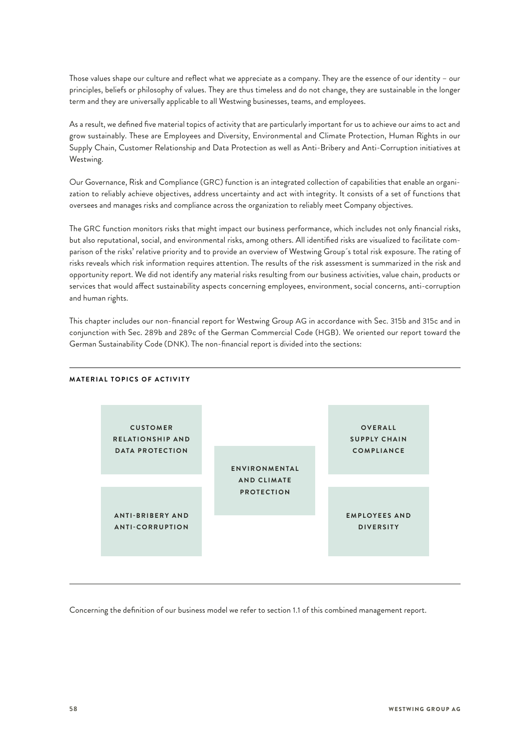Those values shape our culture and reflect what we appreciate as a company. They are the essence of our identity – our principles, beliefs or philosophy of values. They are thus timeless and do not change, they are sustainable in the longer term and they are universally applicable to all Westwing businesses, teams, and employees.

As a result, we defined five material topics of activity that are particularly important for us to achieve our aims to act and grow sustainably. These are Employees and Diversity, Environmental and Climate Protection, Human Rights in our Supply Chain, Customer Relationship and Data Protection as well as Anti-Bribery and Anti-Corruption initiatives at Westwing.

Our Governance, Risk and Compliance (GRC) function is an integrated collection of capabilities that enable an organization to reliably achieve objectives, address uncertainty and act with integrity. It consists of a set of functions that oversees and manages risks and compliance across the organization to reliably meet Company objectives.

The GRC function monitors risks that might impact our business performance, which includes not only financial risks, but also reputational, social, and environmental risks, among others. All identified risks are visualized to facilitate comparison of the risks' relative priority and to provide an overview of Westwing Group´s total risk exposure. The rating of risks reveals which risk information requires attention. The results of the risk assessment is summarized in the risk and opportunity report. We did not identify any material risks resulting from our business activities, value chain, products or services that would affect sustainability aspects concerning employees, environment, social concerns, anti-corruption and human rights.

This chapter includes our non-financial report for Westwing Group AG in accordance with Sec. 315b and 315c and in conjunction with Sec. 289b and 289c of the German Commercial Code (HGB). We oriented our report toward the German Sustainability Code (DNK). The non-financial report is divided into the sections:

**MATERIAL TOPICS OF ACTIVITY**

- CUSTOMER RELATIONSHIP AND DATA PROTECTION
- ANTI-BRIBERY AND ANTI-CORRUPTION
- ENVIRONMENTAL AND CLIMATE PROTECTION
- OVERALL SUPPLY CHAIN COMPLIANCE
- EMPLOYEES AND DIVERSITY

Concerning the definition of our business model we refer to section 1.1 of this combined management report.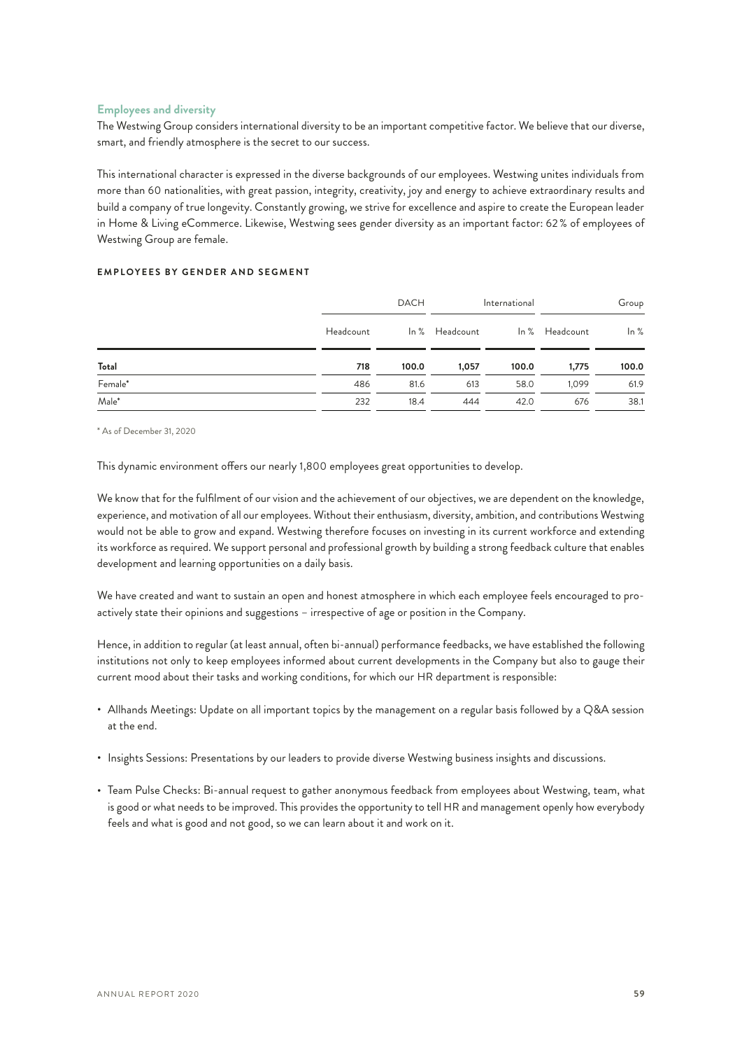### Employees and diversity

The Westwing Group considers international diversity to be an important competitive factor. We believe that our diverse, smart, and friendly atmosphere is the secret to our success.

This international character is expressed in the diverse backgrounds of our employees. Westwing unites individuals from more than 60 nationalities, with great passion, integrity, creativity, joy and energy to achieve extraordinary results and build a company of true longevity. Constantly growing, we strive for excellence and aspire to create the European leader in Home & Living eCommerce. Likewise, Westwing sees gender diversity as an important factor: 62 % of employees of Westwing Group are female.

**EMPLOYEES BY GENDER AND SEGMENT**

| | DACH | | International | | Group | |
|---|---|---|---|---|---|---|
| | Headcount | In % | Headcount | In % | Headcount | In % |
| **Total** | **718** | **100.0** | **1,057** | **100.0** | **1,775** | **100.0** |
| Female* | 486 | 81.6 | 613 | 58.0 | 1,099 | 61.9 |
| Male* | 232 | 18.4 | 444 | 42.0 | 676 | 38.1 |

\* As of December 31, 2020

This dynamic environment offers our nearly 1,800 employees great opportunities to develop.

We know that for the fulfilment of our vision and the achievement of our objectives, we are dependent on the knowledge, experience, and motivation of all our employees. Without their enthusiasm, diversity, ambition, and contributions Westwing would not be able to grow and expand. Westwing therefore focuses on investing in its current workforce and extending its workforce as required. We support personal and professional growth by building a strong feedback culture that enables development and learning opportunities on a daily basis.

We have created and want to sustain an open and honest atmosphere in which each employee feels encouraged to proactively state their opinions and suggestions – irrespective of age or position in the Company.

Hence, in addition to regular (at least annual, often bi-annual) performance feedbacks, we have established the following institutions not only to keep employees informed about current developments in the Company but also to gauge their current mood about their tasks and working conditions, for which our HR department is responsible:

- Allhands Meetings: Update on all important topics by the management on a regular basis followed by a Q&A session at the end.
- Insights Sessions: Presentations by our leaders to provide diverse Westwing business insights and discussions.
- Team Pulse Checks: Bi-annual request to gather anonymous feedback from employees about Westwing, team, what is good or what needs to be improved. This provides the opportunity to tell HR and management openly how everybody feels and what is good and not good, so we can learn about it and work on it.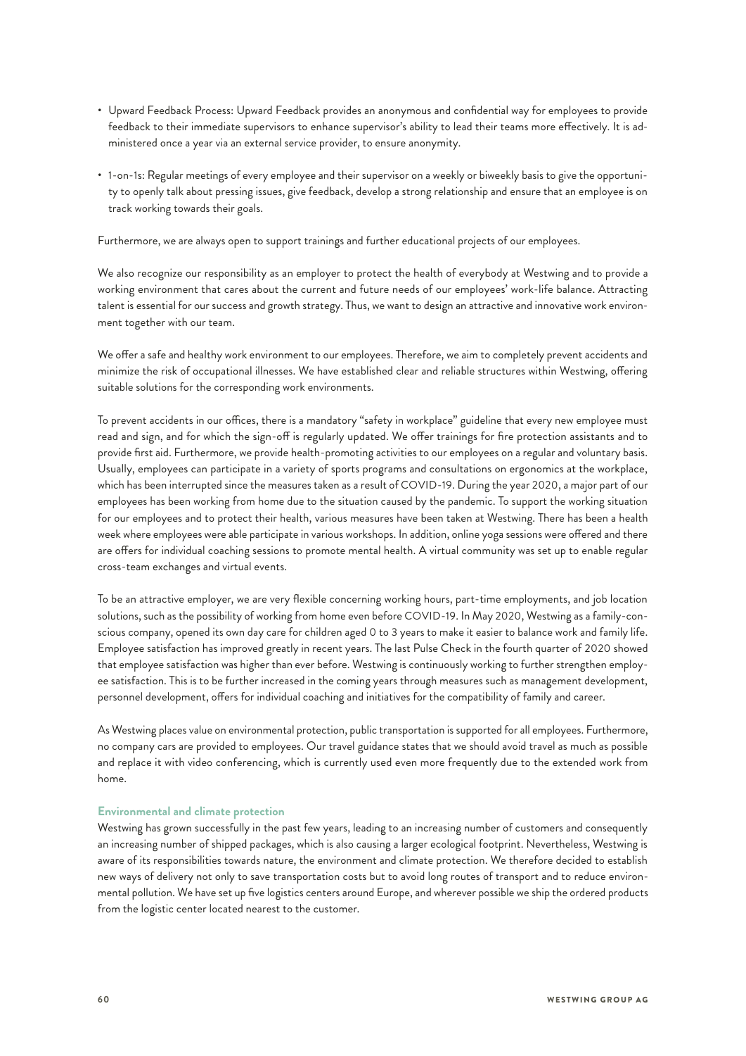- Upward Feedback Process: Upward Feedback provides an anonymous and confidential way for employees to provide feedback to their immediate supervisors to enhance supervisor's ability to lead their teams more effectively. It is administered once a year via an external service provider, to ensure anonymity.
- 1-on-1s: Regular meetings of every employee and their supervisor on a weekly or biweekly basis to give the opportunity to openly talk about pressing issues, give feedback, develop a strong relationship and ensure that an employee is on track working towards their goals.

Furthermore, we are always open to support trainings and further educational projects of our employees.

We also recognize our responsibility as an employer to protect the health of everybody at Westwing and to provide a working environment that cares about the current and future needs of our employees' work-life balance. Attracting talent is essential for our success and growth strategy. Thus, we want to design an attractive and innovative work environment together with our team.

We offer a safe and healthy work environment to our employees. Therefore, we aim to completely prevent accidents and minimize the risk of occupational illnesses. We have established clear and reliable structures within Westwing, offering suitable solutions for the corresponding work environments.

To prevent accidents in our offices, there is a mandatory "safety in workplace" guideline that every new employee must read and sign, and for which the sign-off is regularly updated. We offer trainings for fire protection assistants and to provide first aid. Furthermore, we provide health-promoting activities to our employees on a regular and voluntary basis. Usually, employees can participate in a variety of sports programs and consultations on ergonomics at the workplace, which has been interrupted since the measures taken as a result of COVID-19. During the year 2020, a major part of our employees has been working from home due to the situation caused by the pandemic. To support the working situation for our employees and to protect their health, various measures have been taken at Westwing. There has been a health week where employees were able participate in various workshops. In addition, online yoga sessions were offered and there are offers for individual coaching sessions to promote mental health. A virtual community was set up to enable regular cross-team exchanges and virtual events.

To be an attractive employer, we are very flexible concerning working hours, part-time employments, and job location solutions, such as the possibility of working from home even before COVID-19. In May 2020, Westwing as a family-conscious company, opened its own day care for children aged 0 to 3 years to make it easier to balance work and family life. Employee satisfaction has improved greatly in recent years. The last Pulse Check in the fourth quarter of 2020 showed that employee satisfaction was higher than ever before. Westwing is continuously working to further strengthen employee satisfaction. This is to be further increased in the coming years through measures such as management development, personnel development, offers for individual coaching and initiatives for the compatibility of family and career.

As Westwing places value on environmental protection, public transportation is supported for all employees. Furthermore, no company cars are provided to employees. Our travel guidance states that we should avoid travel as much as possible and replace it with video conferencing, which is currently used even more frequently due to the extended work from home.

#### Environmental and climate protection

Westwing has grown successfully in the past few years, leading to an increasing number of customers and consequently an increasing number of shipped packages, which is also causing a larger ecological footprint. Nevertheless, Westwing is aware of its responsibilities towards nature, the environment and climate protection. We therefore decided to establish new ways of delivery not only to save transportation costs but to avoid long routes of transport and to reduce environmental pollution. We have set up five logistics centers around Europe, and wherever possible we ship the ordered products from the logistic center located nearest to the customer.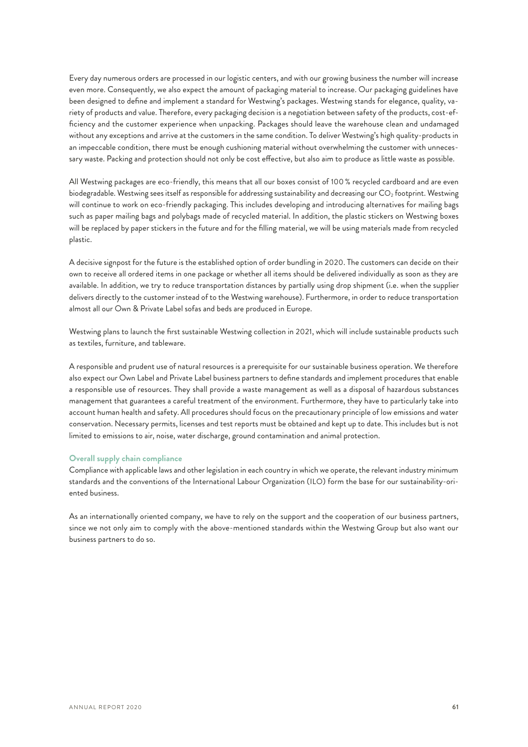Every day numerous orders are processed in our logistic centers, and with our growing business the number will increase even more. Consequently, we also expect the amount of packaging material to increase. Our packaging guidelines have been designed to define and implement a standard for Westwing's packages. Westwing stands for elegance, quality, variety of products and value. Therefore, every packaging decision is a negotiation between safety of the products, cost-efficiency and the customer experience when unpacking. Packages should leave the warehouse clean and undamaged without any exceptions and arrive at the customers in the same condition. To deliver Westwing's high quality-products in an impeccable condition, there must be enough cushioning material without overwhelming the customer with unnecessary waste. Packing and protection should not only be cost effective, but also aim to produce as little waste as possible.

All Westwing packages are eco-friendly, this means that all our boxes consist of 100 % recycled cardboard and are even biodegradable. Westwing sees itself as responsible for addressing sustainability and decreasing our $CO_2$ footprint. Westwing will continue to work on eco-friendly packaging. This includes developing and introducing alternatives for mailing bags such as paper mailing bags and polybags made of recycled material. In addition, the plastic stickers on Westwing boxes will be replaced by paper stickers in the future and for the filling material, we will be using materials made from recycled plastic.

A decisive signpost for the future is the established option of order bundling in 2020. The customers can decide on their own to receive all ordered items in one package or whether all items should be delivered individually as soon as they are available. In addition, we try to reduce transportation distances by partially using drop shipment (i.e. when the supplier delivers directly to the customer instead of to the Westwing warehouse). Furthermore, in order to reduce transportation almost all our Own & Private Label sofas and beds are produced in Europe.

Westwing plans to launch the first sustainable Westwing collection in 2021, which will include sustainable products such as textiles, furniture, and tableware.

A responsible and prudent use of natural resources is a prerequisite for our sustainable business operation. We therefore also expect our Own Label and Private Label business partners to define standards and implement procedures that enable a responsible use of resources. They shall provide a waste management as well as a disposal of hazardous substances management that guarantees a careful treatment of the environment. Furthermore, they have to particularly take into account human health and safety. All procedures should focus on the precautionary principle of low emissions and water conservation. Necessary permits, licenses and test reports must be obtained and kept up to date. This includes but is not limited to emissions to air, noise, water discharge, ground contamination and animal protection.

#### Overall supply chain compliance

Compliance with applicable laws and other legislation in each country in which we operate, the relevant industry minimum standards and the conventions of the International Labour Organization (ILO) form the base for our sustainability-oriented business.

As an internationally oriented company, we have to rely on the support and the cooperation of our business partners, since we not only aim to comply with the above-mentioned standards within the Westwing Group but also want our business partners to do so.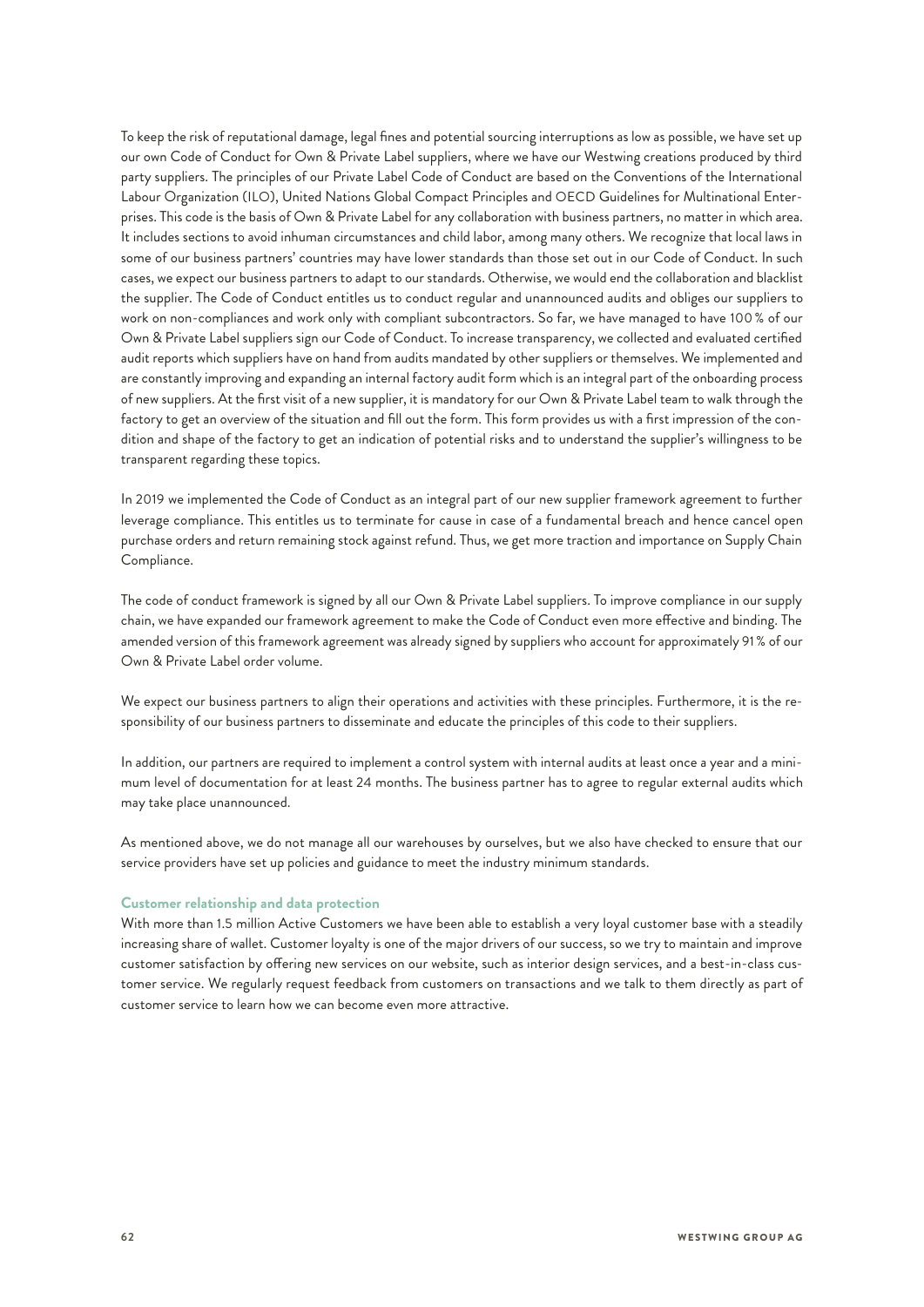To keep the risk of reputational damage, legal fines and potential sourcing interruptions as low as possible, we have set up our own Code of Conduct for Own & Private Label suppliers, where we have our Westwing creations produced by third party suppliers. The principles of our Private Label Code of Conduct are based on the Conventions of the International Labour Organization (ILO), United Nations Global Compact Principles and OECD Guidelines for Multinational Enterprises. This code is the basis of Own & Private Label for any collaboration with business partners, no matter in which area. It includes sections to avoid inhuman circumstances and child labor, among many others. We recognize that local laws in some of our business partners' countries may have lower standards than those set out in our Code of Conduct. In such cases, we expect our business partners to adapt to our standards. Otherwise, we would end the collaboration and blacklist the supplier. The Code of Conduct entitles us to conduct regular and unannounced audits and obliges our suppliers to work on non-compliances and work only with compliant subcontractors. So far, we have managed to have 100 % of our Own & Private Label suppliers sign our Code of Conduct. To increase transparency, we collected and evaluated certified audit reports which suppliers have on hand from audits mandated by other suppliers or themselves. We implemented and are constantly improving and expanding an internal factory audit form which is an integral part of the onboarding process of new suppliers. At the first visit of a new supplier, it is mandatory for our Own & Private Label team to walk through the factory to get an overview of the situation and fill out the form. This form provides us with a first impression of the condition and shape of the factory to get an indication of potential risks and to understand the supplier's willingness to be transparent regarding these topics.

In 2019 we implemented the Code of Conduct as an integral part of our new supplier framework agreement to further leverage compliance. This entitles us to terminate for cause in case of a fundamental breach and hence cancel open purchase orders and return remaining stock against refund. Thus, we get more traction and importance on Supply Chain Compliance.

The code of conduct framework is signed by all our Own & Private Label suppliers. To improve compliance in our supply chain, we have expanded our framework agreement to make the Code of Conduct even more effective and binding. The amended version of this framework agreement was already signed by suppliers who account for approximately 91 % of our Own & Private Label order volume.

We expect our business partners to align their operations and activities with these principles. Furthermore, it is the responsibility of our business partners to disseminate and educate the principles of this code to their suppliers.

In addition, our partners are required to implement a control system with internal audits at least once a year and a minimum level of documentation for at least 24 months. The business partner has to agree to regular external audits which may take place unannounced.

As mentioned above, we do not manage all our warehouses by ourselves, but we also have checked to ensure that our service providers have set up policies and guidance to meet the industry minimum standards.

#### Customer relationship and data protection

With more than 1.5 million Active Customers we have been able to establish a very loyal customer base with a steadily increasing share of wallet. Customer loyalty is one of the major drivers of our success, so we try to maintain and improve customer satisfaction by offering new services on our website, such as interior design services, and a best-in-class customer service. We regularly request feedback from customers on transactions and we talk to them directly as part of customer service to learn how we can become even more attractive.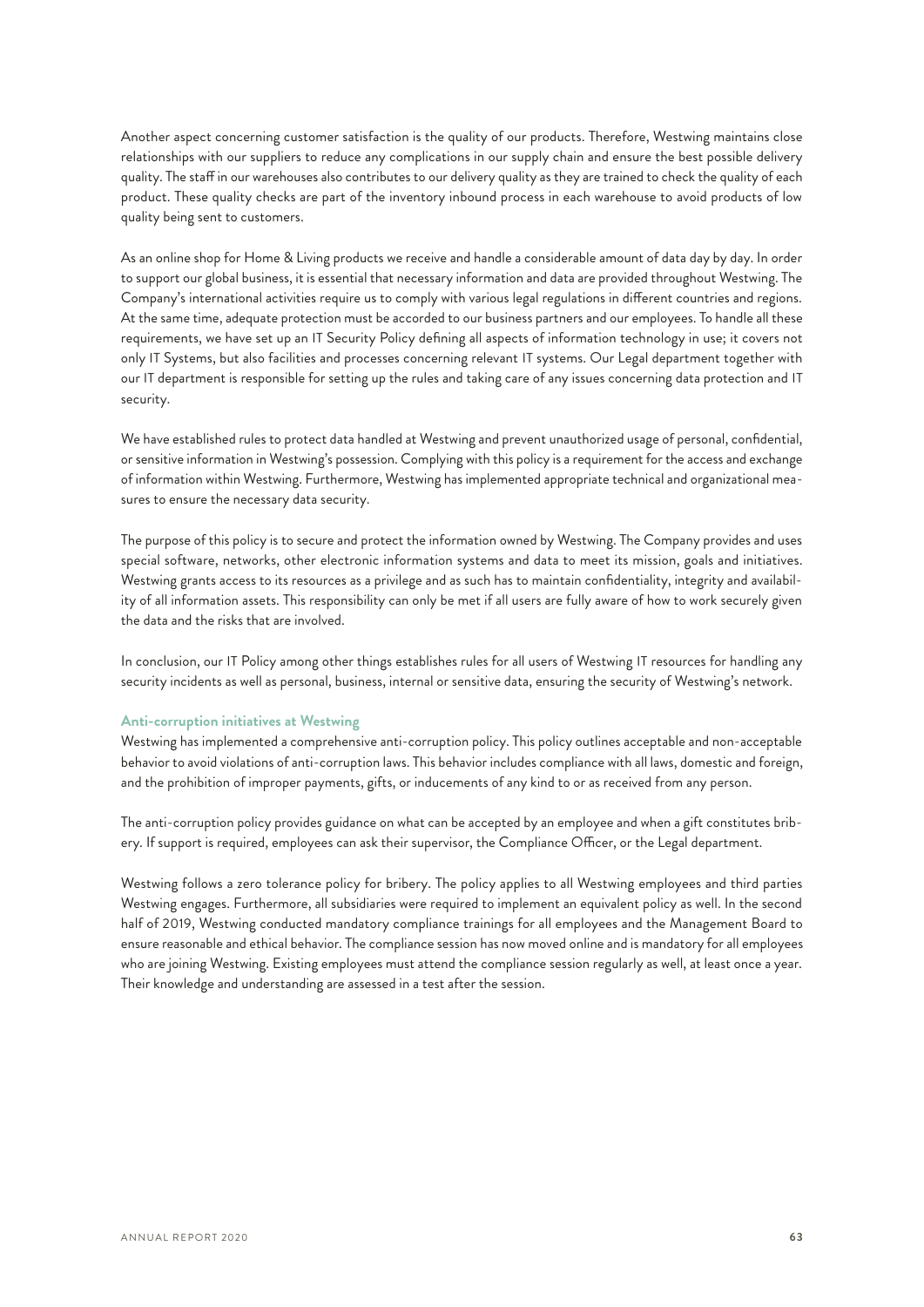Another aspect concerning customer satisfaction is the quality of our products. Therefore, Westwing maintains close relationships with our suppliers to reduce any complications in our supply chain and ensure the best possible delivery quality. The staff in our warehouses also contributes to our delivery quality as they are trained to check the quality of each product. These quality checks are part of the inventory inbound process in each warehouse to avoid products of low quality being sent to customers.

As an online shop for Home & Living products we receive and handle a considerable amount of data day by day. In order to support our global business, it is essential that necessary information and data are provided throughout Westwing. The Company's international activities require us to comply with various legal regulations in different countries and regions. At the same time, adequate protection must be accorded to our business partners and our employees. To handle all these requirements, we have set up an IT Security Policy defining all aspects of information technology in use; it covers not only IT Systems, but also facilities and processes concerning relevant IT systems. Our Legal department together with our IT department is responsible for setting up the rules and taking care of any issues concerning data protection and IT security.

We have established rules to protect data handled at Westwing and prevent unauthorized usage of personal, confidential, or sensitive information in Westwing's possession. Complying with this policy is a requirement for the access and exchange of information within Westwing. Furthermore, Westwing has implemented appropriate technical and organizational measures to ensure the necessary data security.

The purpose of this policy is to secure and protect the information owned by Westwing. The Company provides and uses special software, networks, other electronic information systems and data to meet its mission, goals and initiatives. Westwing grants access to its resources as a privilege and as such has to maintain confidentiality, integrity and availability of all information assets. This responsibility can only be met if all users are fully aware of how to work securely given the data and the risks that are involved.

In conclusion, our IT Policy among other things establishes rules for all users of Westwing IT resources for handling any security incidents as well as personal, business, internal or sensitive data, ensuring the security of Westwing's network.

#### Anti-corruption initiatives at Westwing

Westwing has implemented a comprehensive anti-corruption policy. This policy outlines acceptable and non-acceptable behavior to avoid violations of anti-corruption laws. This behavior includes compliance with all laws, domestic and foreign, and the prohibition of improper payments, gifts, or inducements of any kind to or as received from any person.

The anti-corruption policy provides guidance on what can be accepted by an employee and when a gift constitutes bribery. If support is required, employees can ask their supervisor, the Compliance Officer, or the Legal department.

Westwing follows a zero tolerance policy for bribery. The policy applies to all Westwing employees and third parties Westwing engages. Furthermore, all subsidiaries were required to implement an equivalent policy as well. In the second half of 2019, Westwing conducted mandatory compliance trainings for all employees and the Management Board to ensure reasonable and ethical behavior. The compliance session has now moved online and is mandatory for all employees who are joining Westwing. Existing employees must attend the compliance session regularly as well, at least once a year. Their knowledge and understanding are assessed in a test after the session.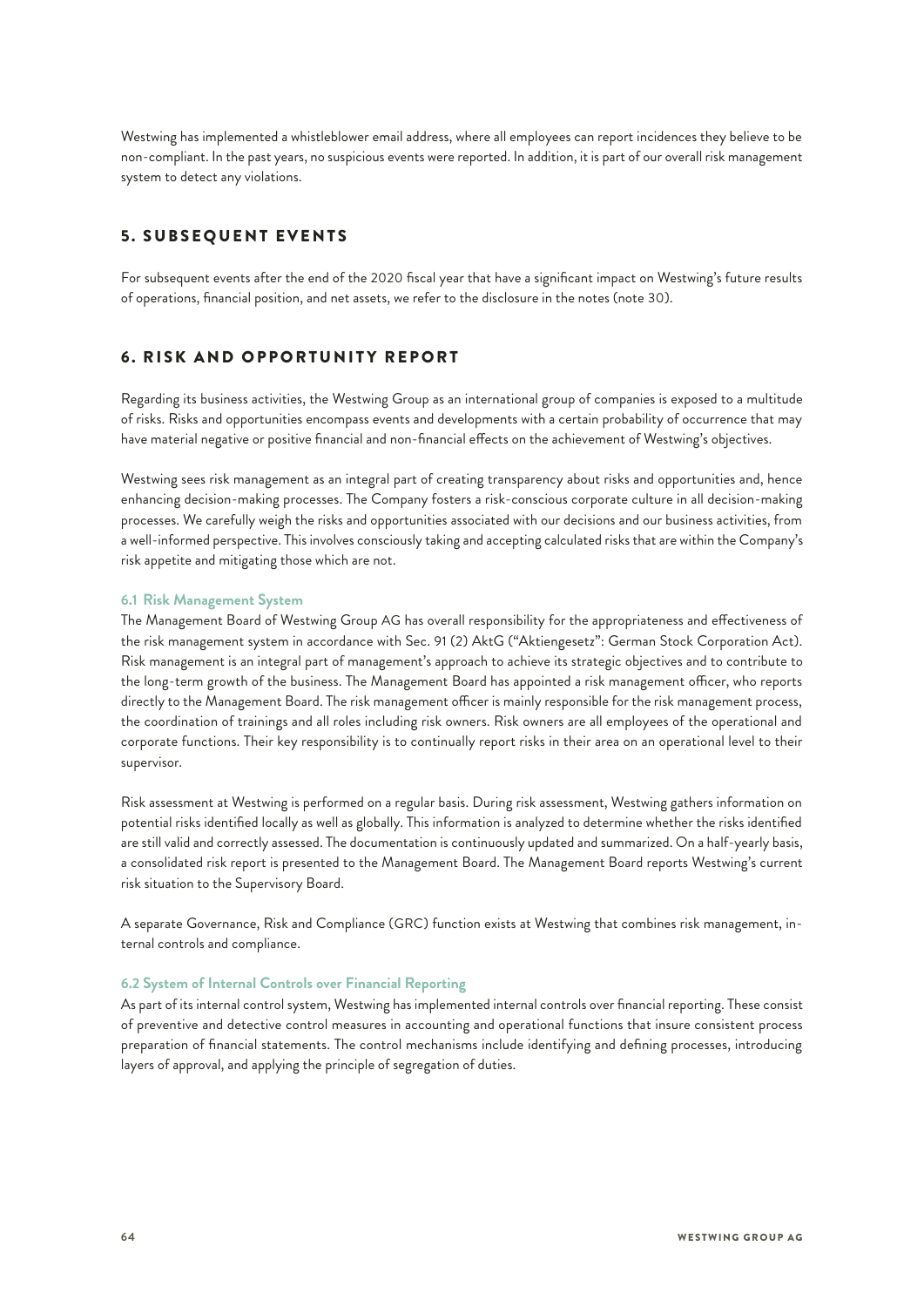Westwing has implemented a whistleblower email address, where all employees can report incidences they believe to be non-compliant. In the past years, no suspicious events were reported. In addition, it is part of our overall risk management system to detect any violations.

## 5. SUBSEQUENT EVENTS

For subsequent events after the end of the 2020 fiscal year that have a significant impact on Westwing's future results of operations, financial position, and net assets, we refer to the disclosure in the notes (note 30).

## 6. RISK AND OPPORTUNITY REPORT

Regarding its business activities, the Westwing Group as an international group of companies is exposed to a multitude of risks. Risks and opportunities encompass events and developments with a certain probability of occurrence that may have material negative or positive financial and non-financial effects on the achievement of Westwing's objectives.

Westwing sees risk management as an integral part of creating transparency about risks and opportunities and, hence enhancing decision-making processes. The Company fosters a risk-conscious corporate culture in all decision-making processes. We carefully weigh the risks and opportunities associated with our decisions and our business activities, from a well-informed perspective. This involves consciously taking and accepting calculated risks that are within the Company's risk appetite and mitigating those which are not.

### 6.1 Risk Management System

The Management Board of Westwing Group AG has overall responsibility for the appropriateness and effectiveness of the risk management system in accordance with Sec. 91 (2) AktG ("Aktiengesetz": German Stock Corporation Act). Risk management is an integral part of management's approach to achieve its strategic objectives and to contribute to the long-term growth of the business. The Management Board has appointed a risk management officer, who reports directly to the Management Board. The risk management officer is mainly responsible for the risk management process, the coordination of trainings and all roles including risk owners. Risk owners are all employees of the operational and corporate functions. Their key responsibility is to continually report risks in their area on an operational level to their supervisor.

Risk assessment at Westwing is performed on a regular basis. During risk assessment, Westwing gathers information on potential risks identified locally as well as globally. This information is analyzed to determine whether the risks identified are still valid and correctly assessed. The documentation is continuously updated and summarized. On a half-yearly basis, a consolidated risk report is presented to the Management Board. The Management Board reports Westwing's current risk situation to the Supervisory Board.

A separate Governance, Risk and Compliance (GRC) function exists at Westwing that combines risk management, internal controls and compliance.

### 6.2 System of Internal Controls over Financial Reporting

As part of its internal control system, Westwing has implemented internal controls over financial reporting. These consist of preventive and detective control measures in accounting and operational functions that insure consistent process preparation of financial statements. The control mechanisms include identifying and defining processes, introducing layers of approval, and applying the principle of segregation of duties.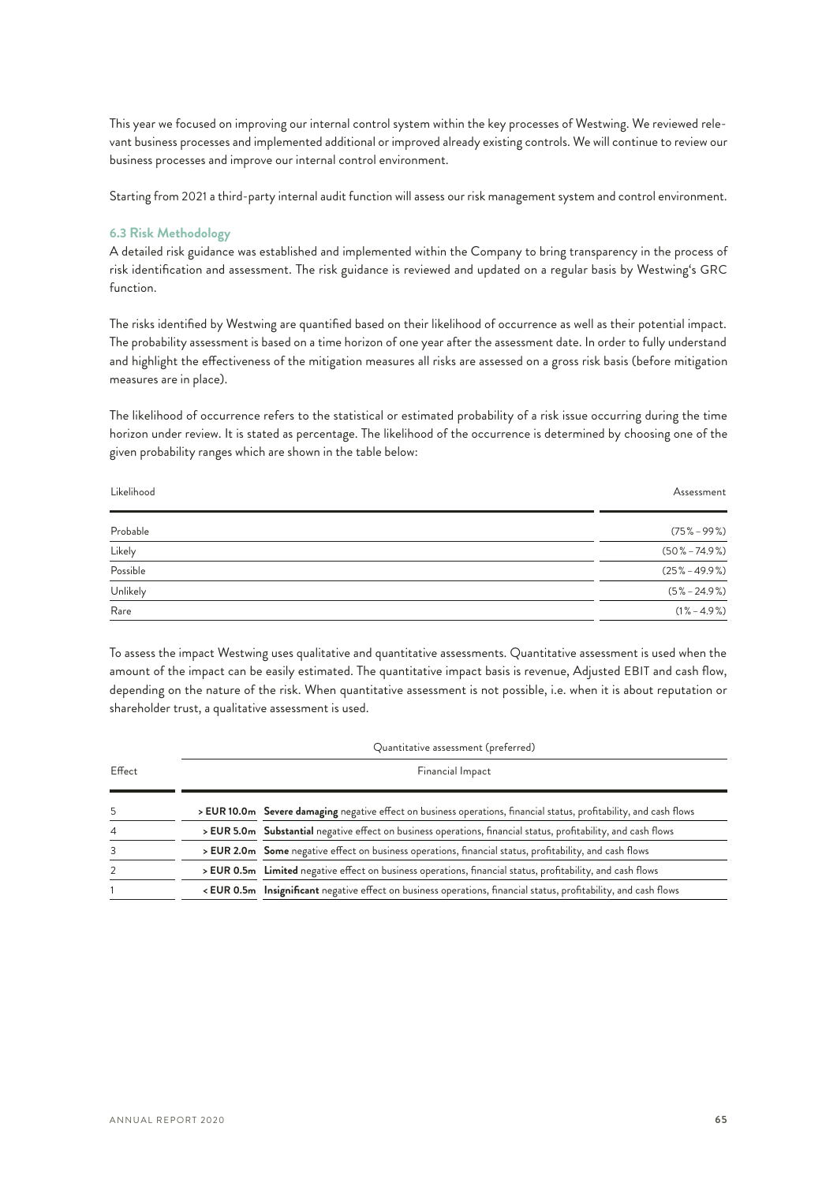This year we focused on improving our internal control system within the key processes of Westwing. We reviewed relevant business processes and implemented additional or improved already existing controls. We will continue to review our business processes and improve our internal control environment.

Starting from 2021 a third-party internal audit function will assess our risk management system and control environment.

### 6.3 Risk Methodology

A detailed risk guidance was established and implemented within the Company to bring transparency in the process of risk identification and assessment. The risk guidance is reviewed and updated on a regular basis by Westwing's GRC function.

The risks identified by Westwing are quantified based on their likelihood of occurrence as well as their potential impact. The probability assessment is based on a time horizon of one year after the assessment date. In order to fully understand and highlight the effectiveness of the mitigation measures all risks are assessed on a gross risk basis (before mitigation measures are in place).

The likelihood of occurrence refers to the statistical or estimated probability of a risk issue occurring during the time horizon under review. It is stated as percentage. The likelihood of the occurrence is determined by choosing one of the given probability ranges which are shown in the table below:

| Likelihood | Assessment |
|---|---|
| Probable | (75% – 99%) |
| Likely | (50% – 74.9%) |
| Possible | (25% – 49.9%) |
| Unlikely | (5% – 24.9%) |
| Rare | (1% – 4.9%) |

To assess the impact Westwing uses qualitative and quantitative assessments. Quantitative assessment is used when the amount of the impact can be easily estimated. The quantitative impact basis is revenue, Adjusted EBIT and cash flow, depending on the nature of the risk. When quantitative assessment is not possible, i.e. when it is about reputation or shareholder trust, a qualitative assessment is used.

| Effect | Quantitative assessment (preferred) | |
|---|---|---|
| | Financial Impact | |
| 5 | **> EUR 10.0m** | **Severe damaging** negative effect on business operations, financial status, profitability, and cash flows |
| 4 | **> EUR 5.0m** | **Substantial** negative effect on business operations, financial status, profitability, and cash flows |
| 3 | **> EUR 2.0m** | **Some** negative effect on business operations, financial status, profitability, and cash flows |
| 2 | **> EUR 0.5m** | **Limited** negative effect on business operations, financial status, profitability, and cash flows |
| 1 | **< EUR 0.5m** | **Insignificant** negative effect on business operations, financial status, profitability, and cash flows |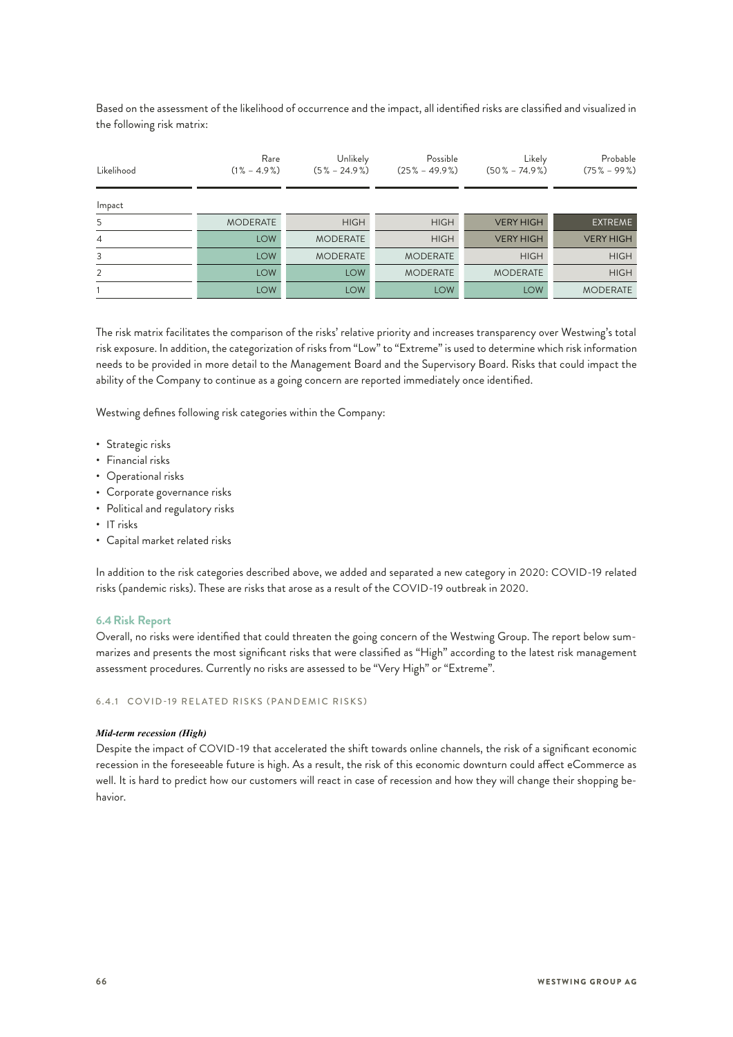Based on the assessment of the likelihood of occurrence and the impact, all identified risks are classified and visualized in the following risk matrix:

| Likelihood | Rare (1% – 4.9%) | Unlikely (5% – 24.9%) | Possible (25% – 49.9%) | Likely (50% – 74.9%) | Probable (75% – 99%) |
|---|---|---|---|---|---|
| Impact | | | | | |
| 5 | MODERATE | HIGH | HIGH | VERY HIGH | EXTREME |
| 4 | LOW | MODERATE | HIGH | VERY HIGH | VERY HIGH |
| 3 | LOW | MODERATE | MODERATE | HIGH | HIGH |
| 2 | LOW | LOW | MODERATE | MODERATE | HIGH |
| 1 | LOW | LOW | LOW | LOW | MODERATE |

The risk matrix facilitates the comparison of the risks' relative priority and increases transparency over Westwing's total risk exposure. In addition, the categorization of risks from "Low" to "Extreme" is used to determine which risk information needs to be provided in more detail to the Management Board and the Supervisory Board. Risks that could impact the ability of the Company to continue as a going concern are reported immediately once identified.

Westwing defines following risk categories within the Company:

- Strategic risks
- Financial risks
- Operational risks
- Corporate governance risks
- Political and regulatory risks
- IT risks
- Capital market related risks

In addition to the risk categories described above, we added and separated a new category in 2020: COVID-19 related risks (pandemic risks). These are risks that arose as a result of the COVID-19 outbreak in 2020.

## 6.4 Risk Report

Overall, no risks were identified that could threaten the going concern of the Westwing Group. The report below summarizes and presents the most significant risks that were classified as "High" according to the latest risk management assessment procedures. Currently no risks are assessed to be "Very High" or "Extreme".

### 6.4.1 COVID-19 RELATED RISKS (PANDEMIC RISKS)

***Mid-term recession (High)***

Despite the impact of COVID-19 that accelerated the shift towards online channels, the risk of a significant economic recession in the foreseeable future is high. As a result, the risk of this economic downturn could affect eCommerce as well. It is hard to predict how our customers will react in case of recession and how they will change their shopping behavior.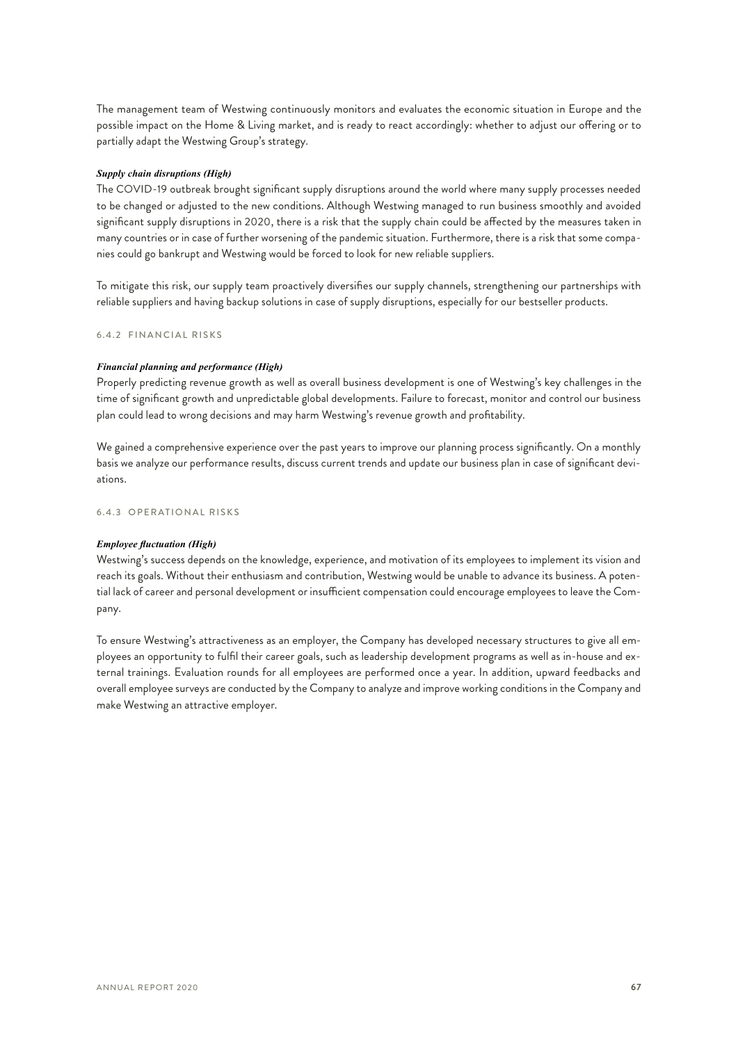The management team of Westwing continuously monitors and evaluates the economic situation in Europe and the possible impact on the Home & Living market, and is ready to react accordingly: whether to adjust our offering or to partially adapt the Westwing Group's strategy.

***Supply chain disruptions (High)***

The COVID-19 outbreak brought significant supply disruptions around the world where many supply processes needed to be changed or adjusted to the new conditions. Although Westwing managed to run business smoothly and avoided significant supply disruptions in 2020, there is a risk that the supply chain could be affected by the measures taken in many countries or in case of further worsening of the pandemic situation. Furthermore, there is a risk that some companies could go bankrupt and Westwing would be forced to look for new reliable suppliers.

To mitigate this risk, our supply team proactively diversifies our supply channels, strengthening our partnerships with reliable suppliers and having backup solutions in case of supply disruptions, especially for our bestseller products.

#### 6.4.2 FINANCIAL RISKS

***Financial planning and performance (High)***

Properly predicting revenue growth as well as overall business development is one of Westwing's key challenges in the time of significant growth and unpredictable global developments. Failure to forecast, monitor and control our business plan could lead to wrong decisions and may harm Westwing's revenue growth and profitability.

We gained a comprehensive experience over the past years to improve our planning process significantly. On a monthly basis we analyze our performance results, discuss current trends and update our business plan in case of significant deviations.

#### 6.4.3 OPERATIONAL RISKS

***Employee fluctuation (High)***

Westwing's success depends on the knowledge, experience, and motivation of its employees to implement its vision and reach its goals. Without their enthusiasm and contribution, Westwing would be unable to advance its business. A potential lack of career and personal development or insufficient compensation could encourage employees to leave the Company.

To ensure Westwing's attractiveness as an employer, the Company has developed necessary structures to give all employees an opportunity to fulfil their career goals, such as leadership development programs as well as in-house and external trainings. Evaluation rounds for all employees are performed once a year. In addition, upward feedbacks and overall employee surveys are conducted by the Company to analyze and improve working conditions in the Company and make Westwing an attractive employer.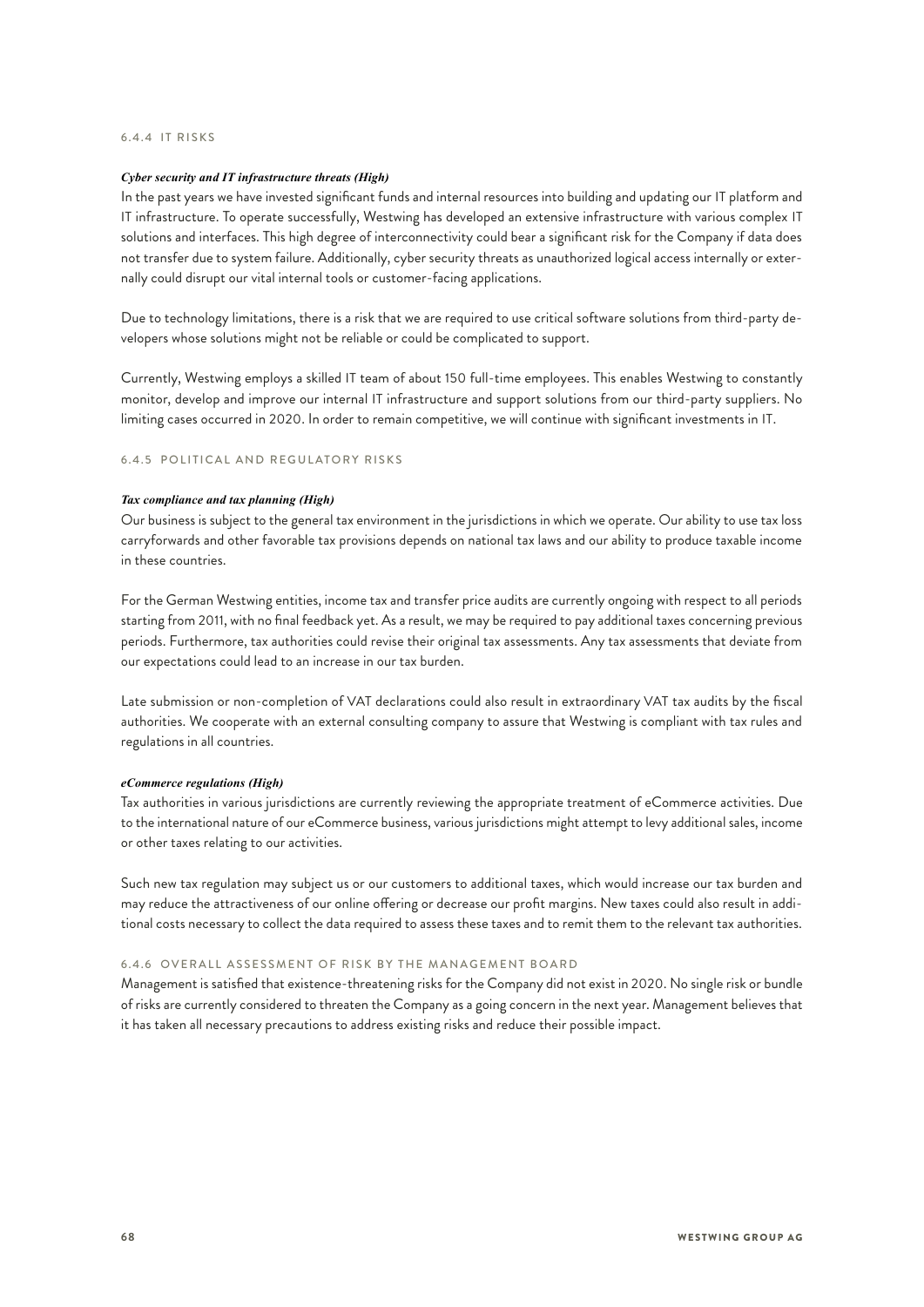#### 6.4.4 IT RISKS

***Cyber security and IT infrastructure threats (High)***

In the past years we have invested significant funds and internal resources into building and updating our IT platform and IT infrastructure. To operate successfully, Westwing has developed an extensive infrastructure with various complex IT solutions and interfaces. This high degree of interconnectivity could bear a significant risk for the Company if data does not transfer due to system failure. Additionally, cyber security threats as unauthorized logical access internally or externally could disrupt our vital internal tools or customer-facing applications.

Due to technology limitations, there is a risk that we are required to use critical software solutions from third-party developers whose solutions might not be reliable or could be complicated to support.

Currently, Westwing employs a skilled IT team of about 150 full-time employees. This enables Westwing to constantly monitor, develop and improve our internal IT infrastructure and support solutions from our third-party suppliers. No limiting cases occurred in 2020. In order to remain competitive, we will continue with significant investments in IT.

#### 6.4.5 POLITICAL AND REGULATORY RISKS

***Tax compliance and tax planning (High)***

Our business is subject to the general tax environment in the jurisdictions in which we operate. Our ability to use tax loss carryforwards and other favorable tax provisions depends on national tax laws and our ability to produce taxable income in these countries.

For the German Westwing entities, income tax and transfer price audits are currently ongoing with respect to all periods starting from 2011, with no final feedback yet. As a result, we may be required to pay additional taxes concerning previous periods. Furthermore, tax authorities could revise their original tax assessments. Any tax assessments that deviate from our expectations could lead to an increase in our tax burden.

Late submission or non-completion of VAT declarations could also result in extraordinary VAT tax audits by the fiscal authorities. We cooperate with an external consulting company to assure that Westwing is compliant with tax rules and regulations in all countries.

***eCommerce regulations (High)***

Tax authorities in various jurisdictions are currently reviewing the appropriate treatment of eCommerce activities. Due to the international nature of our eCommerce business, various jurisdictions might attempt to levy additional sales, income or other taxes relating to our activities.

Such new tax regulation may subject us or our customers to additional taxes, which would increase our tax burden and may reduce the attractiveness of our online offering or decrease our profit margins. New taxes could also result in additional costs necessary to collect the data required to assess these taxes and to remit them to the relevant tax authorities.

#### 6.4.6 OVERALL ASSESSMENT OF RISK BY THE MANAGEMENT BOARD

Management is satisfied that existence-threatening risks for the Company did not exist in 2020. No single risk or bundle of risks are currently considered to threaten the Company as a going concern in the next year. Management believes that it has taken all necessary precautions to address existing risks and reduce their possible impact.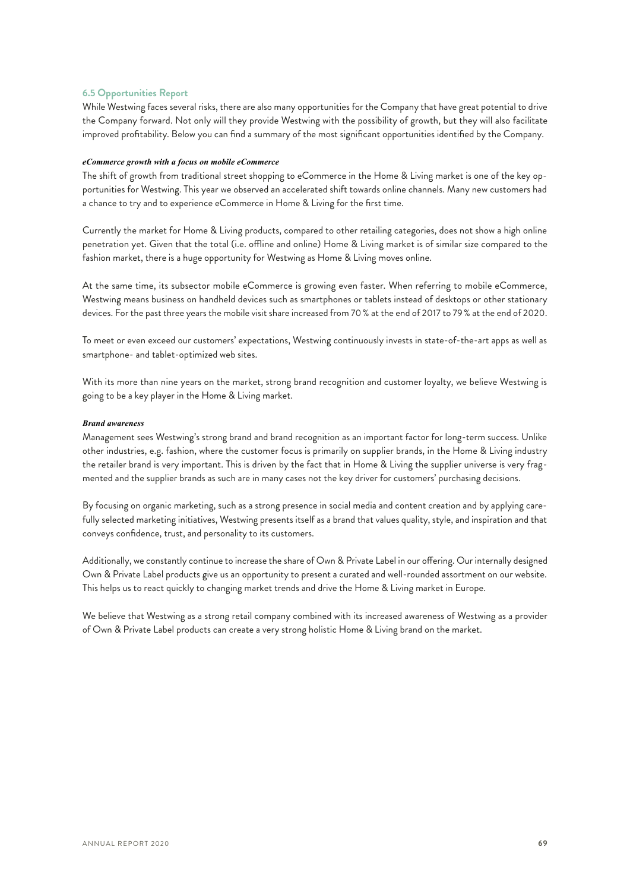### 6.5 Opportunities Report

While Westwing faces several risks, there are also many opportunities for the Company that have great potential to drive the Company forward. Not only will they provide Westwing with the possibility of growth, but they will also facilitate improved profitability. Below you can find a summary of the most significant opportunities identified by the Company.

***eCommerce growth with a focus on mobile eCommerce***

The shift of growth from traditional street shopping to eCommerce in the Home & Living market is one of the key opportunities for Westwing. This year we observed an accelerated shift towards online channels. Many new customers had a chance to try and to experience eCommerce in Home & Living for the first time.

Currently the market for Home & Living products, compared to other retailing categories, does not show a high online penetration yet. Given that the total (i.e. offline and online) Home & Living market is of similar size compared to the fashion market, there is a huge opportunity for Westwing as Home & Living moves online.

At the same time, its subsector mobile eCommerce is growing even faster. When referring to mobile eCommerce, Westwing means business on handheld devices such as smartphones or tablets instead of desktops or other stationary devices. For the past three years the mobile visit share increased from 70 % at the end of 2017 to 79 % at the end of 2020.

To meet or even exceed our customers' expectations, Westwing continuously invests in state-of-the-art apps as well as smartphone- and tablet-optimized web sites.

With its more than nine years on the market, strong brand recognition and customer loyalty, we believe Westwing is going to be a key player in the Home & Living market.

***Brand awareness***

Management sees Westwing's strong brand and brand recognition as an important factor for long-term success. Unlike other industries, e.g. fashion, where the customer focus is primarily on supplier brands, in the Home & Living industry the retailer brand is very important. This is driven by the fact that in Home & Living the supplier universe is very fragmented and the supplier brands as such are in many cases not the key driver for customers' purchasing decisions.

By focusing on organic marketing, such as a strong presence in social media and content creation and by applying carefully selected marketing initiatives, Westwing presents itself as a brand that values quality, style, and inspiration and that conveys confidence, trust, and personality to its customers.

Additionally, we constantly continue to increase the share of Own & Private Label in our offering. Our internally designed Own & Private Label products give us an opportunity to present a curated and well-rounded assortment on our website. This helps us to react quickly to changing market trends and drive the Home & Living market in Europe.

We believe that Westwing as a strong retail company combined with its increased awareness of Westwing as a provider of Own & Private Label products can create a very strong holistic Home & Living brand on the market.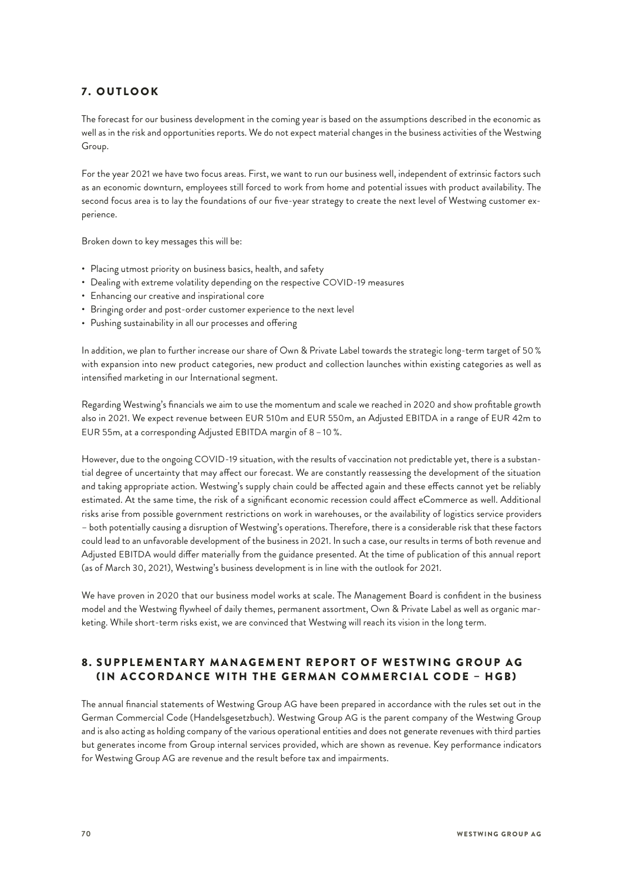## 7. OUTLOOK

The forecast for our business development in the coming year is based on the assumptions described in the economic as well as in the risk and opportunities reports. We do not expect material changes in the business activities of the Westwing Group.

For the year 2021 we have two focus areas. First, we want to run our business well, independent of extrinsic factors such as an economic downturn, employees still forced to work from home and potential issues with product availability. The second focus area is to lay the foundations of our five-year strategy to create the next level of Westwing customer experience.

Broken down to key messages this will be:

- Placing utmost priority on business basics, health, and safety
- Dealing with extreme volatility depending on the respective COVID-19 measures
- Enhancing our creative and inspirational core
- Bringing order and post-order customer experience to the next level
- Pushing sustainability in all our processes and offering

In addition, we plan to further increase our share of Own & Private Label towards the strategic long-term target of 50 % with expansion into new product categories, new product and collection launches within existing categories as well as intensified marketing in our International segment.

Regarding Westwing's financials we aim to use the momentum and scale we reached in 2020 and show profitable growth also in 2021. We expect revenue between EUR 510m and EUR 550m, an Adjusted EBITDA in a range of EUR 42m to EUR 55m, at a corresponding Adjusted EBITDA margin of 8 – 10 %.

However, due to the ongoing COVID-19 situation, with the results of vaccination not predictable yet, there is a substantial degree of uncertainty that may affect our forecast. We are constantly reassessing the development of the situation and taking appropriate action. Westwing's supply chain could be affected again and these effects cannot yet be reliably estimated. At the same time, the risk of a significant economic recession could affect eCommerce as well. Additional risks arise from possible government restrictions on work in warehouses, or the availability of logistics service providers – both potentially causing a disruption of Westwing's operations. Therefore, there is a considerable risk that these factors could lead to an unfavorable development of the business in 2021. In such a case, our results in terms of both revenue and Adjusted EBITDA would differ materially from the guidance presented. At the time of publication of this annual report (as of March 30, 2021), Westwing's business development is in line with the outlook for 2021.

We have proven in 2020 that our business model works at scale. The Management Board is confident in the business model and the Westwing flywheel of daily themes, permanent assortment, Own & Private Label as well as organic marketing. While short-term risks exist, we are convinced that Westwing will reach its vision in the long term.

## 8. SUPPLEMENTARY MANAGEMENT REPORT OF WESTWING GROUP AG (IN ACCORDANCE WITH THE GERMAN COMMERCIAL CODE – HGB)

The annual financial statements of Westwing Group AG have been prepared in accordance with the rules set out in the German Commercial Code (Handelsgesetzbuch). Westwing Group AG is the parent company of the Westwing Group and is also acting as holding company of the various operational entities and does not generate revenues with third parties but generates income from Group internal services provided, which are shown as revenue. Key performance indicators for Westwing Group AG are revenue and the result before tax and impairments.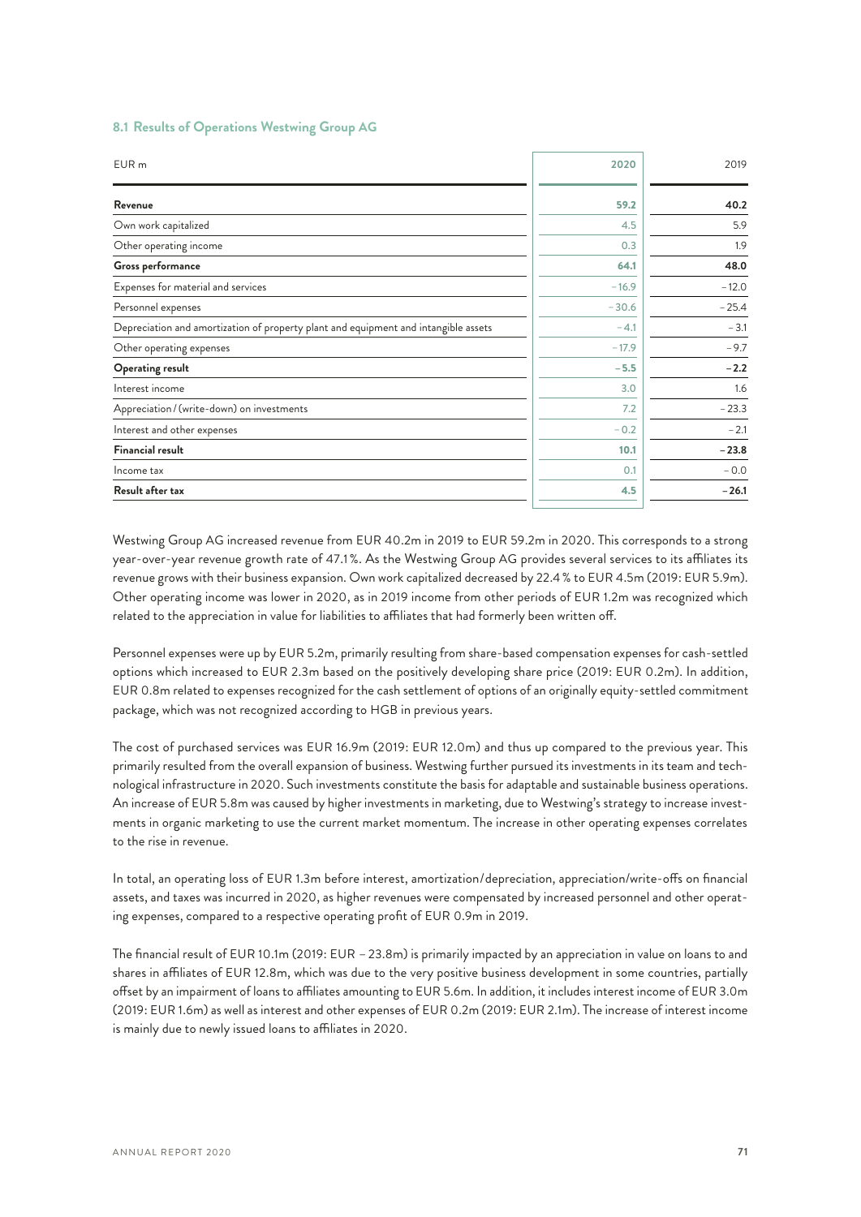### 8.1 Results of Operations Westwing Group AG

| EUR m | 2020 | 2019 |
|---|---|---|
| **Revenue** | **59.2** | **40.2** |
| Own work capitalized | 4.5 | 5.9 |
| Other operating income | 0.3 | 1.9 |
| **Gross performance** | **64.1** | **48.0** |
| Expenses for material and services | −16.9 | −12.0 |
| Personnel expenses | −30.6 | −25.4 |
| Depreciation and amortization of property plant and equipment and intangible assets | −4.1 | −3.1 |
| Other operating expenses | −17.9 | −9.7 |
| **Operating result** | **−5.5** | **−2.2** |
| Interest income | 3.0 | 1.6 |
| Appreciation / (write-down) on investments | 7.2 | −23.3 |
| Interest and other expenses | −0.2 | −2.1 |
| **Financial result** | **10.1** | **−23.8** |
| Income tax | 0.1 | −0.0 |
| **Result after tax** | **4.5** | **−26.1** |

Westwing Group AG increased revenue from EUR 40.2m in 2019 to EUR 59.2m in 2020. This corresponds to a strong year-over-year revenue growth rate of 47.1%. As the Westwing Group AG provides several services to its affiliates its revenue grows with their business expansion. Own work capitalized decreased by 22.4% to EUR 4.5m (2019: EUR 5.9m). Other operating income was lower in 2020, as in 2019 income from other periods of EUR 1.2m was recognized which related to the appreciation in value for liabilities to affiliates that had formerly been written off.

Personnel expenses were up by EUR 5.2m, primarily resulting from share-based compensation expenses for cash-settled options which increased to EUR 2.3m based on the positively developing share price (2019: EUR 0.2m). In addition, EUR 0.8m related to expenses recognized for the cash settlement of options of an originally equity-settled commitment package, which was not recognized according to HGB in previous years.

The cost of purchased services was EUR 16.9m (2019: EUR 12.0m) and thus up compared to the previous year. This primarily resulted from the overall expansion of business. Westwing further pursued its investments in its team and technological infrastructure in 2020. Such investments constitute the basis for adaptable and sustainable business operations. An increase of EUR 5.8m was caused by higher investments in marketing, due to Westwing's strategy to increase investments in organic marketing to use the current market momentum. The increase in other operating expenses correlates to the rise in revenue.

In total, an operating loss of EUR 1.3m before interest, amortization/depreciation, appreciation/write-offs on financial assets, and taxes was incurred in 2020, as higher revenues were compensated by increased personnel and other operating expenses, compared to a respective operating profit of EUR 0.9m in 2019.

The financial result of EUR 10.1m (2019: EUR −23.8m) is primarily impacted by an appreciation in value on loans to and shares in affiliates of EUR 12.8m, which was due to the very positive business development in some countries, partially offset by an impairment of loans to affiliates amounting to EUR 5.6m. In addition, it includes interest income of EUR 3.0m (2019: EUR 1.6m) as well as interest and other expenses of EUR 0.2m (2019: EUR 2.1m). The increase of interest income is mainly due to newly issued loans to affiliates in 2020.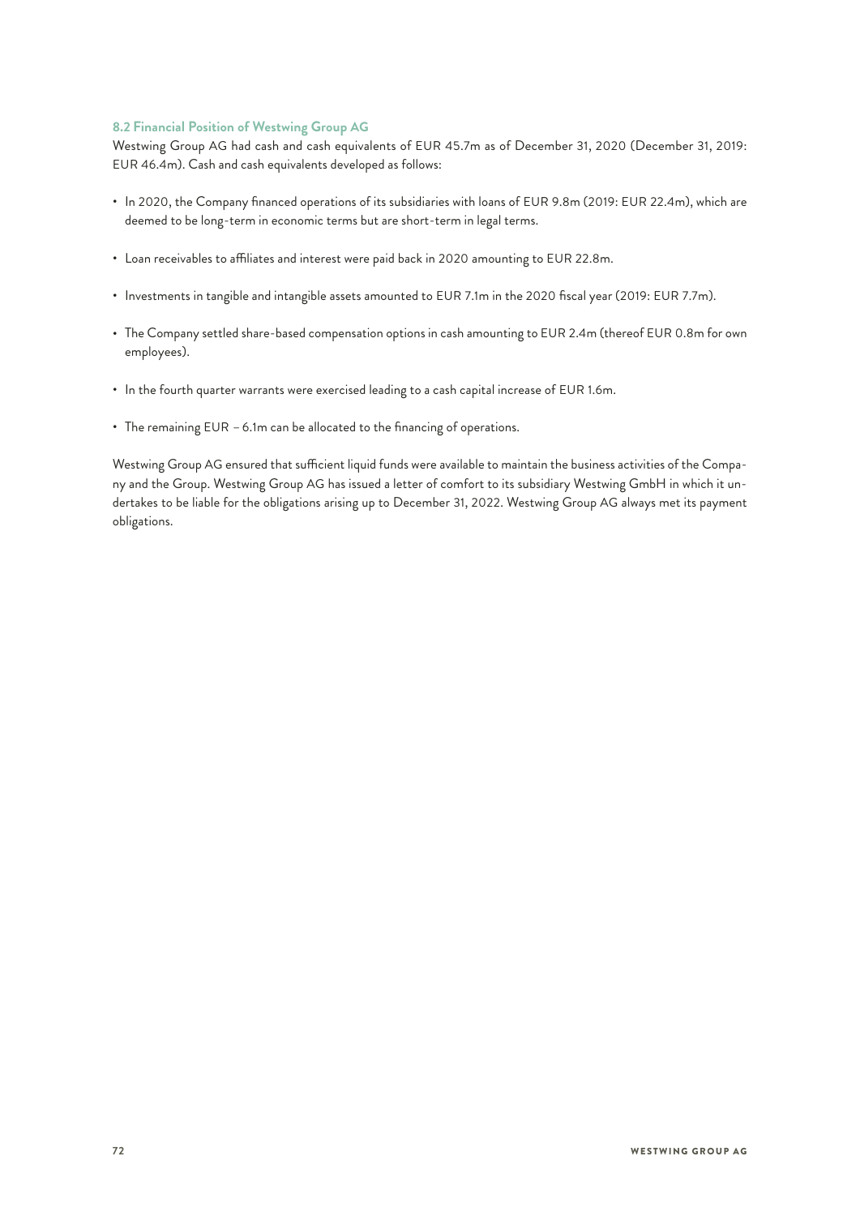### 8.2 Financial Position of Westwing Group AG

Westwing Group AG had cash and cash equivalents of EUR 45.7m as of December 31, 2020 (December 31, 2019: EUR 46.4m). Cash and cash equivalents developed as follows:

- In 2020, the Company financed operations of its subsidiaries with loans of EUR 9.8m (2019: EUR 22.4m), which are deemed to be long-term in economic terms but are short-term in legal terms.
- Loan receivables to affiliates and interest were paid back in 2020 amounting to EUR 22.8m.
- Investments in tangible and intangible assets amounted to EUR 7.1m in the 2020 fiscal year (2019: EUR 7.7m).
- The Company settled share-based compensation options in cash amounting to EUR 2.4m (thereof EUR 0.8m for own employees).
- In the fourth quarter warrants were exercised leading to a cash capital increase of EUR 1.6m.
- The remaining EUR – 6.1m can be allocated to the financing of operations.

Westwing Group AG ensured that sufficient liquid funds were available to maintain the business activities of the Company and the Group. Westwing Group AG has issued a letter of comfort to its subsidiary Westwing GmbH in which it undertakes to be liable for the obligations arising up to December 31, 2022. Westwing Group AG always met its payment obligations.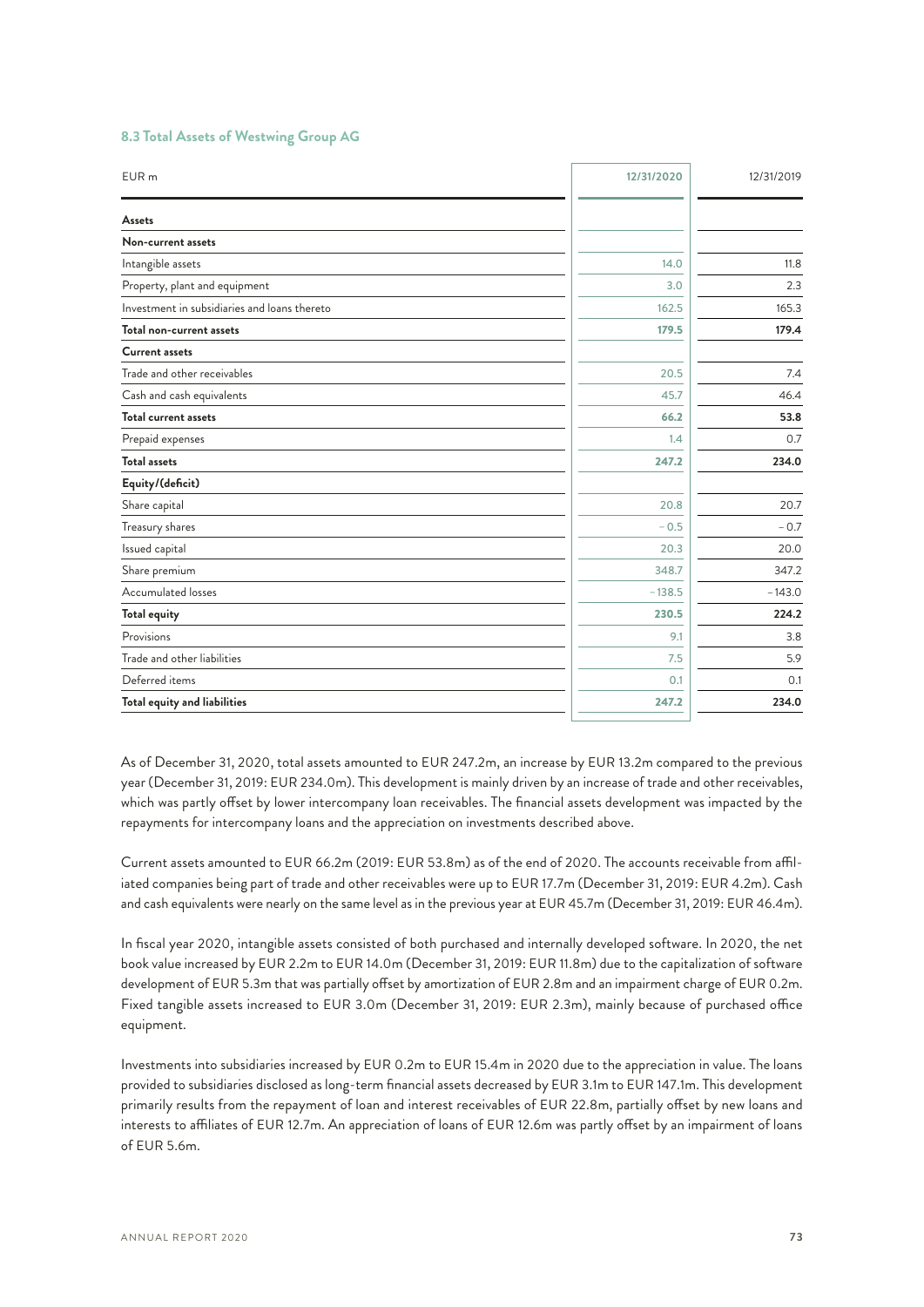### 8.3 Total Assets of Westwing Group AG

| EUR m | 12/31/2020 | 12/31/2019 |
|---|---|---|
| **Assets** | | |
| **Non-current assets** | | |
| Intangible assets | 14.0 | 11.8 |
| Property, plant and equipment | 3.0 | 2.3 |
| Investment in subsidiaries and loans thereto | 162.5 | 165.3 |
| **Total non-current assets** | **179.5** | **179.4** |
| **Current assets** | | |
| Trade and other receivables | 20.5 | 7.4 |
| Cash and cash equivalents | 45.7 | 46.4 |
| **Total current assets** | **66.2** | **53.8** |
| Prepaid expenses | 1.4 | 0.7 |
| **Total assets** | **247.2** | **234.0** |
| **Equity/(deficit)** | | |
| Share capital | 20.8 | 20.7 |
| Treasury shares | −0.5 | −0.7 |
| Issued capital | 20.3 | 20.0 |
| Share premium | 348.7 | 347.2 |
| Accumulated losses | −138.5 | −143.0 |
| **Total equity** | **230.5** | **224.2** |
| Provisions | 9.1 | 3.8 |
| Trade and other liabilities | 7.5 | 5.9 |
| Deferred items | 0.1 | 0.1 |
| **Total equity and liabilities** | **247.2** | **234.0** |

As of December 31, 2020, total assets amounted to EUR 247.2m, an increase by EUR 13.2m compared to the previous year (December 31, 2019: EUR 234.0m). This development is mainly driven by an increase of trade and other receivables, which was partly offset by lower intercompany loan receivables. The financial assets development was impacted by the repayments for intercompany loans and the appreciation on investments described above.

Current assets amounted to EUR 66.2m (2019: EUR 53.8m) as of the end of 2020. The accounts receivable from affiliated companies being part of trade and other receivables were up to EUR 17.7m (December 31, 2019: EUR 4.2m). Cash and cash equivalents were nearly on the same level as in the previous year at EUR 45.7m (December 31, 2019: EUR 46.4m).

In fiscal year 2020, intangible assets consisted of both purchased and internally developed software. In 2020, the net book value increased by EUR 2.2m to EUR 14.0m (December 31, 2019: EUR 11.8m) due to the capitalization of software development of EUR 5.3m that was partially offset by amortization of EUR 2.8m and an impairment charge of EUR 0.2m. Fixed tangible assets increased to EUR 3.0m (December 31, 2019: EUR 2.3m), mainly because of purchased office equipment.

Investments into subsidiaries increased by EUR 0.2m to EUR 15.4m in 2020 due to the appreciation in value. The loans provided to subsidiaries disclosed as long-term financial assets decreased by EUR 3.1m to EUR 147.1m. This development primarily results from the repayment of loan and interest receivables of EUR 22.8m, partially offset by new loans and interests to affiliates of EUR 12.7m. An appreciation of loans of EUR 12.6m was partly offset by an impairment of loans of EUR 5.6m.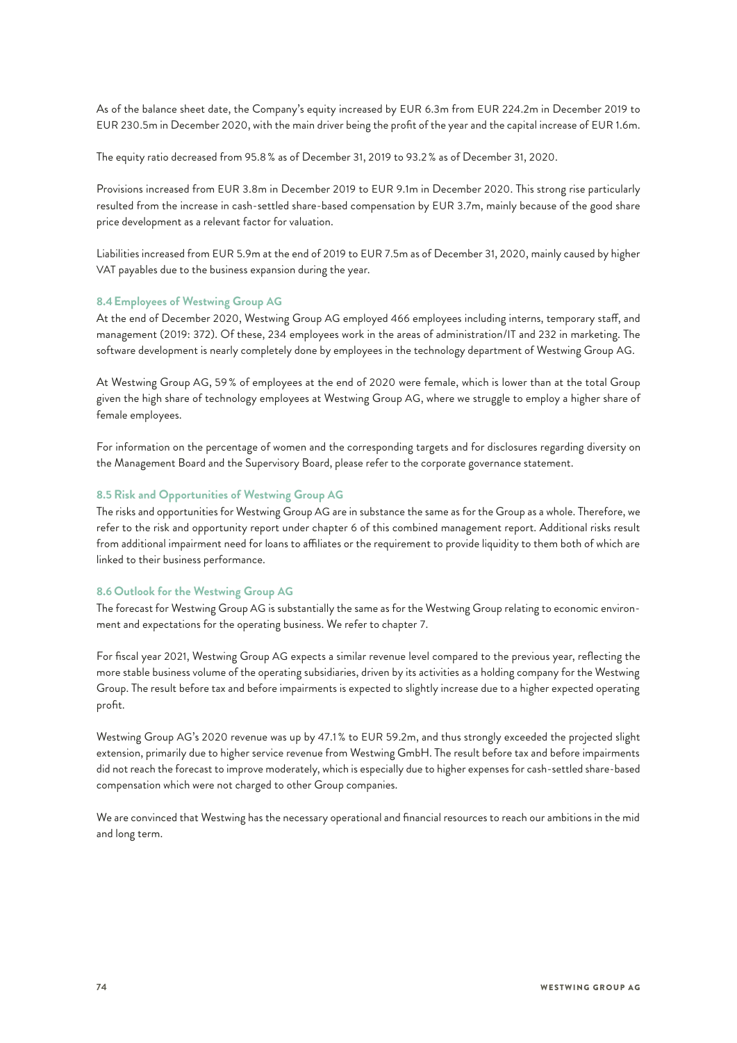As of the balance sheet date, the Company's equity increased by EUR 6.3m from EUR 224.2m in December 2019 to EUR 230.5m in December 2020, with the main driver being the profit of the year and the capital increase of EUR 1.6m.

The equity ratio decreased from 95.8 % as of December 31, 2019 to 93.2 % as of December 31, 2020.

Provisions increased from EUR 3.8m in December 2019 to EUR 9.1m in December 2020. This strong rise particularly resulted from the increase in cash-settled share-based compensation by EUR 3.7m, mainly because of the good share price development as a relevant factor for valuation.

Liabilities increased from EUR 5.9m at the end of 2019 to EUR 7.5m as of December 31, 2020, mainly caused by higher VAT payables due to the business expansion during the year.

### 8.4 Employees of Westwing Group AG

At the end of December 2020, Westwing Group AG employed 466 employees including interns, temporary staff, and management (2019: 372). Of these, 234 employees work in the areas of administration/IT and 232 in marketing. The software development is nearly completely done by employees in the technology department of Westwing Group AG.

At Westwing Group AG, 59 % of employees at the end of 2020 were female, which is lower than at the total Group given the high share of technology employees at Westwing Group AG, where we struggle to employ a higher share of female employees.

For information on the percentage of women and the corresponding targets and for disclosures regarding diversity on the Management Board and the Supervisory Board, please refer to the corporate governance statement.

### 8.5 Risk and Opportunities of Westwing Group AG

The risks and opportunities for Westwing Group AG are in substance the same as for the Group as a whole. Therefore, we refer to the risk and opportunity report under chapter 6 of this combined management report. Additional risks result from additional impairment need for loans to affiliates or the requirement to provide liquidity to them both of which are linked to their business performance.

### 8.6 Outlook for the Westwing Group AG

The forecast for Westwing Group AG is substantially the same as for the Westwing Group relating to economic environment and expectations for the operating business. We refer to chapter 7.

For fiscal year 2021, Westwing Group AG expects a similar revenue level compared to the previous year, reflecting the more stable business volume of the operating subsidiaries, driven by its activities as a holding company for the Westwing Group. The result before tax and before impairments is expected to slightly increase due to a higher expected operating profit.

Westwing Group AG's 2020 revenue was up by 47.1 % to EUR 59.2m, and thus strongly exceeded the projected slight extension, primarily due to higher service revenue from Westwing GmbH. The result before tax and before impairments did not reach the forecast to improve moderately, which is especially due to higher expenses for cash-settled share-based compensation which were not charged to other Group companies.

We are convinced that Westwing has the necessary operational and financial resources to reach our ambitions in the mid and long term.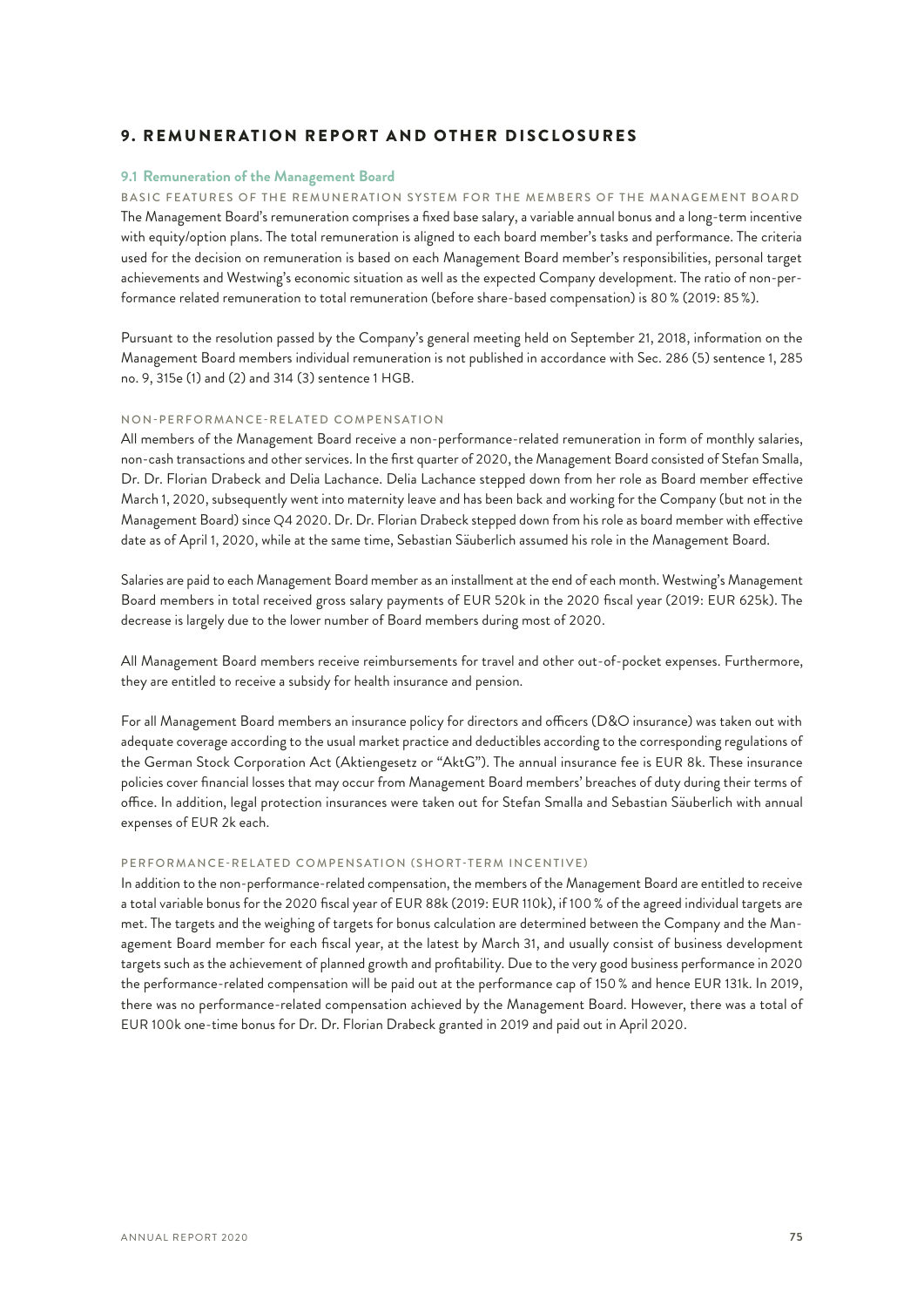# 9. REMUNERATION REPORT AND OTHER DISCLOSURES

## 9.1 Remuneration of the Management Board

### BASIC FEATURES OF THE REMUNERATION SYSTEM FOR THE MEMBERS OF THE MANAGEMENT BOARD

The Management Board's remuneration comprises a fixed base salary, a variable annual bonus and a long-term incentive with equity/option plans. The total remuneration is aligned to each board member's tasks and performance. The criteria used for the decision on remuneration is based on each Management Board member's responsibilities, personal target achievements and Westwing's economic situation as well as the expected Company development. The ratio of non-performance related remuneration to total remuneration (before share-based compensation) is 80 % (2019: 85 %).

Pursuant to the resolution passed by the Company's general meeting held on September 21, 2018, information on the Management Board members individual remuneration is not published in accordance with Sec. 286 (5) sentence 1, 285 no. 9, 315e (1) and (2) and 314 (3) sentence 1 HGB.

### NON-PERFORMANCE-RELATED COMPENSATION

All members of the Management Board receive a non-performance-related remuneration in form of monthly salaries, non-cash transactions and other services. In the first quarter of 2020, the Management Board consisted of Stefan Smalla, Dr. Dr. Florian Drabeck and Delia Lachance. Delia Lachance stepped down from her role as Board member effective March 1, 2020, subsequently went into maternity leave and has been back and working for the Company (but not in the Management Board) since Q4 2020. Dr. Dr. Florian Drabeck stepped down from his role as board member with effective date as of April 1, 2020, while at the same time, Sebastian Säuberlich assumed his role in the Management Board.

Salaries are paid to each Management Board member as an installment at the end of each month. Westwing's Management Board members in total received gross salary payments of EUR 520k in the 2020 fiscal year (2019: EUR 625k). The decrease is largely due to the lower number of Board members during most of 2020.

All Management Board members receive reimbursements for travel and other out-of-pocket expenses. Furthermore, they are entitled to receive a subsidy for health insurance and pension.

For all Management Board members an insurance policy for directors and officers (D&O insurance) was taken out with adequate coverage according to the usual market practice and deductibles according to the corresponding regulations of the German Stock Corporation Act (Aktiengesetz or "AktG"). The annual insurance fee is EUR 8k. These insurance policies cover financial losses that may occur from Management Board members' breaches of duty during their terms of office. In addition, legal protection insurances were taken out for Stefan Smalla and Sebastian Säuberlich with annual expenses of EUR 2k each.

### PERFORMANCE-RELATED COMPENSATION (SHORT-TERM INCENTIVE)

In addition to the non-performance-related compensation, the members of the Management Board are entitled to receive a total variable bonus for the 2020 fiscal year of EUR 88k (2019: EUR 110k), if 100 % of the agreed individual targets are met. The targets and the weighing of targets for bonus calculation are determined between the Company and the Management Board member for each fiscal year, at the latest by March 31, and usually consist of business development targets such as the achievement of planned growth and profitability. Due to the very good business performance in 2020 the performance-related compensation will be paid out at the performance cap of 150 % and hence EUR 131k. In 2019, there was no performance-related compensation achieved by the Management Board. However, there was a total of EUR 100k one-time bonus for Dr. Dr. Florian Drabeck granted in 2019 and paid out in April 2020.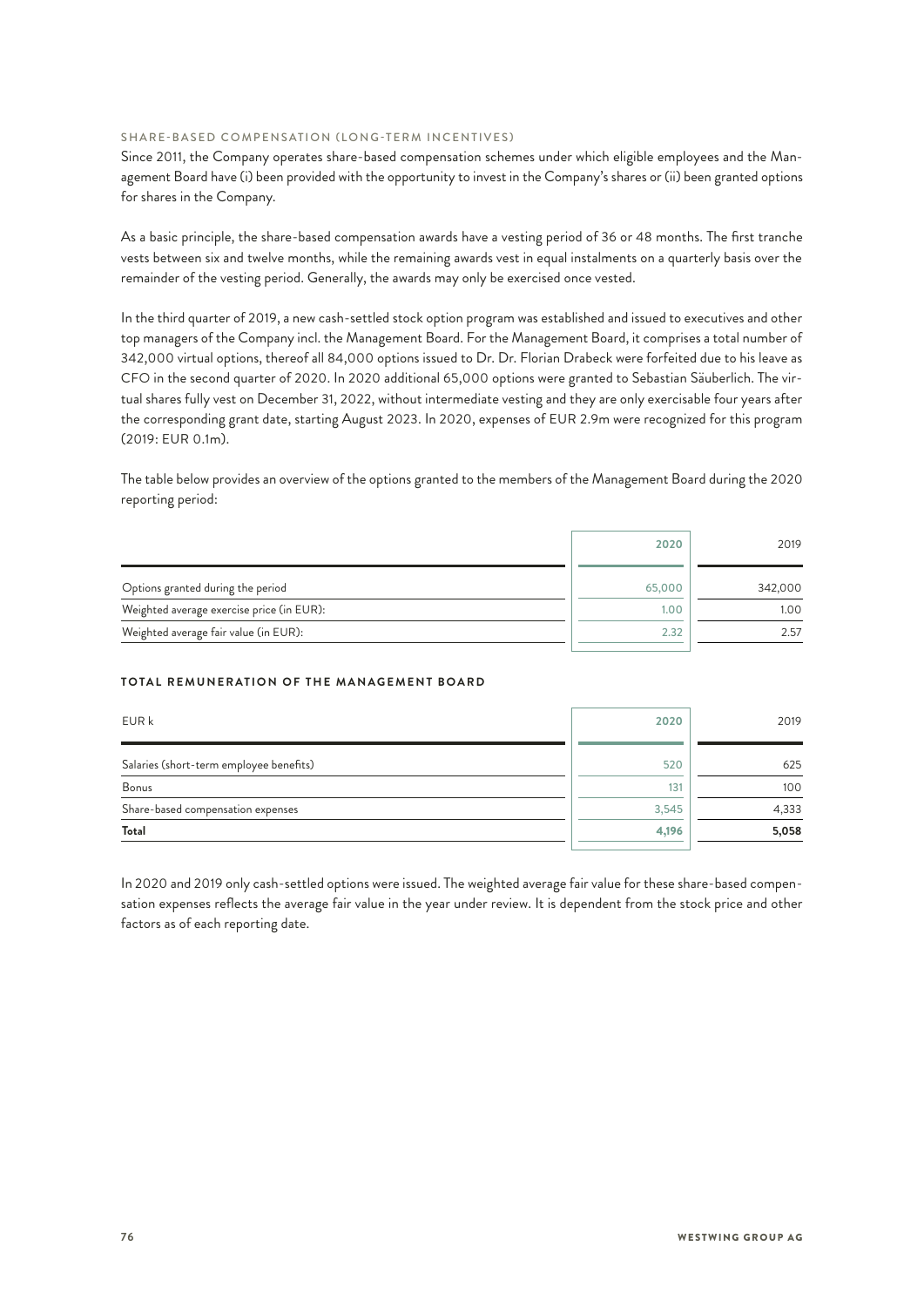### SHARE-BASED COMPENSATION (LONG-TERM INCENTIVES)

Since 2011, the Company operates share-based compensation schemes under which eligible employees and the Management Board have (i) been provided with the opportunity to invest in the Company's shares or (ii) been granted options for shares in the Company.

As a basic principle, the share-based compensation awards have a vesting period of 36 or 48 months. The first tranche vests between six and twelve months, while the remaining awards vest in equal instalments on a quarterly basis over the remainder of the vesting period. Generally, the awards may only be exercised once vested.

In the third quarter of 2019, a new cash-settled stock option program was established and issued to executives and other top managers of the Company incl. the Management Board. For the Management Board, it comprises a total number of 342,000 virtual options, thereof all 84,000 options issued to Dr. Dr. Florian Drabeck were forfeited due to his leave as CFO in the second quarter of 2020. In 2020 additional 65,000 options were granted to Sebastian Säuberlich. The virtual shares fully vest on December 31, 2022, without intermediate vesting and they are only exercisable four years after the corresponding grant date, starting August 2023. In 2020, expenses of EUR 2.9m were recognized for this program (2019: EUR 0.1m).

The table below provides an overview of the options granted to the members of the Management Board during the 2020 reporting period:

| | 2020 | 2019 |
|---|---|---|
| Options granted during the period | 65,000 | 342,000 |
| Weighted average exercise price (in EUR): | 1.00 | 1.00 |
| Weighted average fair value (in EUR): | 2.32 | 2.57 |

**TOTAL REMUNERATION OF THE MANAGEMENT BOARD**

| EUR k | 2020 | 2019 |
|---|---|---|
| Salaries (short-term employee benefits) | 520 | 625 |
| Bonus | 131 | 100 |
| Share-based compensation expenses | 3,545 | 4,333 |
| **Total** | **4,196** | **5,058** |

In 2020 and 2019 only cash-settled options were issued. The weighted average fair value for these share-based compensation expenses reflects the average fair value in the year under review. It is dependent from the stock price and other factors as of each reporting date.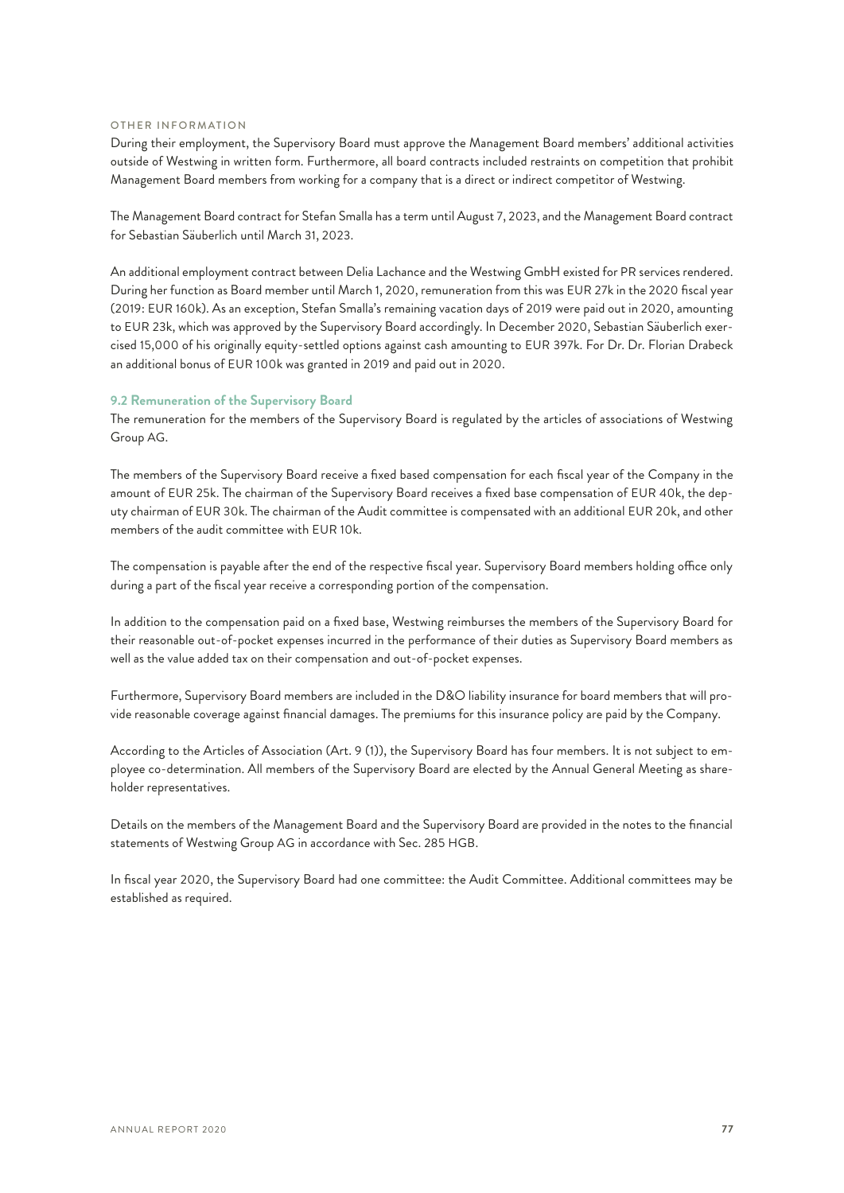#### OTHER INFORMATION

During their employment, the Supervisory Board must approve the Management Board members' additional activities outside of Westwing in written form. Furthermore, all board contracts included restraints on competition that prohibit Management Board members from working for a company that is a direct or indirect competitor of Westwing.

The Management Board contract for Stefan Smalla has a term until August 7, 2023, and the Management Board contract for Sebastian Säuberlich until March 31, 2023.

An additional employment contract between Delia Lachance and the Westwing GmbH existed for PR services rendered. During her function as Board member until March 1, 2020, remuneration from this was EUR 27k in the 2020 fiscal year (2019: EUR 160k). As an exception, Stefan Smalla's remaining vacation days of 2019 were paid out in 2020, amounting to EUR 23k, which was approved by the Supervisory Board accordingly. In December 2020, Sebastian Säuberlich exercised 15,000 of his originally equity-settled options against cash amounting to EUR 397k. For Dr. Dr. Florian Drabeck an additional bonus of EUR 100k was granted in 2019 and paid out in 2020.

### 9.2 Remuneration of the Supervisory Board

The remuneration for the members of the Supervisory Board is regulated by the articles of associations of Westwing Group AG.

The members of the Supervisory Board receive a fixed based compensation for each fiscal year of the Company in the amount of EUR 25k. The chairman of the Supervisory Board receives a fixed base compensation of EUR 40k, the deputy chairman of EUR 30k. The chairman of the Audit committee is compensated with an additional EUR 20k, and other members of the audit committee with EUR 10k.

The compensation is payable after the end of the respective fiscal year. Supervisory Board members holding office only during a part of the fiscal year receive a corresponding portion of the compensation.

In addition to the compensation paid on a fixed base, Westwing reimburses the members of the Supervisory Board for their reasonable out-of-pocket expenses incurred in the performance of their duties as Supervisory Board members as well as the value added tax on their compensation and out-of-pocket expenses.

Furthermore, Supervisory Board members are included in the D&O liability insurance for board members that will provide reasonable coverage against financial damages. The premiums for this insurance policy are paid by the Company.

According to the Articles of Association (Art. 9 (1)), the Supervisory Board has four members. It is not subject to employee co-determination. All members of the Supervisory Board are elected by the Annual General Meeting as shareholder representatives.

Details on the members of the Management Board and the Supervisory Board are provided in the notes to the financial statements of Westwing Group AG in accordance with Sec. 285 HGB.

In fiscal year 2020, the Supervisory Board had one committee: the Audit Committee. Additional committees may be established as required.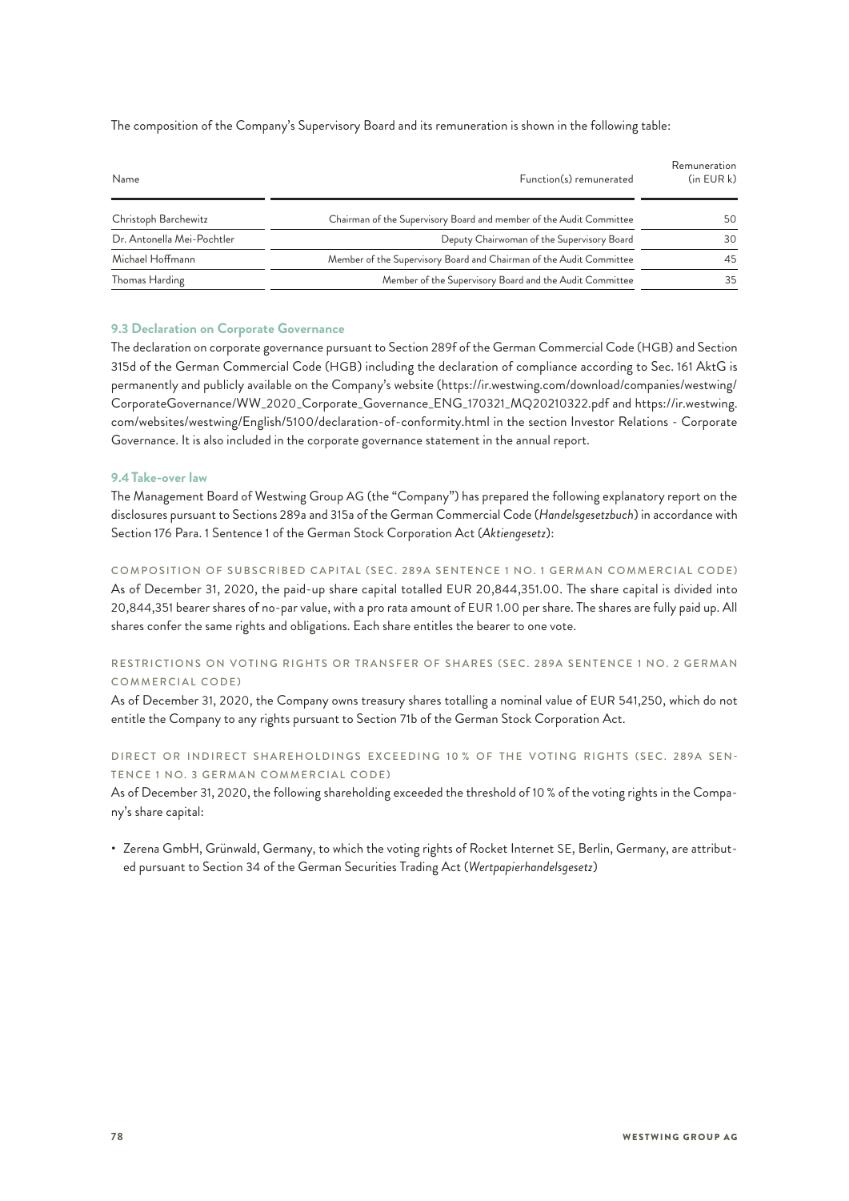The composition of the Company's Supervisory Board and its remuneration is shown in the following table:

| Name | Function(s) remunerated | Remuneration (in EUR k) |
|---|---|---|
| Christoph Barchewitz | Chairman of the Supervisory Board and member of the Audit Committee | 50 |
| Dr. Antonella Mei-Pochtler | Deputy Chairwoman of the Supervisory Board | 30 |
| Michael Hoffmann | Member of the Supervisory Board and Chairman of the Audit Committee | 45 |
| Thomas Harding | Member of the Supervisory Board and the Audit Committee | 35 |

### 9.3 Declaration on Corporate Governance

The declaration on corporate governance pursuant to Section 289f of the German Commercial Code (HGB) and Section 315d of the German Commercial Code (HGB) including the declaration of compliance according to Sec. 161 AktG is permanently and publicly available on the Company's website (https://ir.westwing.com/download/companies/westwing/CorporateGovernance/WW_2020_Corporate_Governance_ENG_170321_MQ20210322.pdf and https://ir.westwing.com/websites/westwing/English/5100/declaration-of-conformity.html in the section Investor Relations - Corporate Governance. It is also included in the corporate governance statement in the annual report.

### 9.4 Take-over law

The Management Board of Westwing Group AG (the "Company") has prepared the following explanatory report on the disclosures pursuant to Sections 289a and 315a of the German Commercial Code (*Handelsgesetzbuch*) in accordance with Section 176 Para. 1 Sentence 1 of the German Stock Corporation Act (*Aktiengesetz*):

#### COMPOSITION OF SUBSCRIBED CAPITAL (SEC. 289A SENTENCE 1 NO. 1 GERMAN COMMERCIAL CODE)

As of December 31, 2020, the paid-up share capital totalled EUR 20,844,351.00. The share capital is divided into 20,844,351 bearer shares of no-par value, with a pro rata amount of EUR 1.00 per share. The shares are fully paid up. All shares confer the same rights and obligations. Each share entitles the bearer to one vote.

#### RESTRICTIONS ON VOTING RIGHTS OR TRANSFER OF SHARES (SEC. 289A SENTENCE 1 NO. 2 GERMAN COMMERCIAL CODE)

As of December 31, 2020, the Company owns treasury shares totalling a nominal value of EUR 541,250, which do not entitle the Company to any rights pursuant to Section 71b of the German Stock Corporation Act.

#### DIRECT OR INDIRECT SHAREHOLDINGS EXCEEDING 10 % OF THE VOTING RIGHTS (SEC. 289A SENTENCE 1 NO. 3 GERMAN COMMERCIAL CODE)

As of December 31, 2020, the following shareholding exceeded the threshold of 10 % of the voting rights in the Company's share capital:

- Zerena GmbH, Grünwald, Germany, to which the voting rights of Rocket Internet SE, Berlin, Germany, are attributed pursuant to Section 34 of the German Securities Trading Act (*Wertpapierhandelsgesetz*)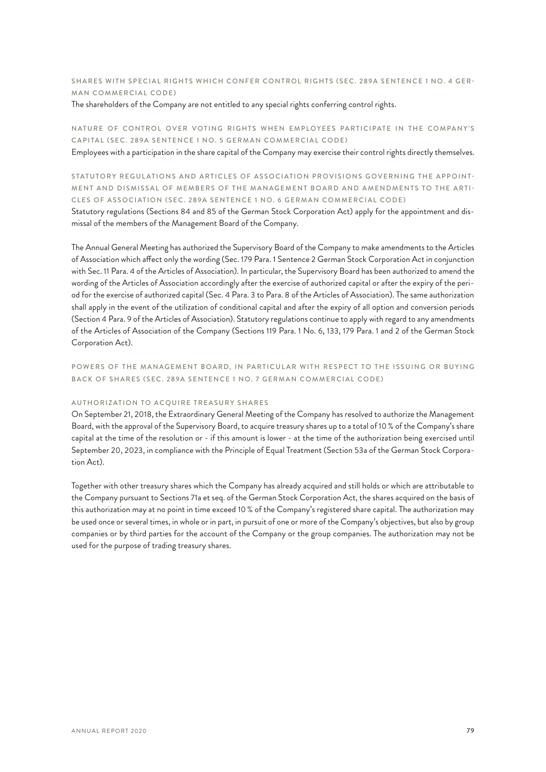### SHARES WITH SPECIAL RIGHTS WHICH CONFER CONTROL RIGHTS (SEC. 289A SENTENCE 1 NO. 4 GERMAN COMMERCIAL CODE)

The shareholders of the Company are not entitled to any special rights conferring control rights.

### NATURE OF CONTROL OVER VOTING RIGHTS WHEN EMPLOYEES PARTICIPATE IN THE COMPANY'S CAPITAL (SEC. 289A SENTENCE 1 NO. 5 GERMAN COMMERCIAL CODE)

Employees with a participation in the share capital of the Company may exercise their control rights directly themselves.

### STATUTORY REGULATIONS AND ARTICLES OF ASSOCIATION PROVISIONS GOVERNING THE APPOINTMENT AND DISMISSAL OF MEMBERS OF THE MANAGEMENT BOARD AND AMENDMENTS TO THE ARTICLES OF ASSOCIATION (SEC. 289A SENTENCE 1 NO. 6 GERMAN COMMERCIAL CODE)

Statutory regulations (Sections 84 and 85 of the German Stock Corporation Act) apply for the appointment and dismissal of the members of the Management Board of the Company.

The Annual General Meeting has authorized the Supervisory Board of the Company to make amendments to the Articles of Association which affect only the wording (Sec. 179 Para. 1 Sentence 2 German Stock Corporation Act in conjunction with Sec. 11 Para. 4 of the Articles of Association). In particular, the Supervisory Board has been authorized to amend the wording of the Articles of Association accordingly after the exercise of authorized capital or after the expiry of the period for the exercise of authorized capital (Sec. 4 Para. 3 to Para. 8 of the Articles of Association). The same authorization shall apply in the event of the utilization of conditional capital and after the expiry of all option and conversion periods (Section 4 Para. 9 of the Articles of Association). Statutory regulations continue to apply with regard to any amendments of the Articles of Association of the Company (Sections 119 Para. 1 No. 6, 133, 179 Para. 1 and 2 of the German Stock Corporation Act).

### POWERS OF THE MANAGEMENT BOARD, IN PARTICULAR WITH RESPECT TO THE ISSUING OR BUYING BACK OF SHARES (SEC. 289A SENTENCE 1 NO. 7 GERMAN COMMERCIAL CODE)

#### AUTHORIZATION TO ACQUIRE TREASURY SHARES

On September 21, 2018, the Extraordinary General Meeting of the Company has resolved to authorize the Management Board, with the approval of the Supervisory Board, to acquire treasury shares up to a total of 10 % of the Company's share capital at the time of the resolution or - if this amount is lower - at the time of the authorization being exercised until September 20, 2023, in compliance with the Principle of Equal Treatment (Section 53a of the German Stock Corporation Act).

Together with other treasury shares which the Company has already acquired and still holds or which are attributable to the Company pursuant to Sections 71a et seq. of the German Stock Corporation Act, the shares acquired on the basis of this authorization may at no point in time exceed 10 % of the Company's registered share capital. The authorization may be used once or several times, in whole or in part, in pursuit of one or more of the Company's objectives, but also by group companies or by third parties for the account of the Company or the group companies. The authorization may not be used for the purpose of trading treasury shares.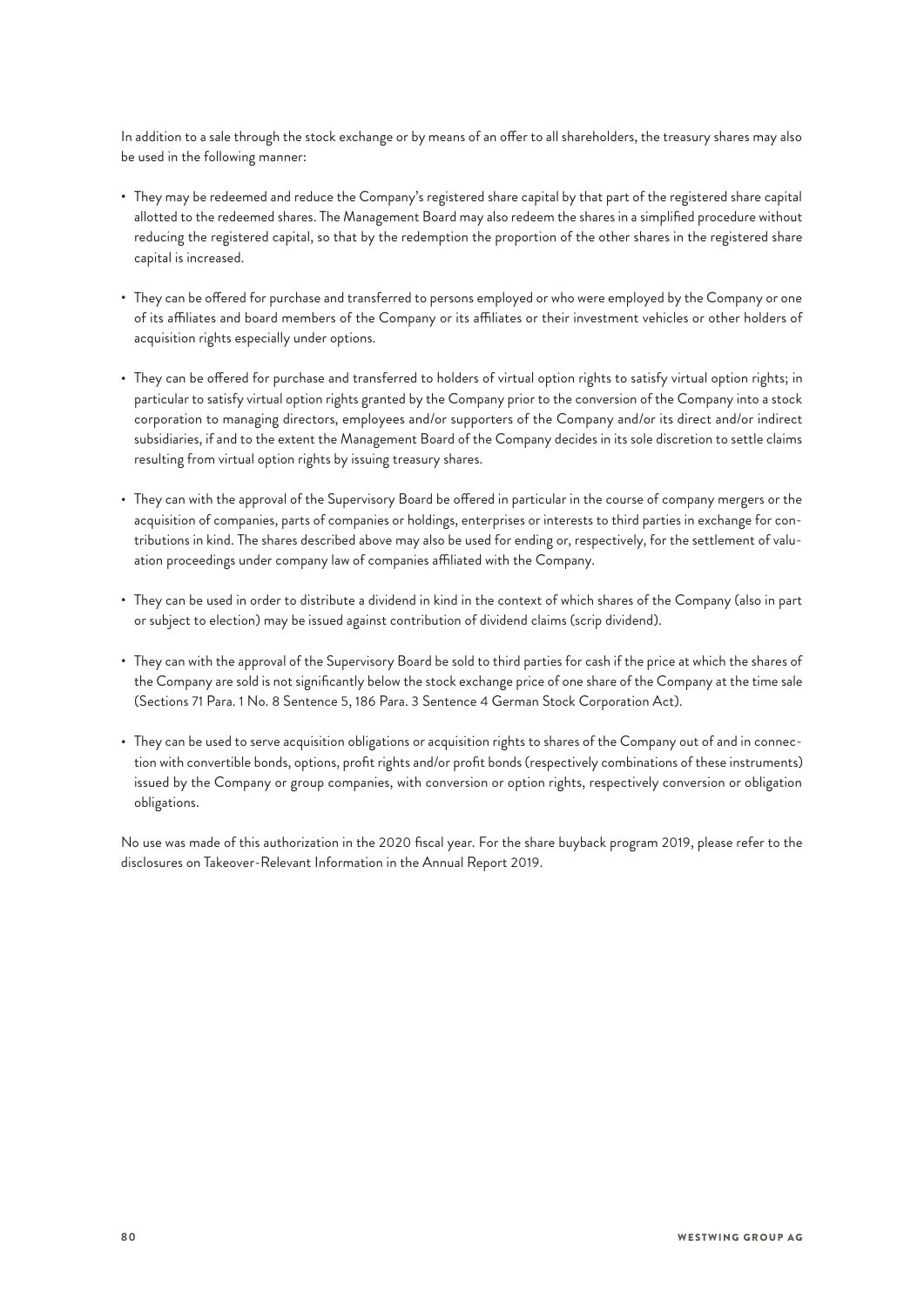In addition to a sale through the stock exchange or by means of an offer to all shareholders, the treasury shares may also be used in the following manner:

- They may be redeemed and reduce the Company's registered share capital by that part of the registered share capital allotted to the redeemed shares. The Management Board may also redeem the shares in a simplified procedure without reducing the registered capital, so that by the redemption the proportion of the other shares in the registered share capital is increased.
- They can be offered for purchase and transferred to persons employed or who were employed by the Company or one of its affiliates and board members of the Company or its affiliates or their investment vehicles or other holders of acquisition rights especially under options.
- They can be offered for purchase and transferred to holders of virtual option rights to satisfy virtual option rights; in particular to satisfy virtual option rights granted by the Company prior to the conversion of the Company into a stock corporation to managing directors, employees and/or supporters of the Company and/or its direct and/or indirect subsidiaries, if and to the extent the Management Board of the Company decides in its sole discretion to settle claims resulting from virtual option rights by issuing treasury shares.
- They can with the approval of the Supervisory Board be offered in particular in the course of company mergers or the acquisition of companies, parts of companies or holdings, enterprises or interests to third parties in exchange for contributions in kind. The shares described above may also be used for ending or, respectively, for the settlement of valuation proceedings under company law of companies affiliated with the Company.
- They can be used in order to distribute a dividend in kind in the context of which shares of the Company (also in part or subject to election) may be issued against contribution of dividend claims (scrip dividend).
- They can with the approval of the Supervisory Board be sold to third parties for cash if the price at which the shares of the Company are sold is not significantly below the stock exchange price of one share of the Company at the time sale (Sections 71 Para. 1 No. 8 Sentence 5, 186 Para. 3 Sentence 4 German Stock Corporation Act).
- They can be used to serve acquisition obligations or acquisition rights to shares of the Company out of and in connection with convertible bonds, options, profit rights and/or profit bonds (respectively combinations of these instruments) issued by the Company or group companies, with conversion or option rights, respectively conversion or obligation obligations.

No use was made of this authorization in the 2020 fiscal year. For the share buyback program 2019, please refer to the disclosures on Takeover-Relevant Information in the Annual Report 2019.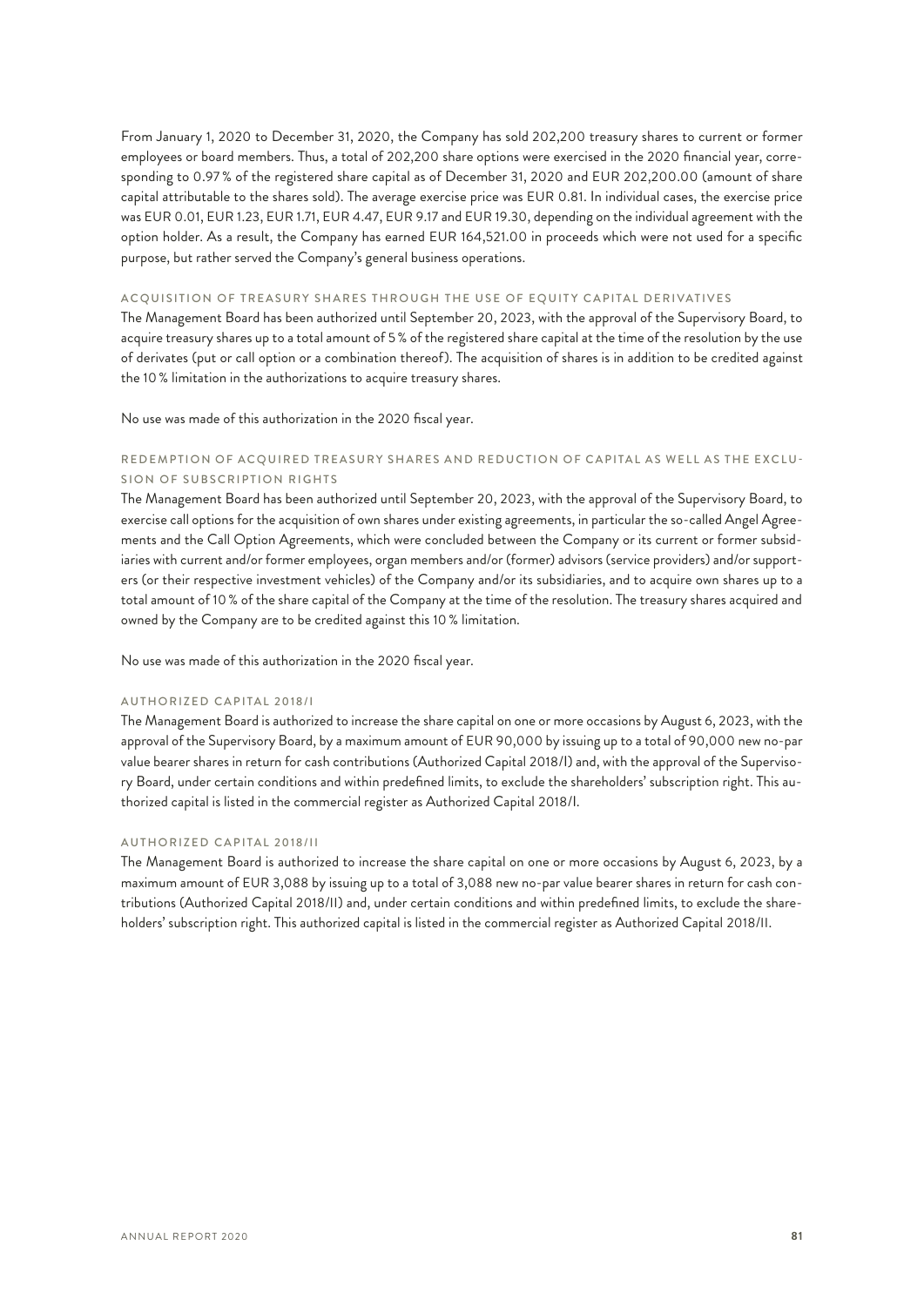From January 1, 2020 to December 31, 2020, the Company has sold 202,200 treasury shares to current or former employees or board members. Thus, a total of 202,200 share options were exercised in the 2020 financial year, corresponding to 0.97 % of the registered share capital as of December 31, 2020 and EUR 202,200.00 (amount of share capital attributable to the shares sold). The average exercise price was EUR 0.81. In individual cases, the exercise price was EUR 0.01, EUR 1.23, EUR 1.71, EUR 4.47, EUR 9.17 and EUR 19.30, depending on the individual agreement with the option holder. As a result, the Company has earned EUR 164,521.00 in proceeds which were not used for a specific purpose, but rather served the Company's general business operations.

### ACQUISITION OF TREASURY SHARES THROUGH THE USE OF EQUITY CAPITAL DERIVATIVES

The Management Board has been authorized until September 20, 2023, with the approval of the Supervisory Board, to acquire treasury shares up to a total amount of 5 % of the registered share capital at the time of the resolution by the use of derivates (put or call option or a combination thereof). The acquisition of shares is in addition to be credited against the 10 % limitation in the authorizations to acquire treasury shares.

No use was made of this authorization in the 2020 fiscal year.

### REDEMPTION OF ACQUIRED TREASURY SHARES AND REDUCTION OF CAPITAL AS WELL AS THE EXCLUSION OF SUBSCRIPTION RIGHTS

The Management Board has been authorized until September 20, 2023, with the approval of the Supervisory Board, to exercise call options for the acquisition of own shares under existing agreements, in particular the so-called Angel Agreements and the Call Option Agreements, which were concluded between the Company or its current or former subsidiaries with current and/or former employees, organ members and/or (former) advisors (service providers) and/or supporters (or their respective investment vehicles) of the Company and/or its subsidiaries, and to acquire own shares up to a total amount of 10 % of the share capital of the Company at the time of the resolution. The treasury shares acquired and owned by the Company are to be credited against this 10 % limitation.

No use was made of this authorization in the 2020 fiscal year.

### AUTHORIZED CAPITAL 2018/I

The Management Board is authorized to increase the share capital on one or more occasions by August 6, 2023, with the approval of the Supervisory Board, by a maximum amount of EUR 90,000 by issuing up to a total of 90,000 new no-par value bearer shares in return for cash contributions (Authorized Capital 2018/I) and, with the approval of the Supervisory Board, under certain conditions and within predefined limits, to exclude the shareholders' subscription right. This authorized capital is listed in the commercial register as Authorized Capital 2018/I.

### AUTHORIZED CAPITAL 2018/II

The Management Board is authorized to increase the share capital on one or more occasions by August 6, 2023, by a maximum amount of EUR 3,088 by issuing up to a total of 3,088 new no-par value bearer shares in return for cash contributions (Authorized Capital 2018/II) and, under certain conditions and within predefined limits, to exclude the shareholders' subscription right. This authorized capital is listed in the commercial register as Authorized Capital 2018/II.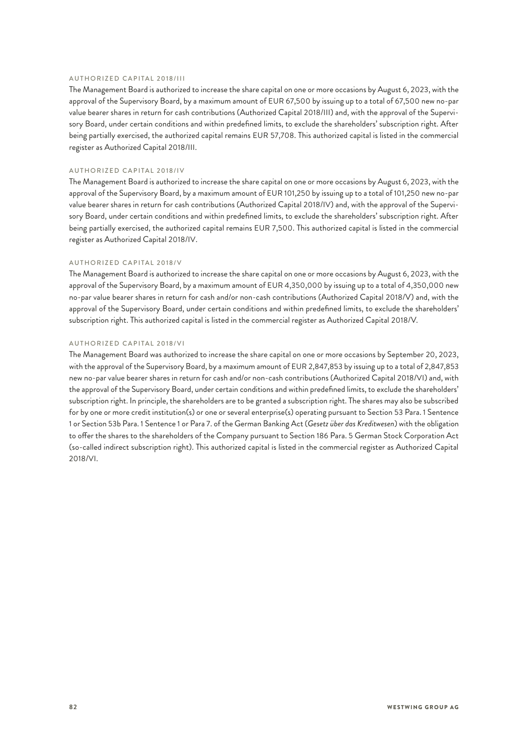### AUTHORIZED CAPITAL 2018/III

The Management Board is authorized to increase the share capital on one or more occasions by August 6, 2023, with the approval of the Supervisory Board, by a maximum amount of EUR 67,500 by issuing up to a total of 67,500 new no-par value bearer shares in return for cash contributions (Authorized Capital 2018/III) and, with the approval of the Supervisory Board, under certain conditions and within predefined limits, to exclude the shareholders' subscription right. After being partially exercised, the authorized capital remains EUR 57,708. This authorized capital is listed in the commercial register as Authorized Capital 2018/III.

### AUTHORIZED CAPITAL 2018/IV

The Management Board is authorized to increase the share capital on one or more occasions by August 6, 2023, with the approval of the Supervisory Board, by a maximum amount of EUR 101,250 by issuing up to a total of 101,250 new no-par value bearer shares in return for cash contributions (Authorized Capital 2018/IV) and, with the approval of the Supervisory Board, under certain conditions and within predefined limits, to exclude the shareholders' subscription right. After being partially exercised, the authorized capital remains EUR 7,500. This authorized capital is listed in the commercial register as Authorized Capital 2018/IV.

### AUTHORIZED CAPITAL 2018/V

The Management Board is authorized to increase the share capital on one or more occasions by August 6, 2023, with the approval of the Supervisory Board, by a maximum amount of EUR 4,350,000 by issuing up to a total of 4,350,000 new no-par value bearer shares in return for cash and/or non-cash contributions (Authorized Capital 2018/V) and, with the approval of the Supervisory Board, under certain conditions and within predefined limits, to exclude the shareholders' subscription right. This authorized capital is listed in the commercial register as Authorized Capital 2018/V.

### AUTHORIZED CAPITAL 2018/VI

The Management Board was authorized to increase the share capital on one or more occasions by September 20, 2023, with the approval of the Supervisory Board, by a maximum amount of EUR 2,847,853 by issuing up to a total of 2,847,853 new no-par value bearer shares in return for cash and/or non-cash contributions (Authorized Capital 2018/VI) and, with the approval of the Supervisory Board, under certain conditions and within predefined limits, to exclude the shareholders' subscription right. In principle, the shareholders are to be granted a subscription right. The shares may also be subscribed for by one or more credit institution(s) or one or several enterprise(s) operating pursuant to Section 53 Para. 1 Sentence 1 or Section 53b Para. 1 Sentence 1 or Para 7. of the German Banking Act (*Gesetz über das Kreditwesen*) with the obligation to offer the shares to the shareholders of the Company pursuant to Section 186 Para. 5 German Stock Corporation Act (so-called indirect subscription right). This authorized capital is listed in the commercial register as Authorized Capital 2018/VI.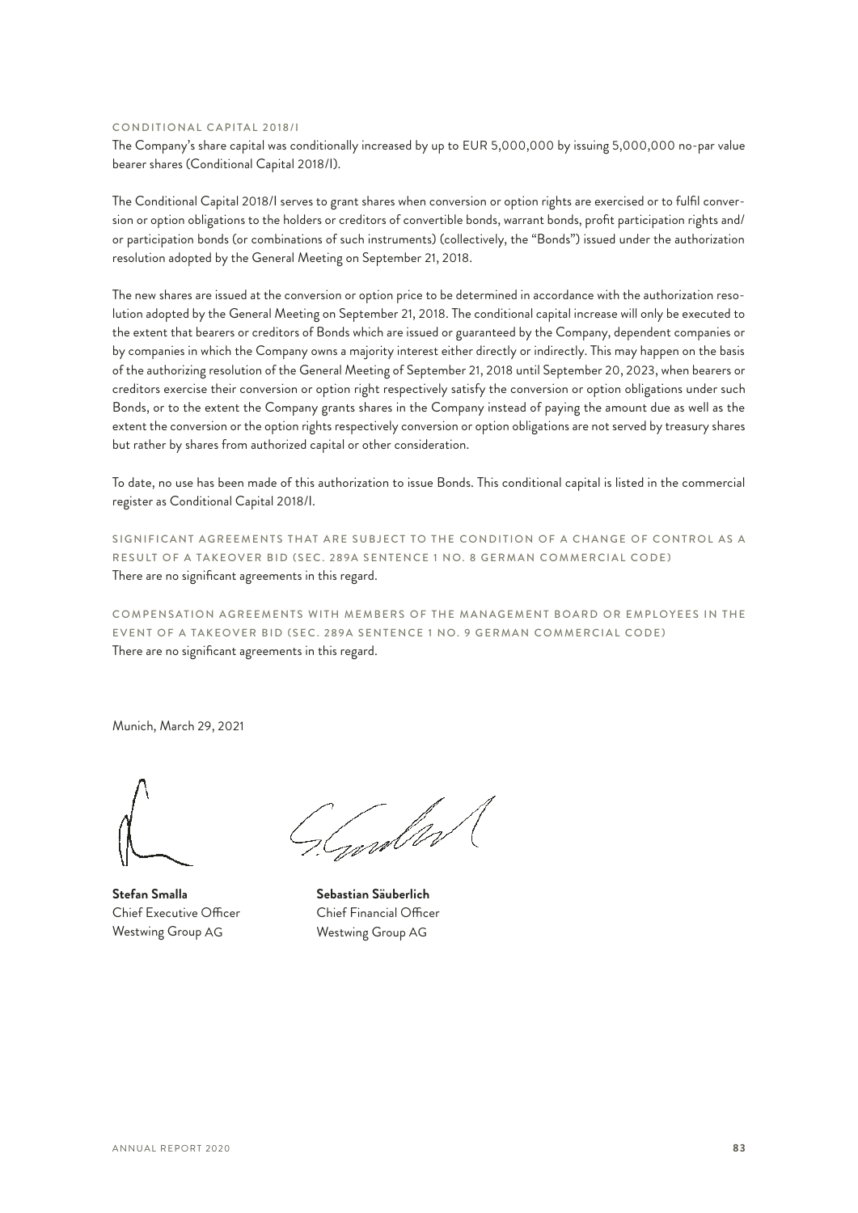### CONDITIONAL CAPITAL 2018/I

The Company's share capital was conditionally increased by up to EUR 5,000,000 by issuing 5,000,000 no-par value bearer shares (Conditional Capital 2018/I).

The Conditional Capital 2018/I serves to grant shares when conversion or option rights are exercised or to fulfil conversion or option obligations to the holders or creditors of convertible bonds, warrant bonds, profit participation rights and/or participation bonds (or combinations of such instruments) (collectively, the "Bonds") issued under the authorization resolution adopted by the General Meeting on September 21, 2018.

The new shares are issued at the conversion or option price to be determined in accordance with the authorization resolution adopted by the General Meeting on September 21, 2018. The conditional capital increase will only be executed to the extent that bearers or creditors of Bonds which are issued or guaranteed by the Company, dependent companies or by companies in which the Company owns a majority interest either directly or indirectly. This may happen on the basis of the authorizing resolution of the General Meeting of September 21, 2018 until September 20, 2023, when bearers or creditors exercise their conversion or option right respectively satisfy the conversion or option obligations under such Bonds, or to the extent the Company grants shares in the Company instead of paying the amount due as well as the extent the conversion or the option rights respectively conversion or option obligations are not served by treasury shares but rather by shares from authorized capital or other consideration.

To date, no use has been made of this authorization to issue Bonds. This conditional capital is listed in the commercial register as Conditional Capital 2018/I.

### SIGNIFICANT AGREEMENTS THAT ARE SUBJECT TO THE CONDITION OF A CHANGE OF CONTROL AS A RESULT OF A TAKEOVER BID (SEC. 289A SENTENCE 1 NO. 8 GERMAN COMMERCIAL CODE)

There are no significant agreements in this regard.

### COMPENSATION AGREEMENTS WITH MEMBERS OF THE MANAGEMENT BOARD OR EMPLOYEES IN THE EVENT OF A TAKEOVER BID (SEC. 289A SENTENCE 1 NO. 9 GERMAN COMMERCIAL CODE)

There are no significant agreements in this regard.

Munich, March 29, 2021

**Stefan Smalla**
Chief Executive Officer
Westwing Group AG

**Sebastian Säuberlich**
Chief Financial Officer
Westwing Group AG